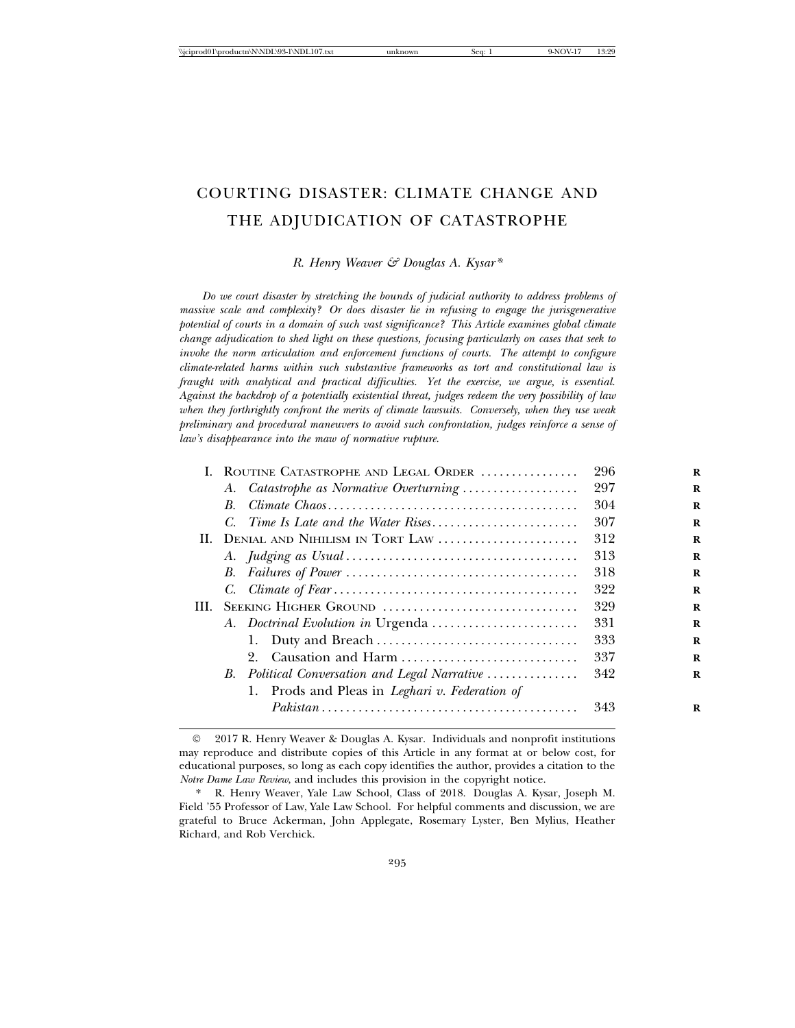# COURTING DISASTER: CLIMATE CHANGE AND THE ADJUDICATION OF CATASTROPHE

*R. Henry Weaver & Douglas A. Kysar\**

*Do we court disaster by stretching the bounds of judicial authority to address problems of massive scale and complexity? Or does disaster lie in refusing to engage the jurisgenerative potential of courts in a domain of such vast significance? This Article examines global climate change adjudication to shed light on these questions, focusing particularly on cases that seek to invoke the norm articulation and enforcement functions of courts. The attempt to configure climate-related harms within such substantive frameworks as tort and constitutional law is fraught with analytical and practical difficulties. Yet the exercise, we argue, is essential. Against the backdrop of a potentially existential threat, judges redeem the very possibility of law when they forthrightly confront the merits of climate lawsuits. Conversely, when they use weak preliminary and procedural maneuvers to avoid such confrontation, judges reinforce a sense of law's disappearance into the maw of normative rupture.*

| | | |
|---|---|---|
| I. | Routine Catastrophe and Legal Order | 296 |
| | *A. Catastrophe as Normative Overturning* | 297 |
| | *B. Climate Chaos* | 304 |
| | *C. Time Is Late and the Water Rises* | 307 |
| II. | Denial and Nihilism in Tort Law | 312 |
| | *A. Judging as Usual* | 313 |
| | *B. Failures of Power* | 318 |
| | *C. Climate of Fear* | 322 |
| III. | Seeking Higher Ground | 329 |
| | *A. Doctrinal Evolution in* Urgenda | 331 |
| | 1. Duty and Breach | 333 |
| | 2. Causation and Harm | 337 |
| | *B. Political Conversation and Legal Narrative* | 342 |
| | 1. Prods and Pleas in *Leghari v. Federation of Pakistan* | 343 |

© 2017 R. Henry Weaver & Douglas A. Kysar. Individuals and nonprofit institutions may reproduce and distribute copies of this Article in any format at or below cost, for educational purposes, so long as each copy identifies the author, provides a citation to the *Notre Dame Law Review*, and includes this provision in the copyright notice.

\* R. Henry Weaver, Yale Law School, Class of 2018. Douglas A. Kysar, Joseph M. Field '55 Professor of Law, Yale Law School. For helpful comments and discussion, we are grateful to Bruce Ackerman, John Applegate, Rosemary Lyster, Ben Mylius, Heather Richard, and Rob Verchick.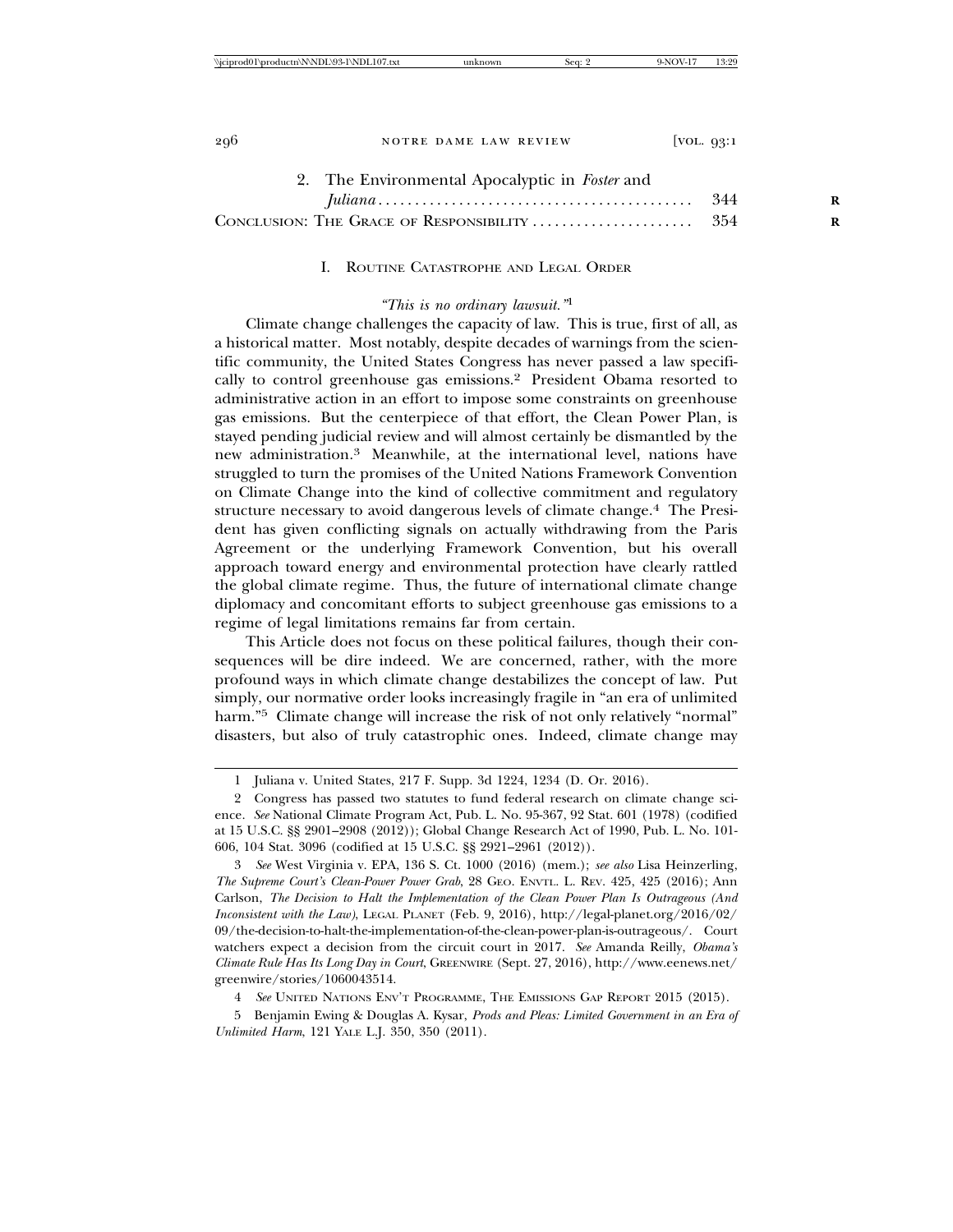2. The Environmental Apocalyptic in *Foster* and *Juliana* .......................................... 344

CONCLUSION: THE GRACE OF RESPONSIBILITY ..................... 354

## I. ROUTINE CATASTROPHE AND LEGAL ORDER

*"This is no ordinary lawsuit."*[1]

Climate change challenges the capacity of law. This is true, first of all, as a historical matter. Most notably, despite decades of warnings from the scientific community, the United States Congress has never passed a law specifically to control greenhouse gas emissions.[2] President Obama resorted to administrative action in an effort to impose some constraints on greenhouse gas emissions. But the centerpiece of that effort, the Clean Power Plan, is stayed pending judicial review and will almost certainly be dismantled by the new administration.[3] Meanwhile, at the international level, nations have struggled to turn the promises of the United Nations Framework Convention on Climate Change into the kind of collective commitment and regulatory structure necessary to avoid dangerous levels of climate change.[4] The President has given conflicting signals on actually withdrawing from the Paris Agreement or the underlying Framework Convention, but his overall approach toward energy and environmental protection have clearly rattled the global climate regime. Thus, the future of international climate change diplomacy and concomitant efforts to subject greenhouse gas emissions to a regime of legal limitations remains far from certain.

This Article does not focus on these political failures, though their consequences will be dire indeed. We are concerned, rather, with the more profound ways in which climate change destabilizes the concept of law. Put simply, our normative order looks increasingly fragile in "an era of unlimited harm."[5] Climate change will increase the risk of not only relatively "normal" disasters, but also of truly catastrophic ones. Indeed, climate change may

---

1 Juliana v. United States, 217 F. Supp. 3d 1224, 1234 (D. Or. 2016).

2 Congress has passed two statutes to fund federal research on climate change science. *See* National Climate Program Act, Pub. L. No. 95-367, 92 Stat. 601 (1978) (codified at 15 U.S.C. §§ 2901–2908 (2012)); Global Change Research Act of 1990, Pub. L. No. 101-606, 104 Stat. 3096 (codified at 15 U.S.C. §§ 2921–2961 (2012)).

3 *See* West Virginia v. EPA, 136 S. Ct. 1000 (2016) (mem.); *see also* Lisa Heinzerling, *The Supreme Court's Clean-Power Power Grab*, 28 GEO. ENVTL. L. REV. 425, 425 (2016); Ann Carlson, *The Decision to Halt the Implementation of the Clean Power Plan Is Outrageous (And Inconsistent with the Law)*, LEGAL PLANET (Feb. 9, 2016), http://legal-planet.org/2016/02/09/the-decision-to-halt-the-implementation-of-the-clean-power-plan-is-outrageous/. Court watchers expect a decision from the circuit court in 2017. *See* Amanda Reilly, *Obama's Climate Rule Has Its Long Day in Court*, GREENWIRE (Sept. 27, 2016), http://www.eenews.net/greenwire/stories/1060043514.

4 *See* UNITED NATIONS ENV'T PROGRAMME, THE EMISSIONS GAP REPORT 2015 (2015).

5 Benjamin Ewing & Douglas A. Kysar, *Prods and Pleas: Limited Government in an Era of Unlimited Harm*, 121 YALE L.J. 350, 350 (2011).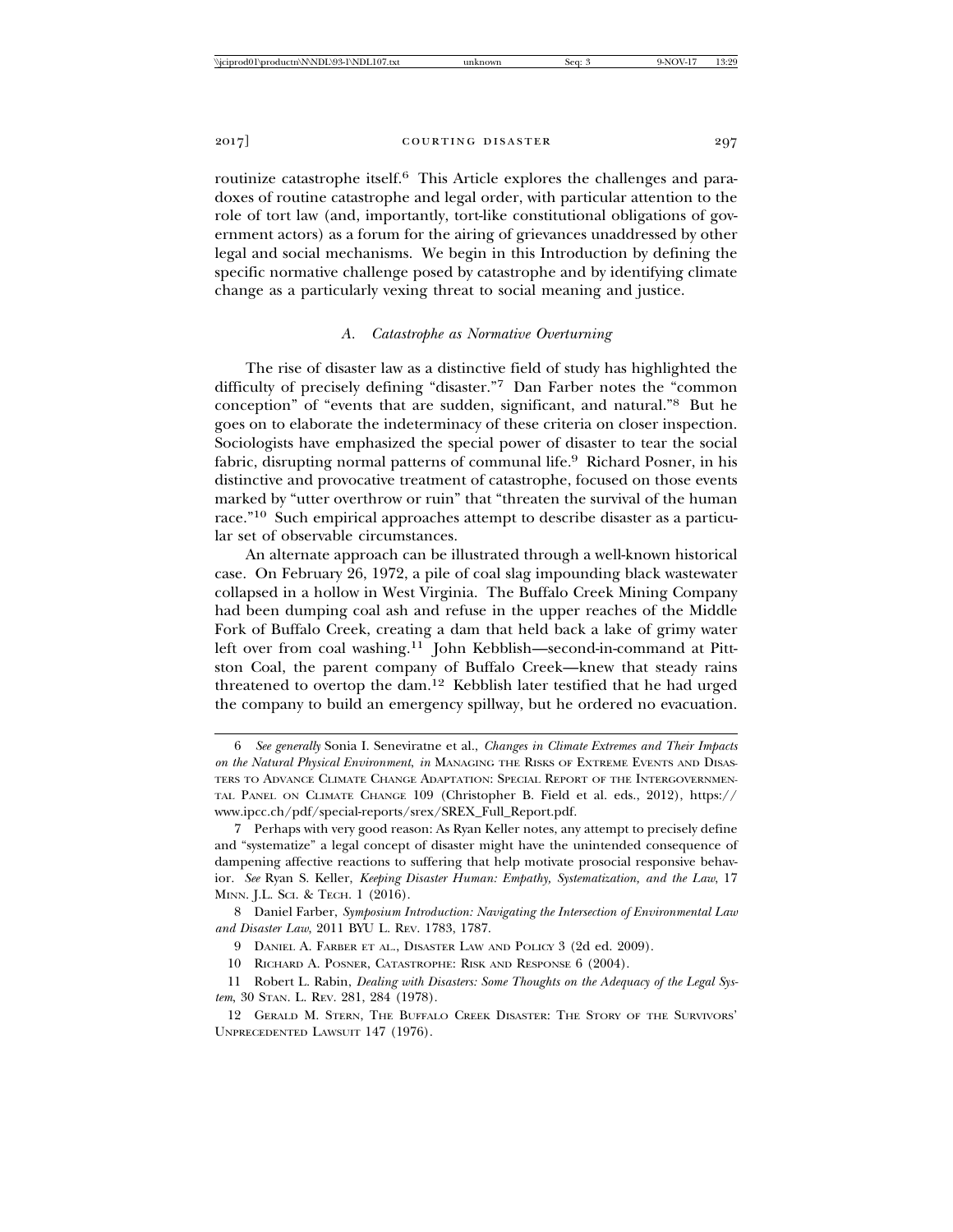routinize catastrophe itself.[6] This Article explores the challenges and paradoxes of routine catastrophe and legal order, with particular attention to the role of tort law (and, importantly, tort-like constitutional obligations of government actors) as a forum for the airing of grievances unaddressed by other legal and social mechanisms. We begin in this Introduction by defining the specific normative challenge posed by catastrophe and by identifying climate change as a particularly vexing threat to social meaning and justice.

### *A. Catastrophe as Normative Overturning*

The rise of disaster law as a distinctive field of study has highlighted the difficulty of precisely defining "disaster."[7] Dan Farber notes the "common conception" of "events that are sudden, significant, and natural."[8] But he goes on to elaborate the indeterminacy of these criteria on closer inspection. Sociologists have emphasized the special power of disaster to tear the social fabric, disrupting normal patterns of communal life.[9] Richard Posner, in his distinctive and provocative treatment of catastrophe, focused on those events marked by "utter overthrow or ruin" that "threaten the survival of the human race."[10] Such empirical approaches attempt to describe disaster as a particular set of observable circumstances.

An alternate approach can be illustrated through a well-known historical case. On February 26, 1972, a pile of coal slag impounding black wastewater collapsed in a hollow in West Virginia. The Buffalo Creek Mining Company had been dumping coal ash and refuse in the upper reaches of the Middle Fork of Buffalo Creek, creating a dam that held back a lake of grimy water left over from coal washing.[11] John Kebblish—second-in-command at Pittston Coal, the parent company of Buffalo Creek—knew that steady rains threatened to overtop the dam.[12] Kebblish later testified that he had urged the company to build an emergency spillway, but he ordered no evacuation.

---

6 *See generally* Sonia I. Seneviratne et al., *Changes in Climate Extremes and Their Impacts on the Natural Physical Environment*, *in* MANAGING THE RISKS OF EXTREME EVENTS AND DISASTERS TO ADVANCE CLIMATE CHANGE ADAPTATION: SPECIAL REPORT OF THE INTERGOVERNMENTAL PANEL ON CLIMATE CHANGE 109 (Christopher B. Field et al. eds., 2012), https://www.ipcc.ch/pdf/special-reports/srex/SREX_Full_Report.pdf.

7 Perhaps with very good reason: As Ryan Keller notes, any attempt to precisely define and "systematize" a legal concept of disaster might have the unintended consequence of dampening affective reactions to suffering that help motivate prosocial responsive behavior. *See* Ryan S. Keller, *Keeping Disaster Human: Empathy, Systematization, and the Law*, 17 MINN. J.L. SCI. & TECH. 1 (2016).

8 Daniel Farber, *Symposium Introduction: Navigating the Intersection of Environmental Law and Disaster Law*, 2011 BYU L. REV. 1783, 1787.

9 DANIEL A. FARBER ET AL., DISASTER LAW AND POLICY 3 (2d ed. 2009).

10 RICHARD A. POSNER, CATASTROPHE: RISK AND RESPONSE 6 (2004).

11 Robert L. Rabin, *Dealing with Disasters: Some Thoughts on the Adequacy of the Legal System*, 30 STAN. L. REV. 281, 284 (1978).

12 GERALD M. STERN, THE BUFFALO CREEK DISASTER: THE STORY OF THE SURVIVORS' UNPRECEDENTED LAWSUIT 147 (1976).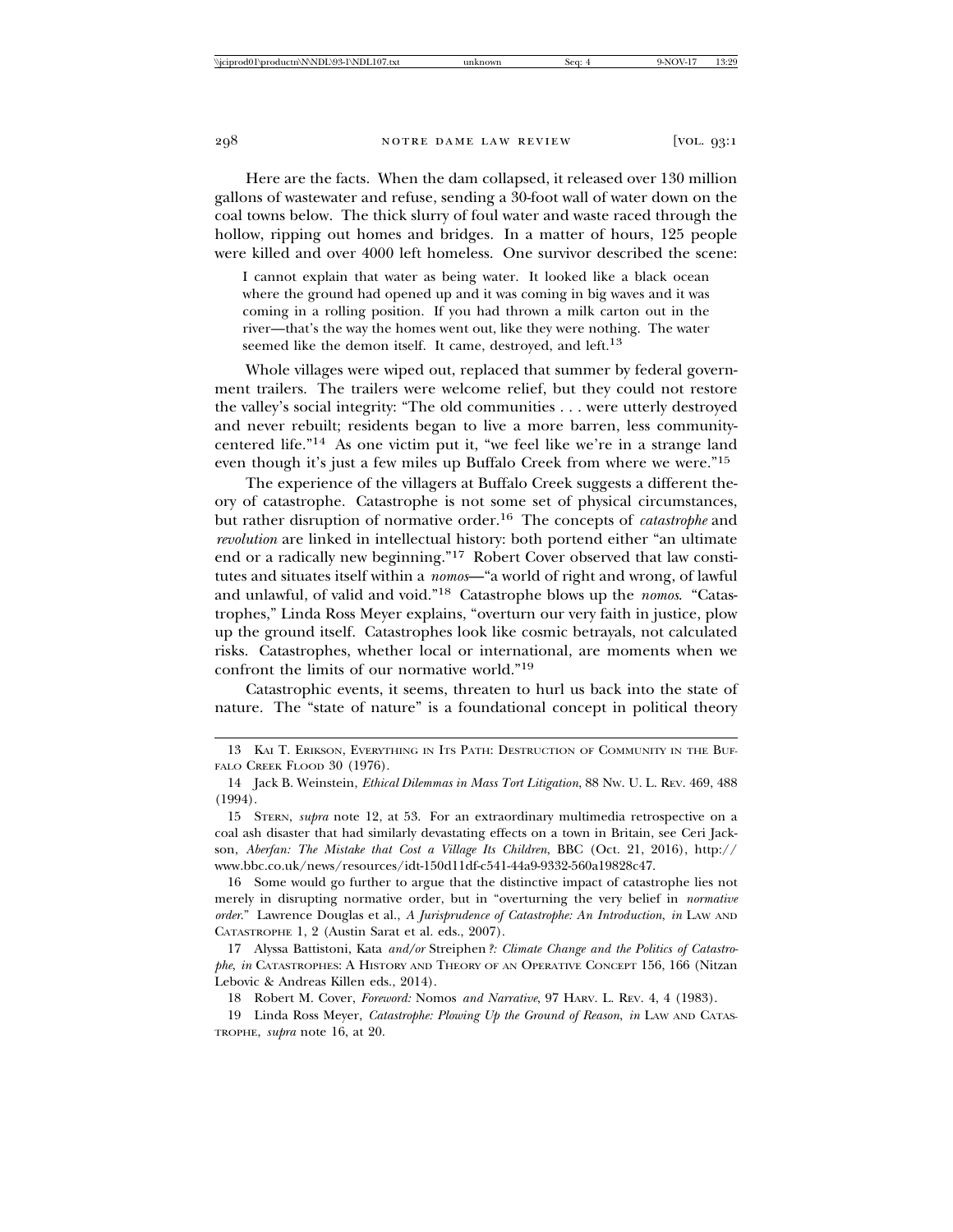Here are the facts. When the dam collapsed, it released over 130 million gallons of wastewater and refuse, sending a 30-foot wall of water down on the coal towns below. The thick slurry of foul water and waste raced through the hollow, ripping out homes and bridges. In a matter of hours, 125 people were killed and over 4000 left homeless. One survivor described the scene:

> I cannot explain that water as being water. It looked like a black ocean where the ground had opened up and it was coming in big waves and it was coming in a rolling position. If you had thrown a milk carton out in the river—that's the way the homes went out, like they were nothing. The water seemed like the demon itself. It came, destroyed, and left.[13]

Whole villages were wiped out, replaced that summer by federal government trailers. The trailers were welcome relief, but they could not restore the valley's social integrity: "The old communities . . . were utterly destroyed and never rebuilt; residents began to live a more barren, less community-centered life."[14] As one victim put it, "we feel like we're in a strange land even though it's just a few miles up Buffalo Creek from where we were."[15]

The experience of the villagers at Buffalo Creek suggests a different theory of catastrophe. Catastrophe is not some set of physical circumstances, but rather disruption of normative order.[16] The concepts of *catastrophe* and *revolution* are linked in intellectual history: both portend either "an ultimate end or a radically new beginning."[17] Robert Cover observed that law constitutes and situates itself within a *nomos*—"a world of right and wrong, of lawful and unlawful, of valid and void."[18] Catastrophe blows up the *nomos*. "Catastrophes," Linda Ross Meyer explains, "overturn our very faith in justice, plow up the ground itself. Catastrophes look like cosmic betrayals, not calculated risks. Catastrophes, whether local or international, are moments when we confront the limits of our normative world."[19]

Catastrophic events, it seems, threaten to hurl us back into the state of nature. The "state of nature" is a foundational concept in political theory

---

13 Kai T. Erikson, Everything in Its Path: Destruction of Community in the Buffalo Creek Flood 30 (1976).

14 Jack B. Weinstein, *Ethical Dilemmas in Mass Tort Litigation*, 88 Nw. U. L. Rev. 469, 488 (1994).

15 Stern, *supra* note 12, at 53. For an extraordinary multimedia retrospective on a coal ash disaster that had similarly devastating effects on a town in Britain, see Ceri Jackson, *Aberfan: The Mistake that Cost a Village Its Children*, BBC (Oct. 21, 2016), http://www.bbc.co.uk/news/resources/idt-150d11df-c541-44a9-9332-560a19828c47.

16 Some would go further to argue that the distinctive impact of catastrophe lies not merely in disrupting normative order, but in "overturning the very belief in *normative order*." Lawrence Douglas et al., *A Jurisprudence of Catastrophe: An Introduction*, *in* Law and Catastrophe 1, 2 (Austin Sarat et al. eds., 2007).

17 Alyssa Battistoni, Kata *and/or* Streiphen*?: Climate Change and the Politics of Catastrophe*, *in* Catastrophes: A History and Theory of an Operative Concept 156, 166 (Nitzan Lebovic & Andreas Killen eds., 2014).

18 Robert M. Cover, *Foreword:* Nomos *and Narrative*, 97 Harv. L. Rev. 4, 4 (1983).

19 Linda Ross Meyer, *Catastrophe: Plowing Up the Ground of Reason*, *in* Law and Catastrophe, *supra* note 16, at 20.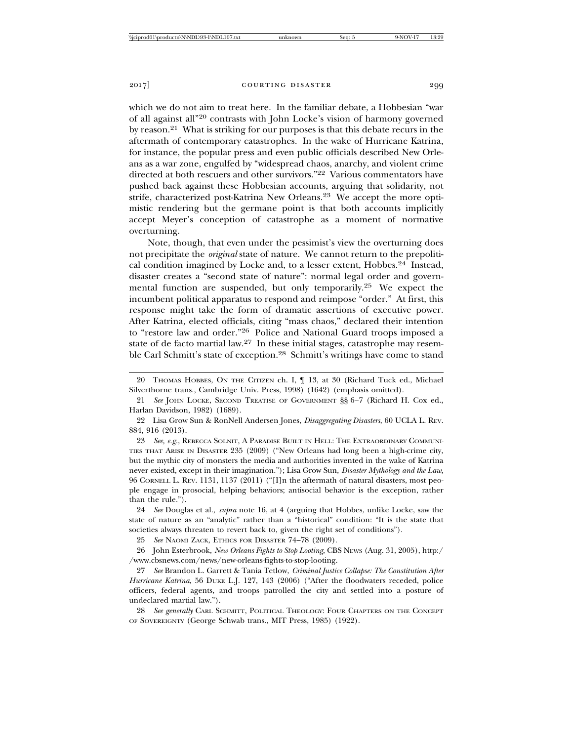which we do not aim to treat here. In the familiar debate, a Hobbesian "war of all against all"[20] contrasts with John Locke's vision of harmony governed by reason.[21] What is striking for our purposes is that this debate recurs in the aftermath of contemporary catastrophes. In the wake of Hurricane Katrina, for instance, the popular press and even public officials described New Orleans as a war zone, engulfed by "widespread chaos, anarchy, and violent crime directed at both rescuers and other survivors."[22] Various commentators have pushed back against these Hobbesian accounts, arguing that solidarity, not strife, characterized post-Katrina New Orleans.[23] We accept the more optimistic rendering but the germane point is that both accounts implicitly accept Meyer's conception of catastrophe as a moment of normative overturning.

Note, though, that even under the pessimist's view the overturning does not precipitate the *original* state of nature. We cannot return to the prepolitical condition imagined by Locke and, to a lesser extent, Hobbes.[24] Instead, disaster creates a "second state of nature": normal legal order and governmental function are suspended, but only temporarily.[25] We expect the incumbent political apparatus to respond and reimpose "order." At first, this response might take the form of dramatic assertions of executive power. After Katrina, elected officials, citing "mass chaos," declared their intention to "restore law and order."[26] Police and National Guard troops imposed a state of de facto martial law.[27] In these initial stages, catastrophe may resemble Carl Schmitt's state of exception.[28] Schmitt's writings have come to stand

---

20 THOMAS HOBBES, ON THE CITIZEN ch. I, ¶ 13, at 30 (Richard Tuck ed., Michael Silverthorne trans., Cambridge Univ. Press, 1998) (1642) (emphasis omitted).

21 *See* JOHN LOCKE, SECOND TREATISE OF GOVERNMENT §§ 6–7 (Richard H. Cox ed., Harlan Davidson, 1982) (1689).

22 Lisa Grow Sun & RonNell Andersen Jones, *Disaggregating Disasters*, 60 UCLA L. REV. 884, 916 (2013).

23 *See, e.g.*, REBECCA SOLNIT, A PARADISE BUILT IN HELL: THE EXTRAORDINARY COMMUNITIES THAT ARISE IN DISASTER 235 (2009) ("New Orleans had long been a high-crime city, but the mythic city of monsters the media and authorities invented in the wake of Katrina never existed, except in their imagination."); Lisa Grow Sun, *Disaster Mythology and the Law*, 96 CORNELL L. REV. 1131, 1137 (2011) ("[I]n the aftermath of natural disasters, most people engage in prosocial, helping behaviors; antisocial behavior is the exception, rather than the rule.").

24 *See* Douglas et al., *supra* note 16, at 4 (arguing that Hobbes, unlike Locke, saw the state of nature as an "analytic" rather than a "historical" condition: "It is the state that societies always threaten to revert back to, given the right set of conditions").

25 *See* NAOMI ZACK, ETHICS FOR DISASTER 74–78 (2009).

26 John Esterbrook, *New Orleans Fights to Stop Looting*, CBS NEWS (Aug. 31, 2005), http://www.cbsnews.com/news/new-orleans-fights-to-stop-looting.

27 *See* Brandon L. Garrett & Tania Tetlow, *Criminal Justice Collapse: The Constitution After Hurricane Katrina*, 56 DUKE L.J. 127, 143 (2006) ("After the floodwaters receded, police officers, federal agents, and troops patrolled the city and settled into a posture of undeclared martial law.").

28 *See generally* CARL SCHMITT, POLITICAL THEOLOGY: FOUR CHAPTERS ON THE CONCEPT OF SOVEREIGNTY (George Schwab trans., MIT Press, 1985) (1922).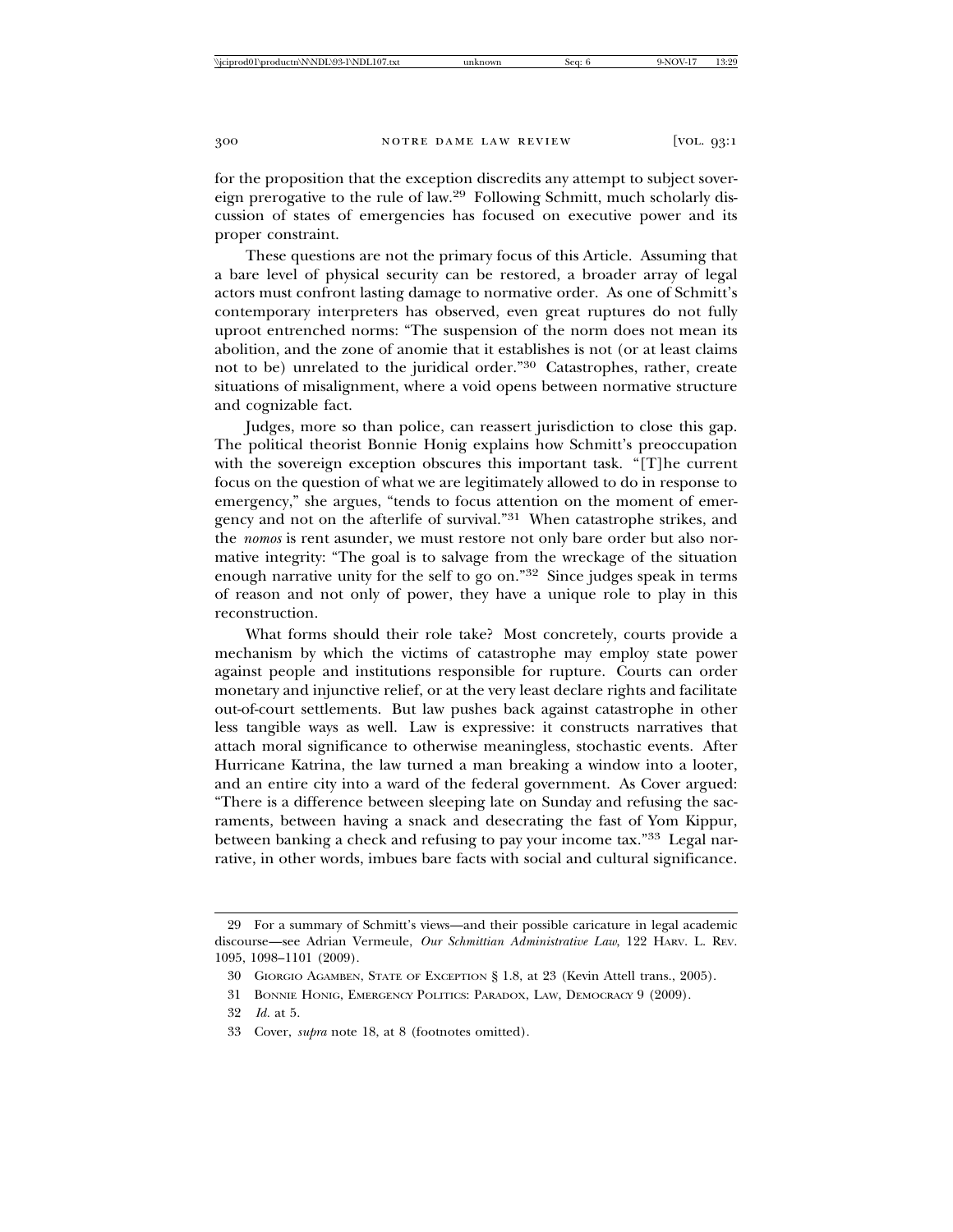for the proposition that the exception discredits any attempt to subject sovereign prerogative to the rule of law.[29] Following Schmitt, much scholarly discussion of states of emergencies has focused on executive power and its proper constraint.

These questions are not the primary focus of this Article. Assuming that a bare level of physical security can be restored, a broader array of legal actors must confront lasting damage to normative order. As one of Schmitt's contemporary interpreters has observed, even great ruptures do not fully uproot entrenched norms: "The suspension of the norm does not mean its abolition, and the zone of anomie that it establishes is not (or at least claims not to be) unrelated to the juridical order."[30] Catastrophes, rather, create situations of misalignment, where a void opens between normative structure and cognizable fact.

Judges, more so than police, can reassert jurisdiction to close this gap. The political theorist Bonnie Honig explains how Schmitt's preoccupation with the sovereign exception obscures this important task. "[T]he current focus on the question of what we are legitimately allowed to do in response to emergency," she argues, "tends to focus attention on the moment of emergency and not on the afterlife of survival."[31] When catastrophe strikes, and the *nomos* is rent asunder, we must restore not only bare order but also normative integrity: "The goal is to salvage from the wreckage of the situation enough narrative unity for the self to go on."[32] Since judges speak in terms of reason and not only of power, they have a unique role to play in this reconstruction.

What forms should their role take? Most concretely, courts provide a mechanism by which the victims of catastrophe may employ state power against people and institutions responsible for rupture. Courts can order monetary and injunctive relief, or at the very least declare rights and facilitate out-of-court settlements. But law pushes back against catastrophe in other less tangible ways as well. Law is expressive: it constructs narratives that attach moral significance to otherwise meaningless, stochastic events. After Hurricane Katrina, the law turned a man breaking a window into a looter, and an entire city into a ward of the federal government. As Cover argued: "There is a difference between sleeping late on Sunday and refusing the sacraments, between having a snack and desecrating the fast of Yom Kippur, between banking a check and refusing to pay your income tax."[33] Legal narrative, in other words, imbues bare facts with social and cultural significance.

---

29 For a summary of Schmitt's views—and their possible caricature in legal academic discourse—see Adrian Vermeule, *Our Schmittian Administrative Law*, 122 HARV. L. REV. 1095, 1098–1101 (2009).

30 GIORGIO AGAMBEN, STATE OF EXCEPTION § 1.8, at 23 (Kevin Attell trans., 2005).

31 BONNIE HONIG, EMERGENCY POLITICS: PARADOX, LAW, DEMOCRACY 9 (2009).

32 *Id.* at 5.

33 Cover, *supra* note 18, at 8 (footnotes omitted).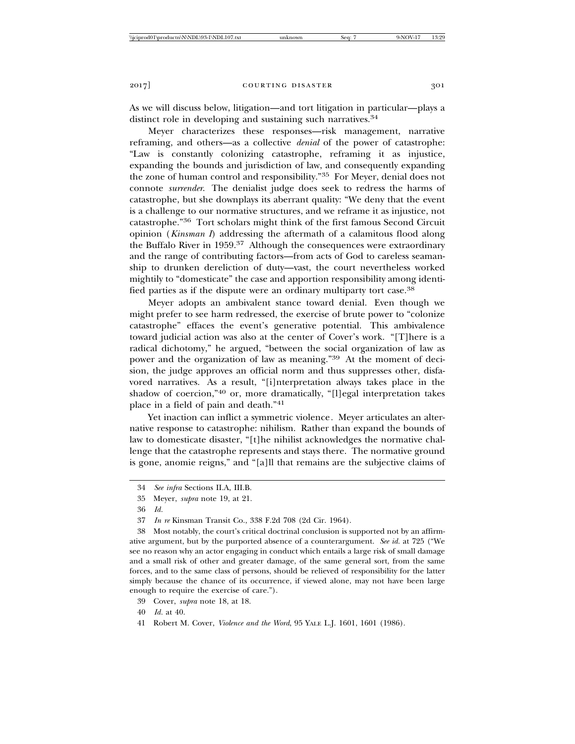As we will discuss below, litigation—and tort litigation in particular—plays a distinct role in developing and sustaining such narratives.[34]

Meyer characterizes these responses—risk management, narrative reframing, and others—as a collective *denial* of the power of catastrophe: "Law is constantly colonizing catastrophe, reframing it as injustice, expanding the bounds and jurisdiction of law, and consequently expanding the zone of human control and responsibility."[35] For Meyer, denial does not connote *surrender*. The denialist judge does seek to redress the harms of catastrophe, but she downplays its aberrant quality: "We deny that the event is a challenge to our normative structures, and we reframe it as injustice, not catastrophe."[36] Tort scholars might think of the first famous Second Circuit opinion (*Kinsman I*) addressing the aftermath of a calamitous flood along the Buffalo River in 1959.[37] Although the consequences were extraordinary and the range of contributing factors—from acts of God to careless seamanship to drunken dereliction of duty—vast, the court nevertheless worked mightily to "domesticate" the case and apportion responsibility among identified parties as if the dispute were an ordinary multiparty tort case.[38]

Meyer adopts an ambivalent stance toward denial. Even though we might prefer to see harm redressed, the exercise of brute power to "colonize catastrophe" effaces the event's generative potential. This ambivalence toward judicial action was also at the center of Cover's work. "[T]here is a radical dichotomy," he argued, "between the social organization of law as power and the organization of law as meaning."[39] At the moment of decision, the judge approves an official norm and thus suppresses other, disfavored narratives. As a result, "[i]nterpretation always takes place in the shadow of coercion,"[40] or, more dramatically, "[l]egal interpretation takes place in a field of pain and death."[41]

Yet inaction can inflict a symmetric violence. Meyer articulates an alternative response to catastrophe: nihilism. Rather than expand the bounds of law to domesticate disaster, "[t]he nihilist acknowledges the normative challenge that the catastrophe represents and stays there. The normative ground is gone, anomie reigns," and "[a]ll that remains are the subjective claims of

---

34 *See infra* Sections II.A, III.B.

35 Meyer, *supra* note 19, at 21.

36 *Id.*

37 *In re* Kinsman Transit Co., 338 F.2d 708 (2d Cir. 1964).

38 Most notably, the court's critical doctrinal conclusion is supported not by an affirmative argument, but by the purported absence of a counterargument. *See id.* at 725 ("We see no reason why an actor engaging in conduct which entails a large risk of small damage and a small risk of other and greater damage, of the same general sort, from the same forces, and to the same class of persons, should be relieved of responsibility for the latter simply because the chance of its occurrence, if viewed alone, may not have been large enough to require the exercise of care.").

39 Cover, *supra* note 18, at 18.

40 *Id.* at 40.

41 Robert M. Cover, *Violence and the Word*, 95 YALE L.J. 1601, 1601 (1986).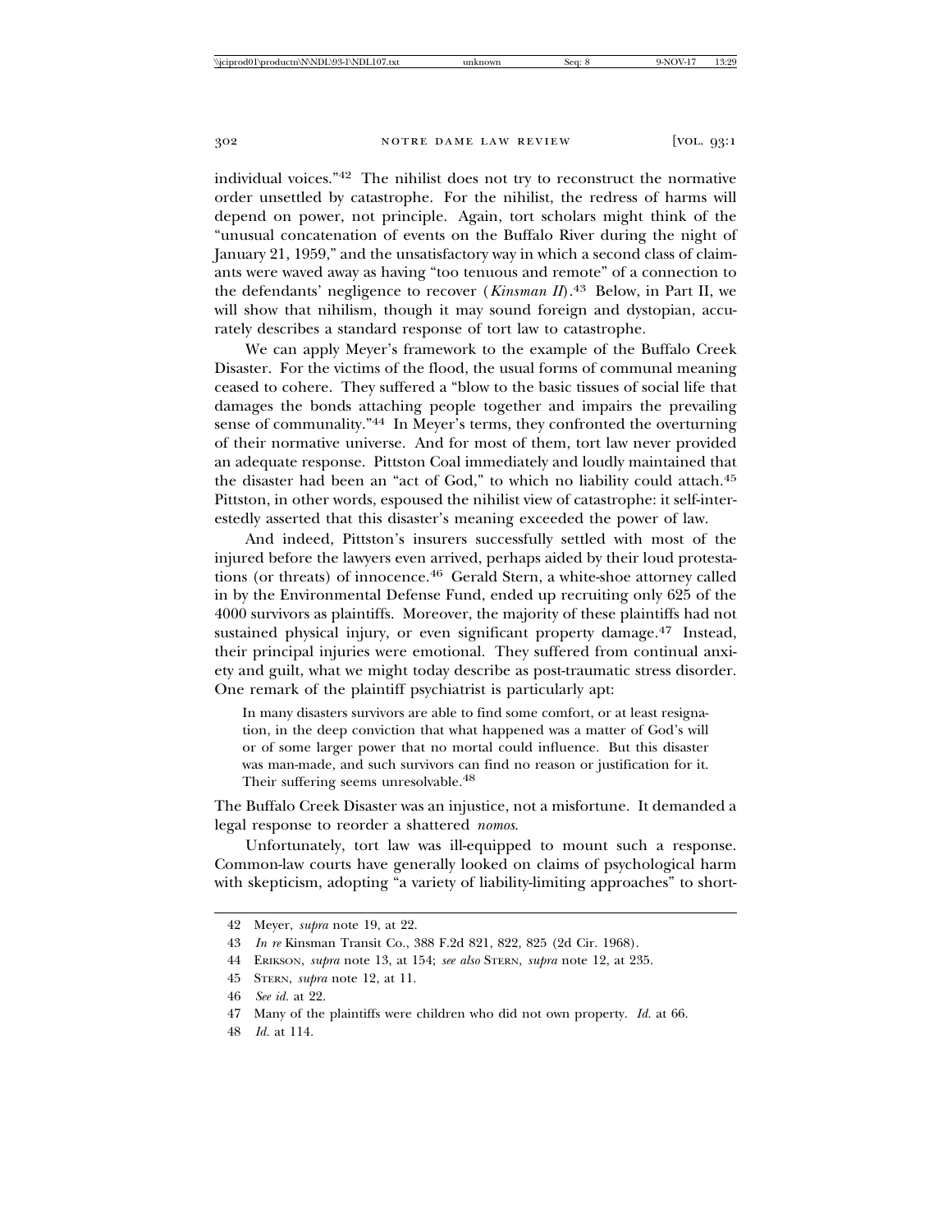individual voices."[42] The nihilist does not try to reconstruct the normative order unsettled by catastrophe. For the nihilist, the redress of harms will depend on power, not principle. Again, tort scholars might think of the "unusual concatenation of events on the Buffalo River during the night of January 21, 1959," and the unsatisfactory way in which a second class of claimants were waved away as having "too tenuous and remote" of a connection to the defendants' negligence to recover (*Kinsman II*).[43] Below, in Part II, we will show that nihilism, though it may sound foreign and dystopian, accurately describes a standard response of tort law to catastrophe.

We can apply Meyer's framework to the example of the Buffalo Creek Disaster. For the victims of the flood, the usual forms of communal meaning ceased to cohere. They suffered a "blow to the basic tissues of social life that damages the bonds attaching people together and impairs the prevailing sense of communality."[44] In Meyer's terms, they confronted the overturning of their normative universe. And for most of them, tort law never provided an adequate response. Pittston Coal immediately and loudly maintained that the disaster had been an "act of God," to which no liability could attach.[45] Pittston, in other words, espoused the nihilist view of catastrophe: it self-interestedly asserted that this disaster's meaning exceeded the power of law.

And indeed, Pittston's insurers successfully settled with most of the injured before the lawyers even arrived, perhaps aided by their loud protestations (or threats) of innocence.[46] Gerald Stern, a white-shoe attorney called in by the Environmental Defense Fund, ended up recruiting only 625 of the 4000 survivors as plaintiffs. Moreover, the majority of these plaintiffs had not sustained physical injury, or even significant property damage.[47] Instead, their principal injuries were emotional. They suffered from continual anxiety and guilt, what we might today describe as post-traumatic stress disorder. One remark of the plaintiff psychiatrist is particularly apt:

> In many disasters survivors are able to find some comfort, or at least resignation, in the deep conviction that what happened was a matter of God's will or of some larger power that no mortal could influence. But this disaster was man-made, and such survivors can find no reason or justification for it. Their suffering seems unresolvable.[48]

The Buffalo Creek Disaster was an injustice, not a misfortune. It demanded a legal response to reorder a shattered *nomos*.

Unfortunately, tort law was ill-equipped to mount such a response. Common-law courts have generally looked on claims of psychological harm with skepticism, adopting "a variety of liability-limiting approaches" to short-

---

42 Meyer, *supra* note 19, at 22.

43 *In re* Kinsman Transit Co., 388 F.2d 821, 822, 825 (2d Cir. 1968).

44 ERIKSON, *supra* note 13, at 154; *see also* STERN, *supra* note 12, at 235.

45 STERN, *supra* note 12, at 11.

46 *See id.* at 22.

47 Many of the plaintiffs were children who did not own property. *Id.* at 66.

48 *Id.* at 114.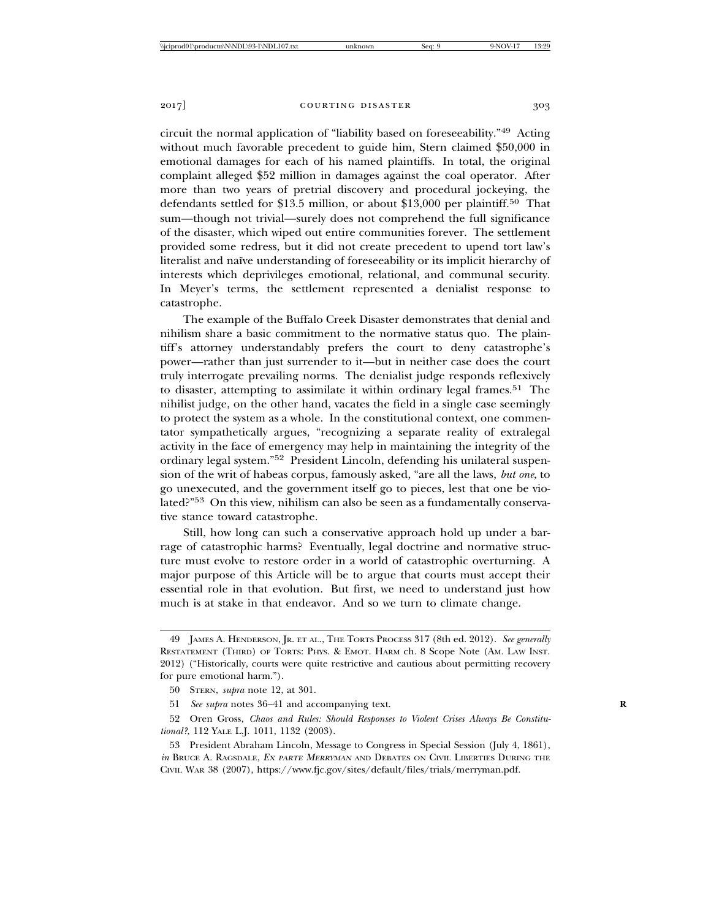circuit the normal application of "liability based on foreseeability."[49] Acting without much favorable precedent to guide him, Stern claimed $50,000 in emotional damages for each of his named plaintiffs. In total, the original complaint alleged $52 million in damages against the coal operator. After more than two years of pretrial discovery and procedural jockeying, the defendants settled for $13.5 million, or about $13,000 per plaintiff.[50] That sum—though not trivial—surely does not comprehend the full significance of the disaster, which wiped out entire communities forever. The settlement provided some redress, but it did not create precedent to upend tort law's literalist and naïve understanding of foreseeability or its implicit hierarchy of interests which deprivileges emotional, relational, and communal security. In Meyer's terms, the settlement represented a denialist response to catastrophe.

The example of the Buffalo Creek Disaster demonstrates that denial and nihilism share a basic commitment to the normative status quo. The plaintiff's attorney understandably prefers the court to deny catastrophe's power—rather than just surrender to it—but in neither case does the court truly interrogate prevailing norms. The denialist judge responds reflexively to disaster, attempting to assimilate it within ordinary legal frames.[51] The nihilist judge, on the other hand, vacates the field in a single case seemingly to protect the system as a whole. In the constitutional context, one commentator sympathetically argues, "recognizing a separate reality of extralegal activity in the face of emergency may help in maintaining the integrity of the ordinary legal system."[52] President Lincoln, defending his unilateral suspension of the writ of habeas corpus, famously asked, "are all the laws, *but one*, to go unexecuted, and the government itself go to pieces, lest that one be violated?"[53] On this view, nihilism can also be seen as a fundamentally conservative stance toward catastrophe.

Still, how long can such a conservative approach hold up under a barrage of catastrophic harms? Eventually, legal doctrine and normative structure must evolve to restore order in a world of catastrophic overturning. A major purpose of this Article will be to argue that courts must accept their essential role in that evolution. But first, we need to understand just how much is at stake in that endeavor. And so we turn to climate change.

---

49 James A. Henderson, Jr. et al., The Torts Process 317 (8th ed. 2012). *See generally* Restatement (Third) of Torts: Phys. & Emot. Harm ch. 8 Scope Note (Am. Law Inst. 2012) ("Historically, courts were quite restrictive and cautious about permitting recovery for pure emotional harm.").

50 Stern, *supra* note 12, at 301.

51 *See supra* notes 36–41 and accompanying text.

52 Oren Gross, *Chaos and Rules: Should Responses to Violent Crises Always Be Constitutional?*, 112 Yale L.J. 1011, 1132 (2003).

53 President Abraham Lincoln, Message to Congress in Special Session (July 4, 1861), *in* Bruce A. Ragsdale, *Ex parte Merryman* and Debates on Civil Liberties During the Civil War 38 (2007), https://www.fjc.gov/sites/default/files/trials/merryman.pdf.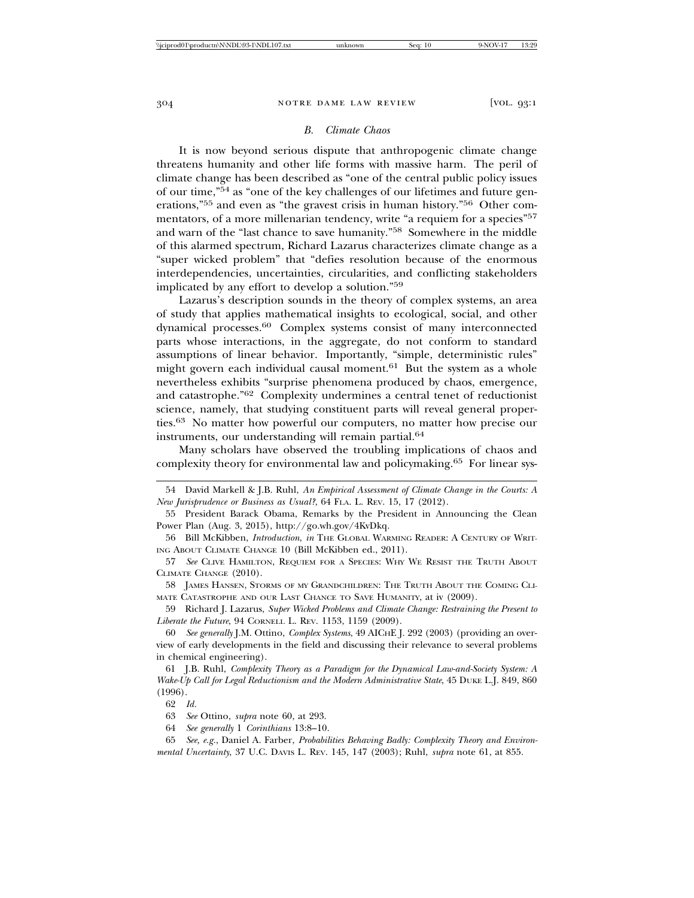### *B. Climate Chaos*

It is now beyond serious dispute that anthropogenic climate change threatens humanity and other life forms with massive harm. The peril of climate change has been described as "one of the central public policy issues of our time,"[54] as "one of the key challenges of our lifetimes and future generations,"[55] and even as "the gravest crisis in human history."[56] Other commentators, of a more millenarian tendency, write "a requiem for a species"[57] and warn of the "last chance to save humanity."[58] Somewhere in the middle of this alarmed spectrum, Richard Lazarus characterizes climate change as a "super wicked problem" that "defies resolution because of the enormous interdependencies, uncertainties, circularities, and conflicting stakeholders implicated by any effort to develop a solution."[59]

Lazarus's description sounds in the theory of complex systems, an area of study that applies mathematical insights to ecological, social, and other dynamical processes.[60] Complex systems consist of many interconnected parts whose interactions, in the aggregate, do not conform to standard assumptions of linear behavior. Importantly, "simple, deterministic rules" might govern each individual causal moment.[61] But the system as a whole nevertheless exhibits "surprise phenomena produced by chaos, emergence, and catastrophe."[62] Complexity undermines a central tenet of reductionist science, namely, that studying constituent parts will reveal general properties.[63] No matter how powerful our computers, no matter how precise our instruments, our understanding will remain partial.[64]

Many scholars have observed the troubling implications of chaos and complexity theory for environmental law and policymaking.[65] For linear sys-

---

54 David Markell & J.B. Ruhl, *An Empirical Assessment of Climate Change in the Courts: A New Jurisprudence or Business as Usual?*, 64 Fla. L. Rev. 15, 17 (2012).

55 President Barack Obama, Remarks by the President in Announcing the Clean Power Plan (Aug. 3, 2015), http://go.wh.gov/4KvDkq.

56 Bill McKibben, *Introduction*, *in* The Global Warming Reader: A Century of Writing About Climate Change 10 (Bill McKibben ed., 2011).

57 *See* Clive Hamilton, Requiem for a Species: Why We Resist the Truth About Climate Change (2010).

58 James Hansen, Storms of my Grandchildren: The Truth About the Coming Climate Catastrophe and our Last Chance to Save Humanity, at iv (2009).

59 Richard J. Lazarus, *Super Wicked Problems and Climate Change: Restraining the Present to Liberate the Future*, 94 Cornell L. Rev. 1153, 1159 (2009).

60 *See generally* J.M. Ottino, *Complex Systems*, 49 AIChE J. 292 (2003) (providing an overview of early developments in the field and discussing their relevance to several problems in chemical engineering).

61 J.B. Ruhl, *Complexity Theory as a Paradigm for the Dynamical Law-and-Society System: A Wake-Up Call for Legal Reductionism and the Modern Administrative State*, 45 Duke L.J. 849, 860 (1996).

62 *Id.*

63 *See* Ottino, *supra* note 60, at 293.

64 *See generally* 1 *Corinthians* 13:8–10.

65 *See, e.g.*, Daniel A. Farber, *Probabilities Behaving Badly: Complexity Theory and Environmental Uncertainty*, 37 U.C. Davis L. Rev. 145, 147 (2003); Ruhl, *supra* note 61, at 855.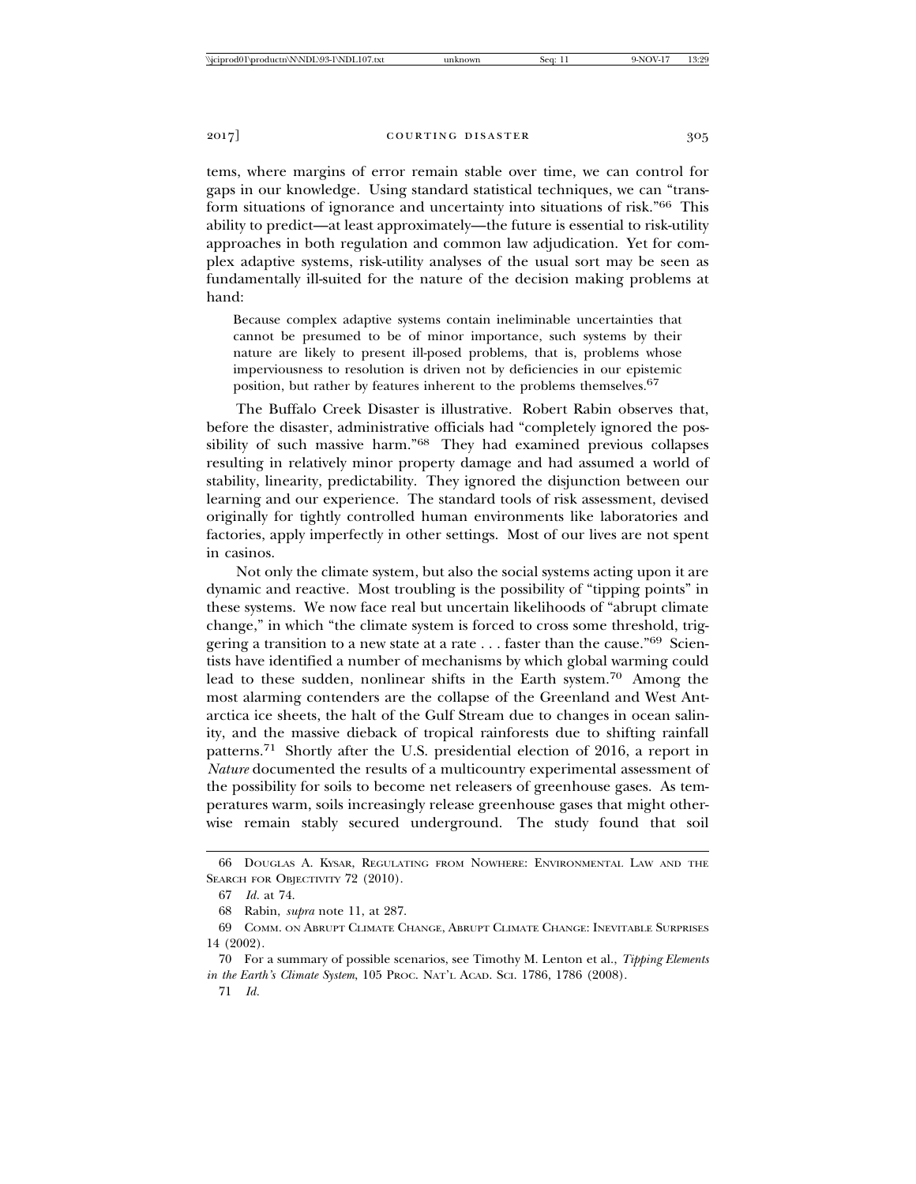tems, where margins of error remain stable over time, we can control for gaps in our knowledge. Using standard statistical techniques, we can "transform situations of ignorance and uncertainty into situations of risk."[66] This ability to predict—at least approximately—the future is essential to risk-utility approaches in both regulation and common law adjudication. Yet for complex adaptive systems, risk-utility analyses of the usual sort may be seen as fundamentally ill-suited for the nature of the decision making problems at hand:

> Because complex adaptive systems contain ineliminable uncertainties that cannot be presumed to be of minor importance, such systems by their nature are likely to present ill-posed problems, that is, problems whose imperviousness to resolution is driven not by deficiencies in our epistemic position, but rather by features inherent to the problems themselves.[67]

The Buffalo Creek Disaster is illustrative. Robert Rabin observes that, before the disaster, administrative officials had "completely ignored the possibility of such massive harm."[68] They had examined previous collapses resulting in relatively minor property damage and had assumed a world of stability, linearity, predictability. They ignored the disjunction between our learning and our experience. The standard tools of risk assessment, devised originally for tightly controlled human environments like laboratories and factories, apply imperfectly in other settings. Most of our lives are not spent in casinos.

Not only the climate system, but also the social systems acting upon it are dynamic and reactive. Most troubling is the possibility of "tipping points" in these systems. We now face real but uncertain likelihoods of "abrupt climate change," in which "the climate system is forced to cross some threshold, triggering a transition to a new state at a rate . . . faster than the cause."[69] Scientists have identified a number of mechanisms by which global warming could lead to these sudden, nonlinear shifts in the Earth system.[70] Among the most alarming contenders are the collapse of the Greenland and West Antarctica ice sheets, the halt of the Gulf Stream due to changes in ocean salinity, and the massive dieback of tropical rainforests due to shifting rainfall patterns.[71] Shortly after the U.S. presidential election of 2016, a report in *Nature* documented the results of a multicountry experimental assessment of the possibility for soils to become net releasers of greenhouse gases. As temperatures warm, soils increasingly release greenhouse gases that might otherwise remain stably secured underground. The study found that soil

---

66 Douglas A. Kysar, Regulating from Nowhere: Environmental Law and the Search for Objectivity 72 (2010).

67 *Id.* at 74.

68 Rabin, *supra* note 11, at 287.

69 Comm. on Abrupt Climate Change, Abrupt Climate Change: Inevitable Surprises 14 (2002).

70 For a summary of possible scenarios, see Timothy M. Lenton et al., *Tipping Elements in the Earth's Climate System*, 105 Proc. Nat'l Acad. Sci. 1786, 1786 (2008).

71 *Id.*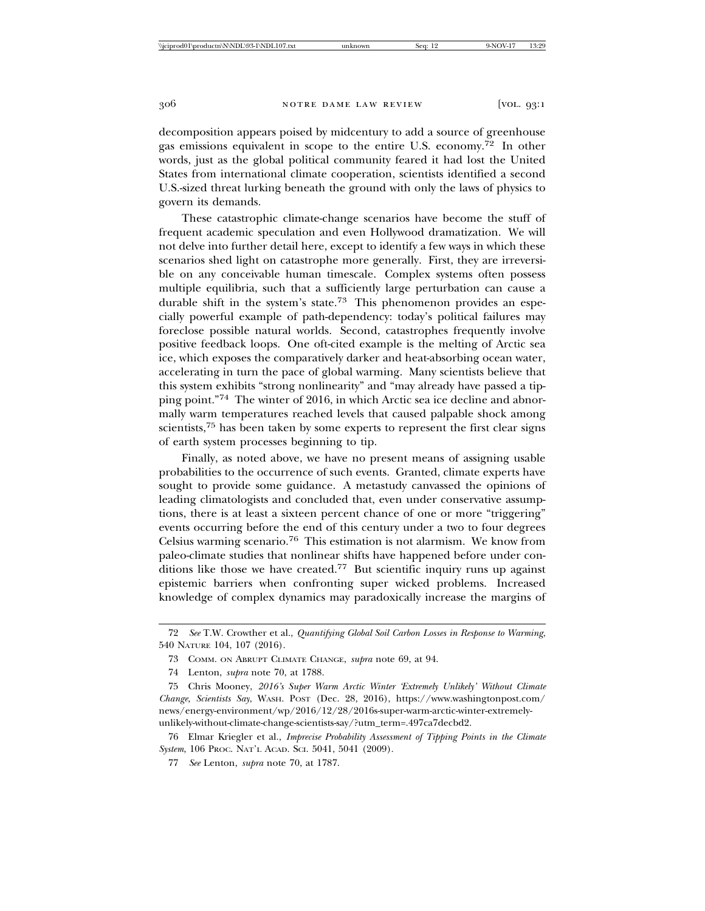decomposition appears poised by midcentury to add a source of greenhouse gas emissions equivalent in scope to the entire U.S. economy.[72] In other words, just as the global political community feared it had lost the United States from international climate cooperation, scientists identified a second U.S.-sized threat lurking beneath the ground with only the laws of physics to govern its demands.

These catastrophic climate-change scenarios have become the stuff of frequent academic speculation and even Hollywood dramatization. We will not delve into further detail here, except to identify a few ways in which these scenarios shed light on catastrophe more generally. First, they are irreversible on any conceivable human timescale. Complex systems often possess multiple equilibria, such that a sufficiently large perturbation can cause a durable shift in the system's state.[73] This phenomenon provides an especially powerful example of path-dependency: today's political failures may foreclose possible natural worlds. Second, catastrophes frequently involve positive feedback loops. One oft-cited example is the melting of Arctic sea ice, which exposes the comparatively darker and heat-absorbing ocean water, accelerating in turn the pace of global warming. Many scientists believe that this system exhibits "strong nonlinearity" and "may already have passed a tipping point."[74] The winter of 2016, in which Arctic sea ice decline and abnormally warm temperatures reached levels that caused palpable shock among scientists,[75] has been taken by some experts to represent the first clear signs of earth system processes beginning to tip.

Finally, as noted above, we have no present means of assigning usable probabilities to the occurrence of such events. Granted, climate experts have sought to provide some guidance. A metastudy canvassed the opinions of leading climatologists and concluded that, even under conservative assumptions, there is at least a sixteen percent chance of one or more "triggering" events occurring before the end of this century under a two to four degrees Celsius warming scenario.[76] This estimation is not alarmism. We know from paleo-climate studies that nonlinear shifts have happened before under conditions like those we have created.[77] But scientific inquiry runs up against epistemic barriers when confronting super wicked problems. Increased knowledge of complex dynamics may paradoxically increase the margins of

---

72 *See* T.W. Crowther et al., *Quantifying Global Soil Carbon Losses in Response to Warming*, 540 NATURE 104, 107 (2016).

73 COMM. ON ABRUPT CLIMATE CHANGE, *supra* note 69, at 94.

74 Lenton, *supra* note 70, at 1788.

75 Chris Mooney, *2016's Super Warm Arctic Winter 'Extremely Unlikely' Without Climate Change, Scientists Say*, WASH. POST (Dec. 28, 2016), https://www.washingtonpost.com/news/energy-environment/wp/2016/12/28/2016s-super-warm-arctic-winter-extremely-unlikely-without-climate-change-scientists-say/?utm_term=.497ca7decbd2.

76 Elmar Kriegler et al., *Imprecise Probability Assessment of Tipping Points in the Climate System*, 106 PROC. NAT'L ACAD. SCI. 5041, 5041 (2009).

77 *See* Lenton, *supra* note 70, at 1787.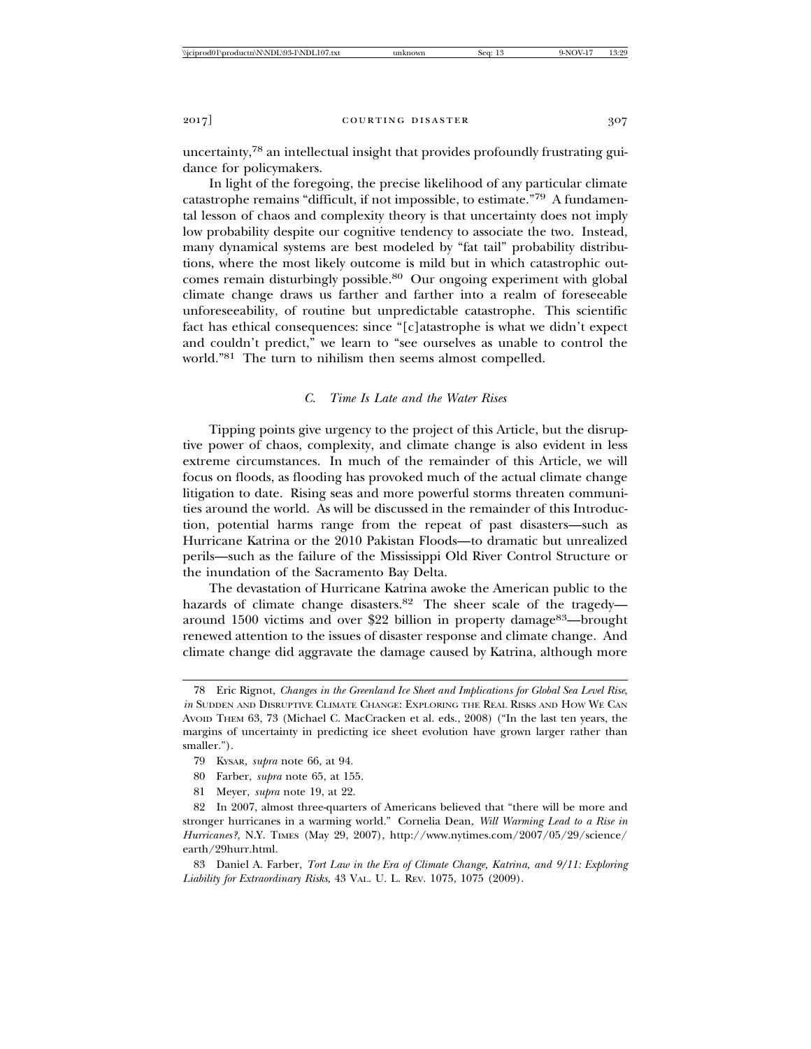uncertainty,[78] an intellectual insight that provides profoundly frustrating guidance for policymakers.

In light of the foregoing, the precise likelihood of any particular climate catastrophe remains "difficult, if not impossible, to estimate."[79] A fundamental lesson of chaos and complexity theory is that uncertainty does not imply low probability despite our cognitive tendency to associate the two. Instead, many dynamical systems are best modeled by "fat tail" probability distributions, where the most likely outcome is mild but in which catastrophic outcomes remain disturbingly possible.[80] Our ongoing experiment with global climate change draws us farther and farther into a realm of foreseeable unforeseeability, of routine but unpredictable catastrophe. This scientific fact has ethical consequences: since "[c]atastrophe is what we didn't expect and couldn't predict," we learn to "see ourselves as unable to control the world."[81] The turn to nihilism then seems almost compelled.

### C. *Time Is Late and the Water Rises*

Tipping points give urgency to the project of this Article, but the disruptive power of chaos, complexity, and climate change is also evident in less extreme circumstances. In much of the remainder of this Article, we will focus on floods, as flooding has provoked much of the actual climate change litigation to date. Rising seas and more powerful storms threaten communities around the world. As will be discussed in the remainder of this Introduction, potential harms range from the repeat of past disasters—such as Hurricane Katrina or the 2010 Pakistan Floods—to dramatic but unrealized perils—such as the failure of the Mississippi Old River Control Structure or the inundation of the Sacramento Bay Delta.

The devastation of Hurricane Katrina awoke the American public to the hazards of climate change disasters.[82] The sheer scale of the tragedy—around 1500 victims and over $22 billion in property damage[83]—brought renewed attention to the issues of disaster response and climate change. And climate change did aggravate the damage caused by Katrina, although more

---

78 Eric Rignot, *Changes in the Greenland Ice Sheet and Implications for Global Sea Level Rise*, *in* SUDDEN AND DISRUPTIVE CLIMATE CHANGE: EXPLORING THE REAL RISKS AND HOW WE CAN AVOID THEM 63, 73 (Michael C. MacCracken et al. eds., 2008) ("In the last ten years, the margins of uncertainty in predicting ice sheet evolution have grown larger rather than smaller.").

79 KYSAR, *supra* note 66, at 94.

80 Farber, *supra* note 65, at 155.

81 Meyer, *supra* note 19, at 22.

82 In 2007, almost three-quarters of Americans believed that "there will be more and stronger hurricanes in a warming world." Cornelia Dean, *Will Warming Lead to a Rise in Hurricanes?*, N.Y. TIMES (May 29, 2007), http://www.nytimes.com/2007/05/29/science/earth/29hurr.html.

83 Daniel A. Farber, *Tort Law in the Era of Climate Change, Katrina, and 9/11: Exploring Liability for Extraordinary Risks*, 43 VAL. U. L. REV. 1075, 1075 (2009).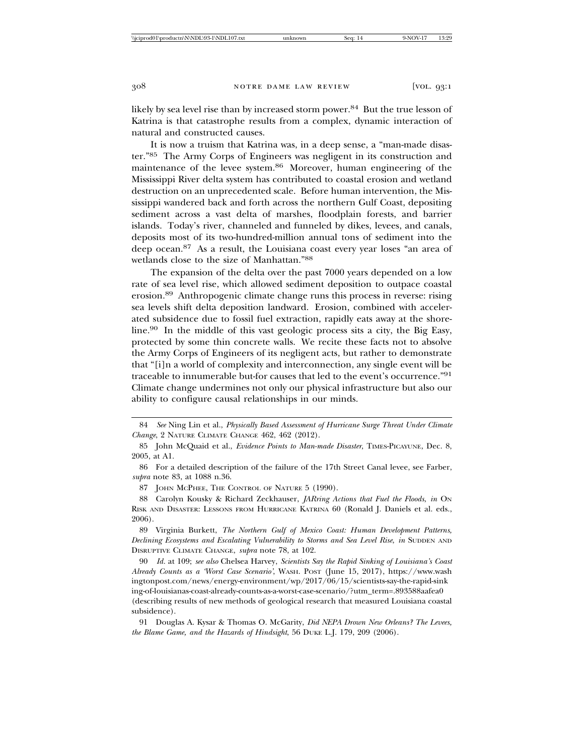likely by sea level rise than by increased storm power.[84] But the true lesson of Katrina is that catastrophe results from a complex, dynamic interaction of natural and constructed causes.

It is now a truism that Katrina was, in a deep sense, a "man-made disaster."[85] The Army Corps of Engineers was negligent in its construction and maintenance of the levee system.[86] Moreover, human engineering of the Mississippi River delta system has contributed to coastal erosion and wetland destruction on an unprecedented scale. Before human intervention, the Mississippi wandered back and forth across the northern Gulf Coast, depositing sediment across a vast delta of marshes, floodplain forests, and barrier islands. Today's river, channeled and funneled by dikes, levees, and canals, deposits most of its two-hundred-million annual tons of sediment into the deep ocean.[87] As a result, the Louisiana coast every year loses "an area of wetlands close to the size of Manhattan."[88]

The expansion of the delta over the past 7000 years depended on a low rate of sea level rise, which allowed sediment deposition to outpace coastal erosion.[89] Anthropogenic climate change runs this process in reverse: rising sea levels shift delta deposition landward. Erosion, combined with accelerated subsidence due to fossil fuel extraction, rapidly eats away at the shoreline.[90] In the middle of this vast geologic process sits a city, the Big Easy, protected by some thin concrete walls. We recite these facts not to absolve the Army Corps of Engineers of its negligent acts, but rather to demonstrate that "[i]n a world of complexity and interconnection, any single event will be traceable to innumerable but-for causes that led to the event's occurrence."[91] Climate change undermines not only our physical infrastructure but also our ability to configure causal relationships in our minds.

---

84 *See* Ning Lin et al., *Physically Based Assessment of Hurricane Surge Threat Under Climate Change*, 2 NATURE CLIMATE CHANGE 462, 462 (2012).

85 John McQuaid et al., *Evidence Points to Man-made Disaster*, TIMES-PICAYUNE, Dec. 8, 2005, at A1.

86 For a detailed description of the failure of the 17th Street Canal levee, see Farber, *supra* note 83, at 1088 n.36.

87 JOHN MCPHEE, THE CONTROL OF NATURE 5 (1990).

88 Carolyn Kousky & Richard Zeckhauser, *JARring Actions that Fuel the Floods*, *in* ON RISK AND DISASTER: LESSONS FROM HURRICANE KATRINA 60 (Ronald J. Daniels et al. eds., 2006).

89 Virginia Burkett, *The Northern Gulf of Mexico Coast: Human Development Patterns, Declining Ecosystems and Escalating Vulnerability to Storms and Sea Level Rise*, *in* SUDDEN AND DISRUPTIVE CLIMATE CHANGE, *supra* note 78, at 102.

90 *Id.* at 109; *see also* Chelsea Harvey, *Scientists Say the Rapid Sinking of Louisiana's Coast Already Counts as a 'Worst Case Scenario'*, WASH. POST (June 15, 2017), https://www.washingtonpost.com/news/energy-environment/wp/2017/06/15/scientists-say-the-rapid-sinking-of-louisianas-coast-already-counts-as-a-worst-case-scenario/?utm_term=.893588aafea0 (describing results of new methods of geological research that measured Louisiana coastal subsidence).

91 Douglas A. Kysar & Thomas O. McGarity, *Did NEPA Drown New Orleans? The Levees, the Blame Game, and the Hazards of Hindsight*, 56 DUKE L.J. 179, 209 (2006).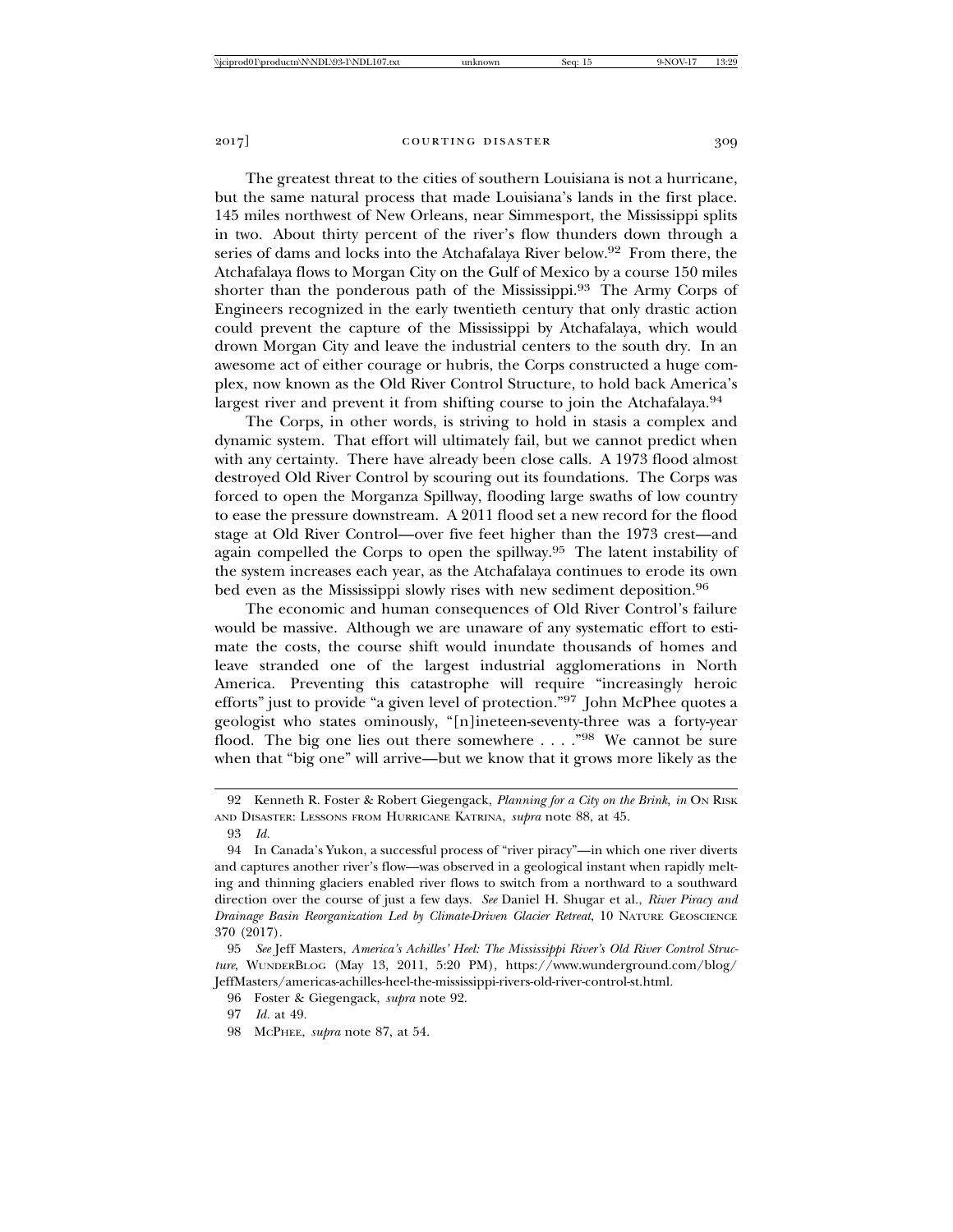The greatest threat to the cities of southern Louisiana is not a hurricane, but the same natural process that made Louisiana's lands in the first place. 145 miles northwest of New Orleans, near Simmesport, the Mississippi splits in two. About thirty percent of the river's flow thunders down through a series of dams and locks into the Atchafalaya River below.[92] From there, the Atchafalaya flows to Morgan City on the Gulf of Mexico by a course 150 miles shorter than the ponderous path of the Mississippi.[93] The Army Corps of Engineers recognized in the early twentieth century that only drastic action could prevent the capture of the Mississippi by Atchafalaya, which would drown Morgan City and leave the industrial centers to the south dry. In an awesome act of either courage or hubris, the Corps constructed a huge complex, now known as the Old River Control Structure, to hold back America's largest river and prevent it from shifting course to join the Atchafalaya.[94]

The Corps, in other words, is striving to hold in stasis a complex and dynamic system. That effort will ultimately fail, but we cannot predict when with any certainty. There have already been close calls. A 1973 flood almost destroyed Old River Control by scouring out its foundations. The Corps was forced to open the Morganza Spillway, flooding large swaths of low country to ease the pressure downstream. A 2011 flood set a new record for the flood stage at Old River Control—over five feet higher than the 1973 crest—and again compelled the Corps to open the spillway.[95] The latent instability of the system increases each year, as the Atchafalaya continues to erode its own bed even as the Mississippi slowly rises with new sediment deposition.[96]

The economic and human consequences of Old River Control's failure would be massive. Although we are unaware of any systematic effort to estimate the costs, the course shift would inundate thousands of homes and leave stranded one of the largest industrial agglomerations in North America. Preventing this catastrophe will require "increasingly heroic efforts" just to provide "a given level of protection."[97] John McPhee quotes a geologist who states ominously, "[n]ineteen-seventy-three was a forty-year flood. The big one lies out there somewhere . . . ."[98] We cannot be sure when that "big one" will arrive—but we know that it grows more likely as the

---

92 Kenneth R. Foster & Robert Giegengack, *Planning for a City on the Brink*, *in* ON RISK AND DISASTER: LESSONS FROM HURRICANE KATRINA, *supra* note 88, at 45.

93 *Id.*

94 In Canada's Yukon, a successful process of "river piracy"—in which one river diverts and captures another river's flow—was observed in a geological instant when rapidly melting and thinning glaciers enabled river flows to switch from a northward to a southward direction over the course of just a few days. *See* Daniel H. Shugar et al., *River Piracy and Drainage Basin Reorganization Led by Climate-Driven Glacier Retreat*, 10 NATURE GEOSCIENCE 370 (2017).

95 *See* Jeff Masters, *America's Achilles' Heel: The Mississippi River's Old River Control Structure*, WUNDERBLOG (May 13, 2011, 5:20 PM), https://www.wunderground.com/blog/JeffMasters/americas-achilles-heel-the-mississippi-rivers-old-river-control-st.html.

96 Foster & Giegengack, *supra* note 92.

97 *Id.* at 49.

98 MCPHEE, *supra* note 87, at 54.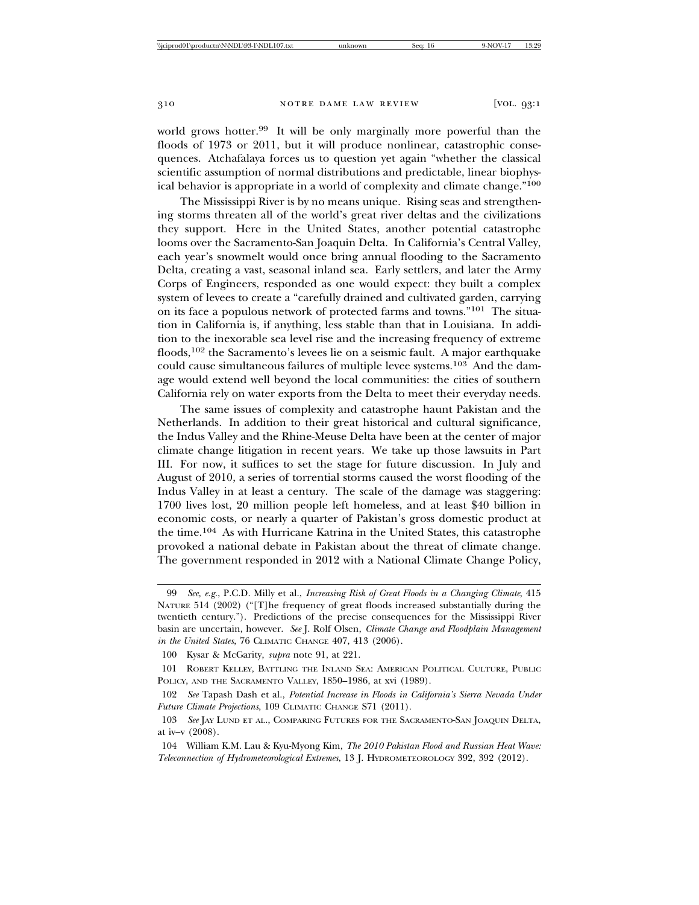world grows hotter.[99] It will be only marginally more powerful than the floods of 1973 or 2011, but it will produce nonlinear, catastrophic consequences. Atchafalaya forces us to question yet again "whether the classical scientific assumption of normal distributions and predictable, linear biophysical behavior is appropriate in a world of complexity and climate change."[100]

The Mississippi River is by no means unique. Rising seas and strengthening storms threaten all of the world's great river deltas and the civilizations they support. Here in the United States, another potential catastrophe looms over the Sacramento-San Joaquin Delta. In California's Central Valley, each year's snowmelt would once bring annual flooding to the Sacramento Delta, creating a vast, seasonal inland sea. Early settlers, and later the Army Corps of Engineers, responded as one would expect: they built a complex system of levees to create a "carefully drained and cultivated garden, carrying on its face a populous network of protected farms and towns."[101] The situation in California is, if anything, less stable than that in Louisiana. In addition to the inexorable sea level rise and the increasing frequency of extreme floods,[102] the Sacramento's levees lie on a seismic fault. A major earthquake could cause simultaneous failures of multiple levee systems.[103] And the damage would extend well beyond the local communities: the cities of southern California rely on water exports from the Delta to meet their everyday needs.

The same issues of complexity and catastrophe haunt Pakistan and the Netherlands. In addition to their great historical and cultural significance, the Indus Valley and the Rhine-Meuse Delta have been at the center of major climate change litigation in recent years. We take up those lawsuits in Part III. For now, it suffices to set the stage for future discussion. In July and August of 2010, a series of torrential storms caused the worst flooding of the Indus Valley in at least a century. The scale of the damage was staggering: 1700 lives lost, 20 million people left homeless, and at least $40 billion in economic costs, or nearly a quarter of Pakistan's gross domestic product at the time.[104] As with Hurricane Katrina in the United States, this catastrophe provoked a national debate in Pakistan about the threat of climate change. The government responded in 2012 with a National Climate Change Policy,

---

99 *See, e.g.*, P.C.D. Milly et al., *Increasing Risk of Great Floods in a Changing Climate*, 415 NATURE 514 (2002) ("[T]he frequency of great floods increased substantially during the twentieth century."). Predictions of the precise consequences for the Mississippi River basin are uncertain, however. *See* J. Rolf Olsen, *Climate Change and Floodplain Management in the United States*, 76 CLIMATIC CHANGE 407, 413 (2006).

100 Kysar & McGarity, *supra* note 91, at 221.

101 ROBERT KELLEY, BATTLING THE INLAND SEA: AMERICAN POLITICAL CULTURE, PUBLIC POLICY, AND THE SACRAMENTO VALLEY, 1850–1986, at xvi (1989).

102 *See* Tapash Dash et al., *Potential Increase in Floods in California's Sierra Nevada Under Future Climate Projections*, 109 CLIMATIC CHANGE S71 (2011).

103 *See* JAY LUND ET AL., COMPARING FUTURES FOR THE SACRAMENTO-SAN JOAQUIN DELTA, at iv–v (2008).

104 William K.M. Lau & Kyu-Myong Kim, *The 2010 Pakistan Flood and Russian Heat Wave: Teleconnection of Hydrometeorological Extremes*, 13 J. HYDROMETEOROLOGY 392, 392 (2012).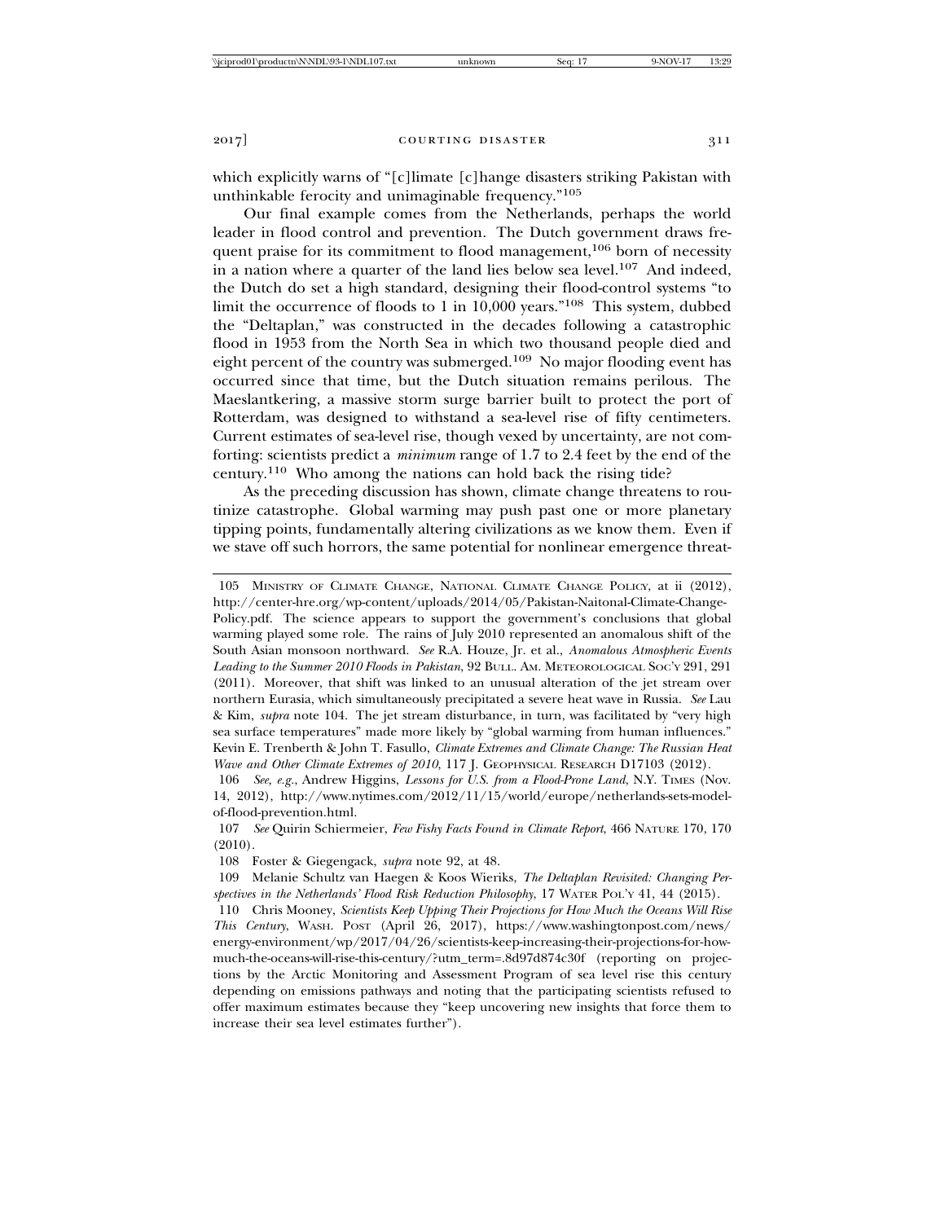which explicitly warns of "[c]limate [c]hange disasters striking Pakistan with unthinkable ferocity and unimaginable frequency."[105]

Our final example comes from the Netherlands, perhaps the world leader in flood control and prevention. The Dutch government draws frequent praise for its commitment to flood management,[106] born of necessity in a nation where a quarter of the land lies below sea level.[107] And indeed, the Dutch do set a high standard, designing their flood-control systems "to limit the occurrence of floods to 1 in 10,000 years."[108] This system, dubbed the "Deltaplan," was constructed in the decades following a catastrophic flood in 1953 from the North Sea in which two thousand people died and eight percent of the country was submerged.[109] No major flooding event has occurred since that time, but the Dutch situation remains perilous. The Maeslantkering, a massive storm surge barrier built to protect the port of Rotterdam, was designed to withstand a sea-level rise of fifty centimeters. Current estimates of sea-level rise, though vexed by uncertainty, are not comforting: scientists predict a *minimum* range of 1.7 to 2.4 feet by the end of the century.[110] Who among the nations can hold back the rising tide?

As the preceding discussion has shown, climate change threatens to routinize catastrophe. Global warming may push past one or more planetary tipping points, fundamentally altering civilizations as we know them. Even if we stave off such horrors, the same potential for nonlinear emergence threat-

---

105 MINISTRY OF CLIMATE CHANGE, NATIONAL CLIMATE CHANGE POLICY, at ii (2012), http://center-hre.org/wp-content/uploads/2014/05/Pakistan-Naitonal-Climate-Change-Policy.pdf. The science appears to support the government's conclusions that global warming played some role. The rains of July 2010 represented an anomalous shift of the South Asian monsoon northward. *See* R.A. Houze, Jr. et al., *Anomalous Atmospheric Events Leading to the Summer 2010 Floods in Pakistan*, 92 BULL. AM. METEOROLOGICAL SOC'Y 291, 291 (2011). Moreover, that shift was linked to an unusual alteration of the jet stream over northern Eurasia, which simultaneously precipitated a severe heat wave in Russia. *See* Lau & Kim, *supra* note 104. The jet stream disturbance, in turn, was facilitated by "very high sea surface temperatures" made more likely by "global warming from human influences." Kevin E. Trenberth & John T. Fasullo, *Climate Extremes and Climate Change: The Russian Heat Wave and Other Climate Extremes of 2010*, 117 J. GEOPHYSICAL RESEARCH D17103 (2012).

106 *See, e.g.*, Andrew Higgins, *Lessons for U.S. from a Flood-Prone Land*, N.Y. TIMES (Nov. 14, 2012), http://www.nytimes.com/2012/11/15/world/europe/netherlands-sets-model-of-flood-prevention.html.

107 *See* Quirin Schiermeier, *Few Fishy Facts Found in Climate Report*, 466 NATURE 170, 170 (2010).

108 Foster & Giegengack, *supra* note 92, at 48.

109 Melanie Schultz van Haegen & Koos Wieriks, *The Deltaplan Revisited: Changing Perspectives in the Netherlands' Flood Risk Reduction Philosophy*, 17 WATER POL'Y 41, 44 (2015).

110 Chris Mooney, *Scientists Keep Upping Their Projections for How Much the Oceans Will Rise This Century*, WASH. POST (April 26, 2017), https://www.washingtonpost.com/news/energy-environment/wp/2017/04/26/scientists-keep-increasing-their-projections-for-how-much-the-oceans-will-rise-this-century/?utm_term=.8d97d874c30f (reporting on projections by the Arctic Monitoring and Assessment Program of sea level rise this century depending on emissions pathways and noting that the participating scientists refused to offer maximum estimates because they "keep uncovering new insights that force them to increase their sea level estimates further").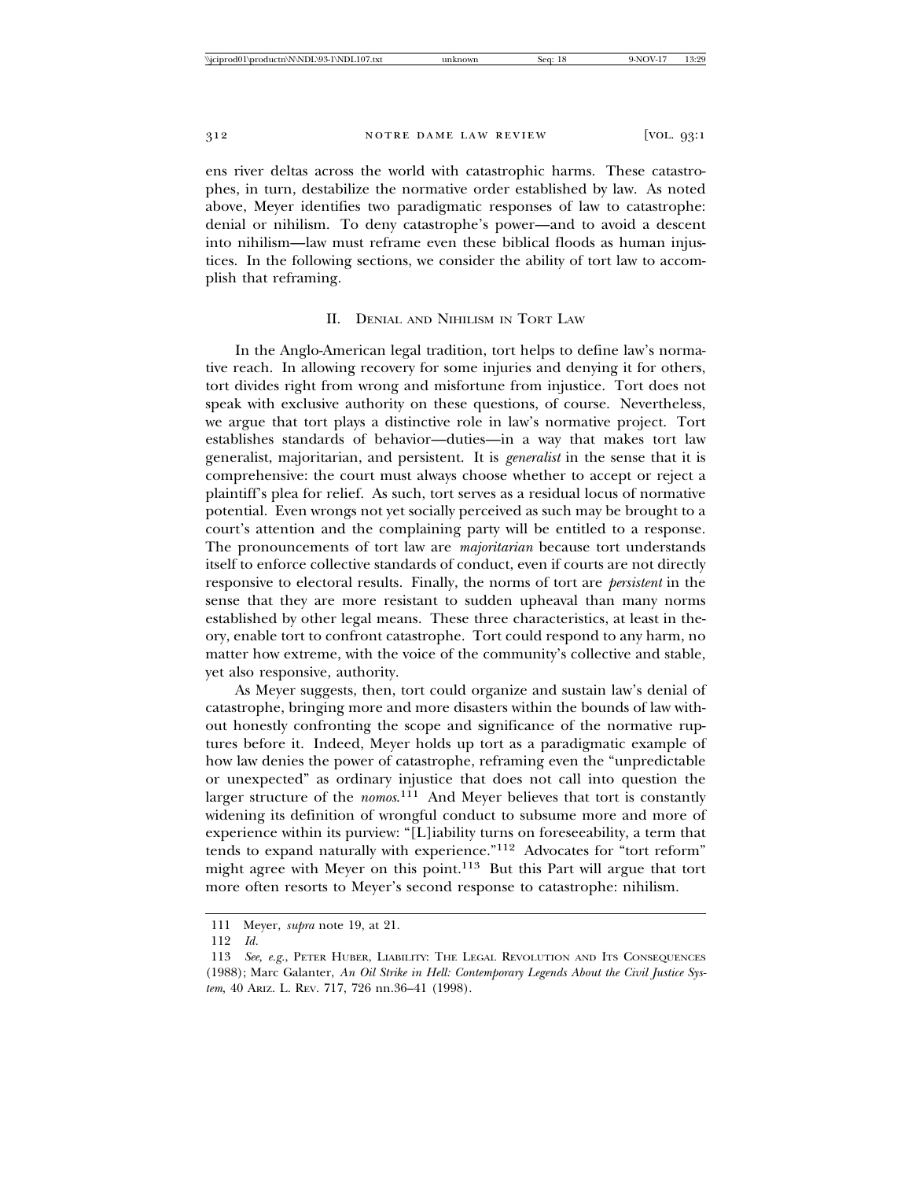ens river deltas across the world with catastrophic harms. These catastrophes, in turn, destabilize the normative order established by law. As noted above, Meyer identifies two paradigmatic responses of law to catastrophe: denial or nihilism. To deny catastrophe's power—and to avoid a descent into nihilism—law must reframe even these biblical floods as human injustices. In the following sections, we consider the ability of tort law to accomplish that reframing.

## II. Denial and Nihilism in Tort Law

In the Anglo-American legal tradition, tort helps to define law's normative reach. In allowing recovery for some injuries and denying it for others, tort divides right from wrong and misfortune from injustice. Tort does not speak with exclusive authority on these questions, of course. Nevertheless, we argue that tort plays a distinctive role in law's normative project. Tort establishes standards of behavior—duties—in a way that makes tort law generalist, majoritarian, and persistent. It is *generalist* in the sense that it is comprehensive: the court must always choose whether to accept or reject a plaintiff's plea for relief. As such, tort serves as a residual locus of normative potential. Even wrongs not yet socially perceived as such may be brought to a court's attention and the complaining party will be entitled to a response. The pronouncements of tort law are *majoritarian* because tort understands itself to enforce collective standards of conduct, even if courts are not directly responsive to electoral results. Finally, the norms of tort are *persistent* in the sense that they are more resistant to sudden upheaval than many norms established by other legal means. These three characteristics, at least in theory, enable tort to confront catastrophe. Tort could respond to any harm, no matter how extreme, with the voice of the community's collective and stable, yet also responsive, authority.

As Meyer suggests, then, tort could organize and sustain law's denial of catastrophe, bringing more and more disasters within the bounds of law without honestly confronting the scope and significance of the normative ruptures before it. Indeed, Meyer holds up tort as a paradigmatic example of how law denies the power of catastrophe, reframing even the "unpredictable or unexpected" as ordinary injustice that does not call into question the larger structure of the *nomos*.[111] And Meyer believes that tort is constantly widening its definition of wrongful conduct to subsume more and more of experience within its purview: "[L]iability turns on foreseeability, a term that tends to expand naturally with experience."[112] Advocates for "tort reform" might agree with Meyer on this point.[113] But this Part will argue that tort more often resorts to Meyer's second response to catastrophe: nihilism.

---

111 Meyer, *supra* note 19, at 21.

112 *Id.*

113 *See, e.g.*, Peter Huber, Liability: The Legal Revolution and Its Consequences (1988); Marc Galanter, *An Oil Strike in Hell: Contemporary Legends About the Civil Justice System*, 40 Ariz. L. Rev. 717, 726 nn.36–41 (1998).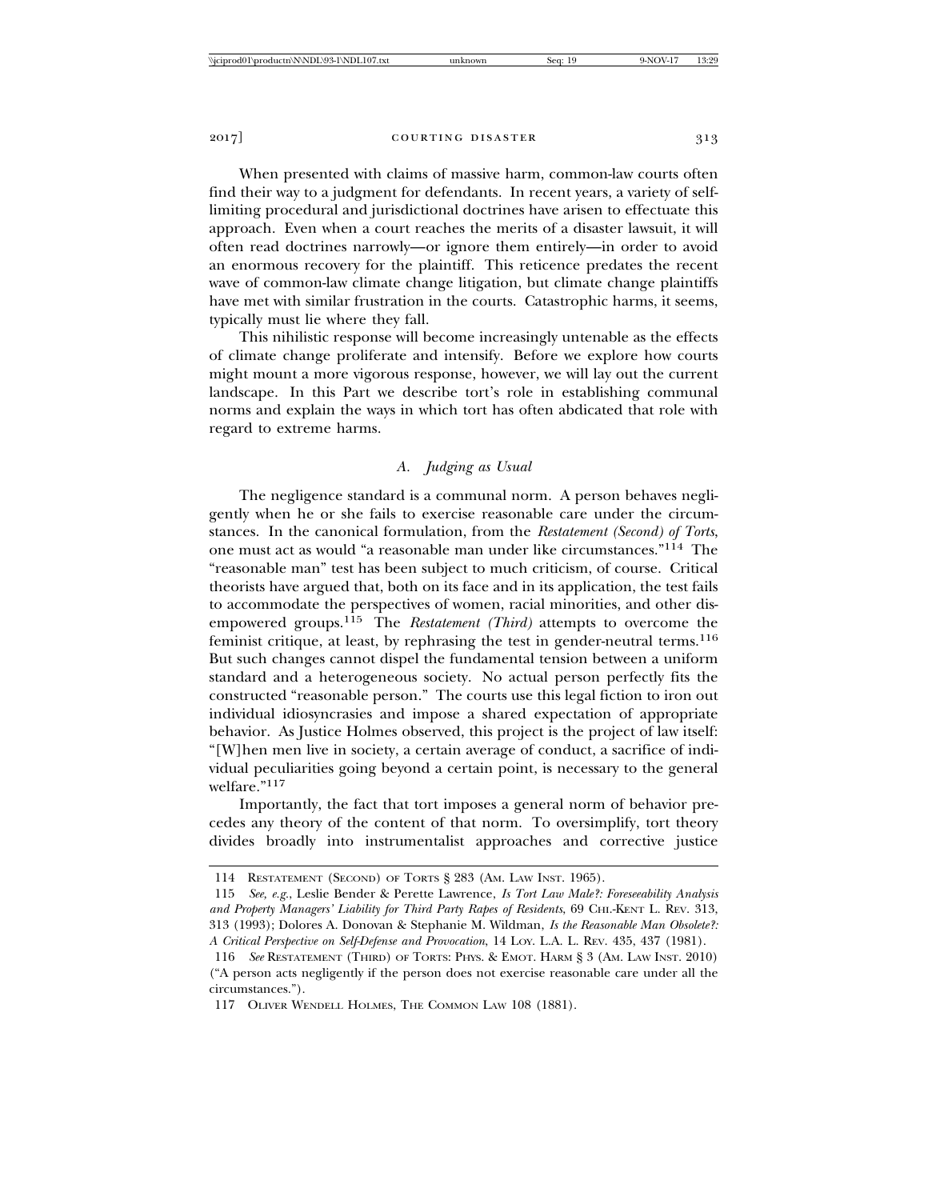When presented with claims of massive harm, common-law courts often find their way to a judgment for defendants. In recent years, a variety of self-limiting procedural and jurisdictional doctrines have arisen to effectuate this approach. Even when a court reaches the merits of a disaster lawsuit, it will often read doctrines narrowly—or ignore them entirely—in order to avoid an enormous recovery for the plaintiff. This reticence predates the recent wave of common-law climate change litigation, but climate change plaintiffs have met with similar frustration in the courts. Catastrophic harms, it seems, typically must lie where they fall.

This nihilistic response will become increasingly untenable as the effects of climate change proliferate and intensify. Before we explore how courts might mount a more vigorous response, however, we will lay out the current landscape. In this Part we describe tort's role in establishing communal norms and explain the ways in which tort has often abdicated that role with regard to extreme harms.

### *A. Judging as Usual*

The negligence standard is a communal norm. A person behaves negligently when he or she fails to exercise reasonable care under the circumstances. In the canonical formulation, from the *Restatement (Second) of Torts*, one must act as would "a reasonable man under like circumstances."[114] The "reasonable man" test has been subject to much criticism, of course. Critical theorists have argued that, both on its face and in its application, the test fails to accommodate the perspectives of women, racial minorities, and other disempowered groups.[115] The *Restatement (Third)* attempts to overcome the feminist critique, at least, by rephrasing the test in gender-neutral terms.[116] But such changes cannot dispel the fundamental tension between a uniform standard and a heterogeneous society. No actual person perfectly fits the constructed "reasonable person." The courts use this legal fiction to iron out individual idiosyncrasies and impose a shared expectation of appropriate behavior. As Justice Holmes observed, this project is the project of law itself: "[W]hen men live in society, a certain average of conduct, a sacrifice of individual peculiarities going beyond a certain point, is necessary to the general welfare."[117]

Importantly, the fact that tort imposes a general norm of behavior precedes any theory of the content of that norm. To oversimplify, tort theory divides broadly into instrumentalist approaches and corrective justice

---

114 RESTATEMENT (SECOND) OF TORTS § 283 (AM. LAW INST. 1965).

115 *See, e.g.*, Leslie Bender & Perette Lawrence, *Is Tort Law Male?: Foreseeability Analysis and Property Managers' Liability for Third Party Rapes of Residents*, 69 CHI.-KENT L. REV. 313, 313 (1993); Dolores A. Donovan & Stephanie M. Wildman, *Is the Reasonable Man Obsolete?: A Critical Perspective on Self-Defense and Provocation*, 14 LOY. L.A. L. REV. 435, 437 (1981).

116 *See* RESTATEMENT (THIRD) OF TORTS: PHYS. & EMOT. HARM § 3 (AM. LAW INST. 2010) ("A person acts negligently if the person does not exercise reasonable care under all the circumstances.").

117 OLIVER WENDELL HOLMES, THE COMMON LAW 108 (1881).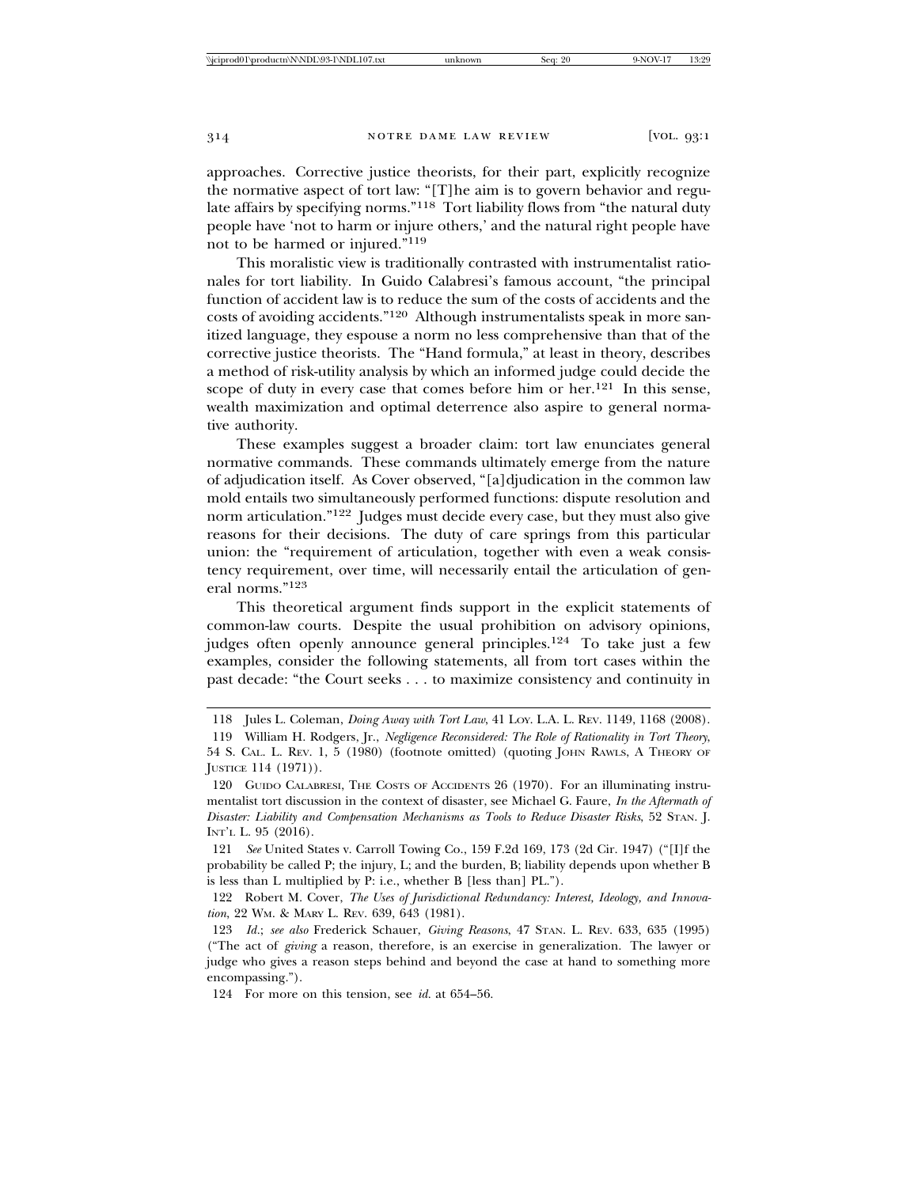approaches. Corrective justice theorists, for their part, explicitly recognize the normative aspect of tort law: "[T]he aim is to govern behavior and regulate affairs by specifying norms."[118] Tort liability flows from "the natural duty people have 'not to harm or injure others,' and the natural right people have not to be harmed or injured."[119]

This moralistic view is traditionally contrasted with instrumentalist rationales for tort liability. In Guido Calabresi's famous account, "the principal function of accident law is to reduce the sum of the costs of accidents and the costs of avoiding accidents."[120] Although instrumentalists speak in more sanitized language, they espouse a norm no less comprehensive than that of the corrective justice theorists. The "Hand formula," at least in theory, describes a method of risk-utility analysis by which an informed judge could decide the scope of duty in every case that comes before him or her.[121] In this sense, wealth maximization and optimal deterrence also aspire to general normative authority.

These examples suggest a broader claim: tort law enunciates general normative commands. These commands ultimately emerge from the nature of adjudication itself. As Cover observed, "[a]djudication in the common law mold entails two simultaneously performed functions: dispute resolution and norm articulation."[122] Judges must decide every case, but they must also give reasons for their decisions. The duty of care springs from this particular union: the "requirement of articulation, together with even a weak consistency requirement, over time, will necessarily entail the articulation of general norms."[123]

This theoretical argument finds support in the explicit statements of common-law courts. Despite the usual prohibition on advisory opinions, judges often openly announce general principles.[124] To take just a few examples, consider the following statements, all from tort cases within the past decade: "the Court seeks . . . to maximize consistency and continuity in

---

118 Jules L. Coleman, *Doing Away with Tort Law*, 41 LOY. L.A. L. REV. 1149, 1168 (2008).

119 William H. Rodgers, Jr., *Negligence Reconsidered: The Role of Rationality in Tort Theory*, 54 S. CAL. L. REV. 1, 5 (1980) (footnote omitted) (quoting JOHN RAWLS, A THEORY OF JUSTICE 114 (1971)).

120 GUIDO CALABRESI, THE COSTS OF ACCIDENTS 26 (1970). For an illuminating instrumentalist tort discussion in the context of disaster, see Michael G. Faure, *In the Aftermath of Disaster: Liability and Compensation Mechanisms as Tools to Reduce Disaster Risks*, 52 STAN. J. INT'L L. 95 (2016).

121 *See* United States v. Carroll Towing Co., 159 F.2d 169, 173 (2d Cir. 1947) ("[I]f the probability be called P; the injury, L; and the burden, B; liability depends upon whether B is less than L multiplied by P: i.e., whether B [less than] PL.").

122 Robert M. Cover, *The Uses of Jurisdictional Redundancy: Interest, Ideology, and Innovation*, 22 WM. & MARY L. REV. 639, 643 (1981).

123 *Id.*; *see also* Frederick Schauer, *Giving Reasons*, 47 STAN. L. REV. 633, 635 (1995) ("The act of *giving* a reason, therefore, is an exercise in generalization. The lawyer or judge who gives a reason steps behind and beyond the case at hand to something more encompassing.").

124 For more on this tension, see *id.* at 654–56.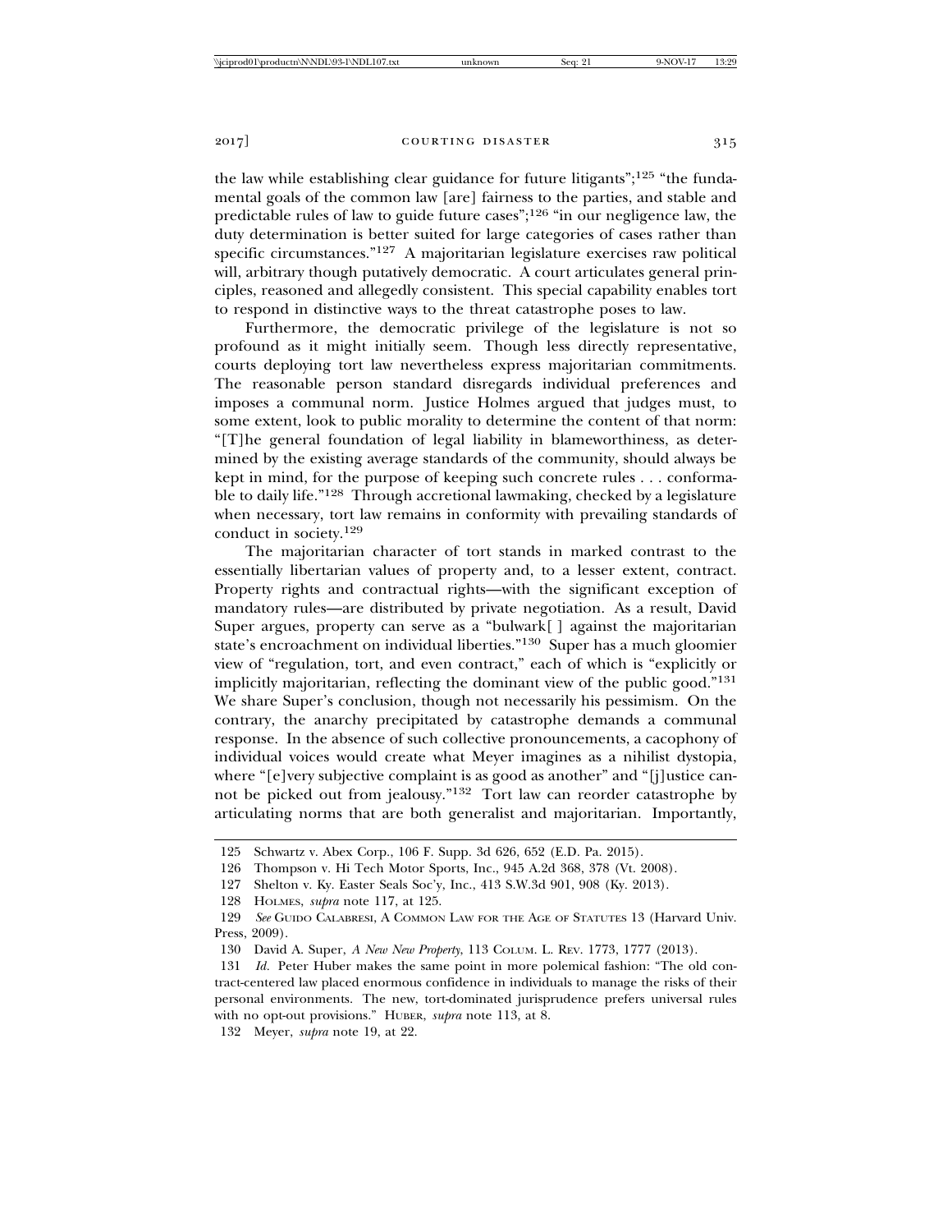the law while establishing clear guidance for future litigants";[125] "the fundamental goals of the common law [are] fairness to the parties, and stable and predictable rules of law to guide future cases";[126] "in our negligence law, the duty determination is better suited for large categories of cases rather than specific circumstances."[127] A majoritarian legislature exercises raw political will, arbitrary though putatively democratic. A court articulates general principles, reasoned and allegedly consistent. This special capability enables tort to respond in distinctive ways to the threat catastrophe poses to law.

Furthermore, the democratic privilege of the legislature is not so profound as it might initially seem. Though less directly representative, courts deploying tort law nevertheless express majoritarian commitments. The reasonable person standard disregards individual preferences and imposes a communal norm. Justice Holmes argued that judges must, to some extent, look to public morality to determine the content of that norm: "[T]he general foundation of legal liability in blameworthiness, as determined by the existing average standards of the community, should always be kept in mind, for the purpose of keeping such concrete rules . . . conformable to daily life."[128] Through accretional lawmaking, checked by a legislature when necessary, tort law remains in conformity with prevailing standards of conduct in society.[129]

The majoritarian character of tort stands in marked contrast to the essentially libertarian values of property and, to a lesser extent, contract. Property rights and contractual rights—with the significant exception of mandatory rules—are distributed by private negotiation. As a result, David Super argues, property can serve as a "bulwark[ ] against the majoritarian state's encroachment on individual liberties."[130] Super has a much gloomier view of "regulation, tort, and even contract," each of which is "explicitly or implicitly majoritarian, reflecting the dominant view of the public good."[131] We share Super's conclusion, though not necessarily his pessimism. On the contrary, the anarchy precipitated by catastrophe demands a communal response. In the absence of such collective pronouncements, a cacophony of individual voices would create what Meyer imagines as a nihilist dystopia, where "[e]very subjective complaint is as good as another" and "[j]ustice cannot be picked out from jealousy."[132] Tort law can reorder catastrophe by articulating norms that are both generalist and majoritarian. Importantly,

---

125 Schwartz v. Abex Corp., 106 F. Supp. 3d 626, 652 (E.D. Pa. 2015).

126 Thompson v. Hi Tech Motor Sports, Inc., 945 A.2d 368, 378 (Vt. 2008).

127 Shelton v. Ky. Easter Seals Soc'y, Inc., 413 S.W.3d 901, 908 (Ky. 2013).

128 HOLMES, *supra* note 117, at 125.

129 *See* GUIDO CALABRESI, A COMMON LAW FOR THE AGE OF STATUTES 13 (Harvard Univ. Press, 2009).

130 David A. Super, *A New New Property*, 113 COLUM. L. REV. 1773, 1777 (2013).

131 *Id.* Peter Huber makes the same point in more polemical fashion: "The old contract-centered law placed enormous confidence in individuals to manage the risks of their personal environments. The new, tort-dominated jurisprudence prefers universal rules with no opt-out provisions." HUBER, *supra* note 113, at 8.

132 Meyer, *supra* note 19, at 22.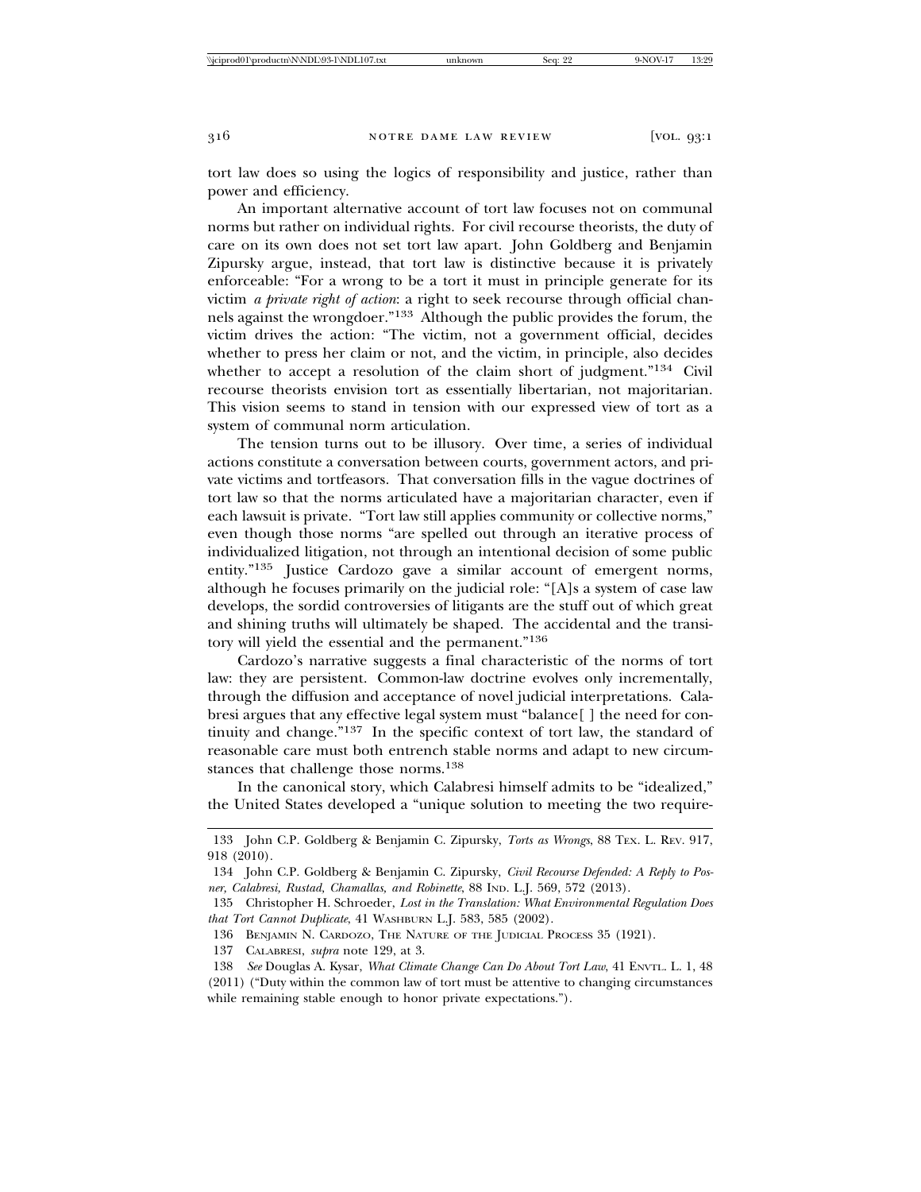tort law does so using the logics of responsibility and justice, rather than power and efficiency.

An important alternative account of tort law focuses not on communal norms but rather on individual rights. For civil recourse theorists, the duty of care on its own does not set tort law apart. John Goldberg and Benjamin Zipursky argue, instead, that tort law is distinctive because it is privately enforceable: "For a wrong to be a tort it must in principle generate for its victim *a private right of action*: a right to seek recourse through official channels against the wrongdoer."[133] Although the public provides the forum, the victim drives the action: "The victim, not a government official, decides whether to press her claim or not, and the victim, in principle, also decides whether to accept a resolution of the claim short of judgment."[134] Civil recourse theorists envision tort as essentially libertarian, not majoritarian. This vision seems to stand in tension with our expressed view of tort as a system of communal norm articulation.

The tension turns out to be illusory. Over time, a series of individual actions constitute a conversation between courts, government actors, and private victims and tortfeasors. That conversation fills in the vague doctrines of tort law so that the norms articulated have a majoritarian character, even if each lawsuit is private. "Tort law still applies community or collective norms," even though those norms "are spelled out through an iterative process of individualized litigation, not through an intentional decision of some public entity."[135] Justice Cardozo gave a similar account of emergent norms, although he focuses primarily on the judicial role: "[A]s a system of case law develops, the sordid controversies of litigants are the stuff out of which great and shining truths will ultimately be shaped. The accidental and the transitory will yield the essential and the permanent."[136]

Cardozo's narrative suggests a final characteristic of the norms of tort law: they are persistent. Common-law doctrine evolves only incrementally, through the diffusion and acceptance of novel judicial interpretations. Calabresi argues that any effective legal system must "balance[ ] the need for continuity and change."[137] In the specific context of tort law, the standard of reasonable care must both entrench stable norms and adapt to new circumstances that challenge those norms.[138]

In the canonical story, which Calabresi himself admits to be "idealized," the United States developed a "unique solution to meeting the two require-

---

133 John C.P. Goldberg & Benjamin C. Zipursky, *Torts as Wrongs*, 88 TEX. L. REV. 917, 918 (2010).

134 John C.P. Goldberg & Benjamin C. Zipursky, *Civil Recourse Defended: A Reply to Posner, Calabresi, Rustad, Chamallas, and Robinette*, 88 IND. L.J. 569, 572 (2013).

135 Christopher H. Schroeder, *Lost in the Translation: What Environmental Regulation Does that Tort Cannot Duplicate*, 41 WASHBURN L.J. 583, 585 (2002).

136 BENJAMIN N. CARDOZO, THE NATURE OF THE JUDICIAL PROCESS 35 (1921).

137 CALABRESI, *supra* note 129, at 3.

138 *See* Douglas A. Kysar, *What Climate Change Can Do About Tort Law*, 41 ENVTL. L. 1, 48 (2011) ("Duty within the common law of tort must be attentive to changing circumstances while remaining stable enough to honor private expectations.").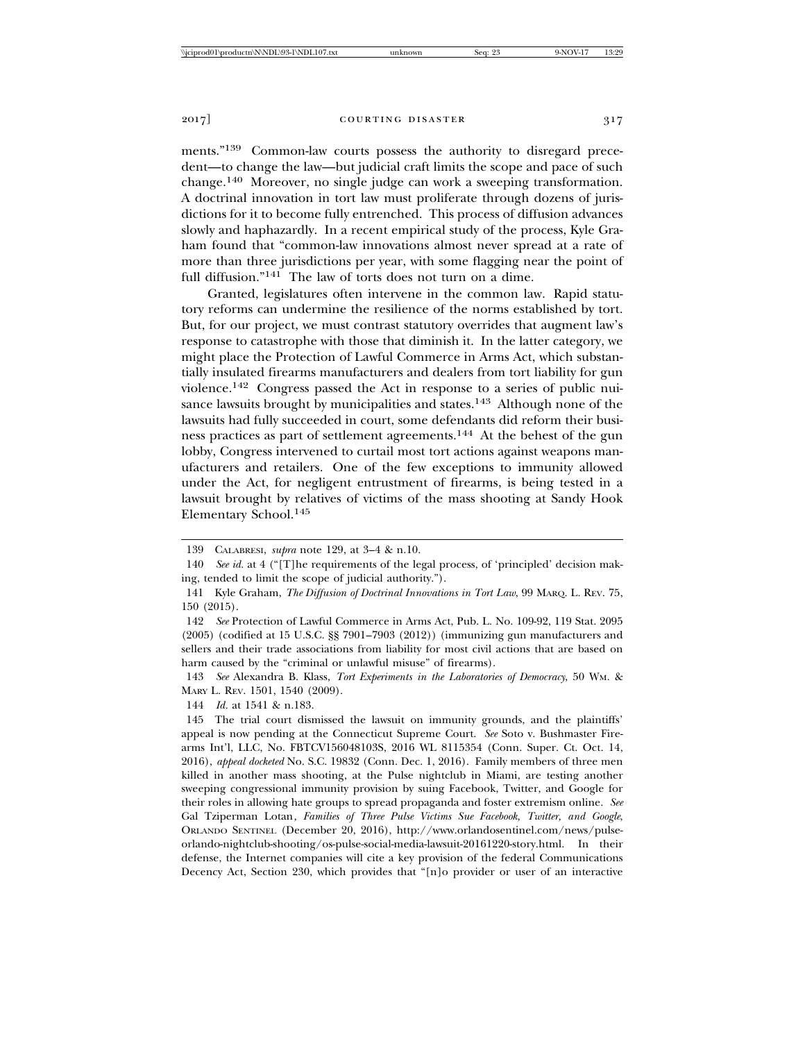ments."[139] Common-law courts possess the authority to disregard precedent—to change the law—but judicial craft limits the scope and pace of such change.[140] Moreover, no single judge can work a sweeping transformation. A doctrinal innovation in tort law must proliferate through dozens of jurisdictions for it to become fully entrenched. This process of diffusion advances slowly and haphazardly. In a recent empirical study of the process, Kyle Graham found that "common-law innovations almost never spread at a rate of more than three jurisdictions per year, with some flagging near the point of full diffusion."[141] The law of torts does not turn on a dime.

Granted, legislatures often intervene in the common law. Rapid statutory reforms can undermine the resilience of the norms established by tort. But, for our project, we must contrast statutory overrides that augment law's response to catastrophe with those that diminish it. In the latter category, we might place the Protection of Lawful Commerce in Arms Act, which substantially insulated firearms manufacturers and dealers from tort liability for gun violence.[142] Congress passed the Act in response to a series of public nuisance lawsuits brought by municipalities and states.[143] Although none of the lawsuits had fully succeeded in court, some defendants did reform their business practices as part of settlement agreements.[144] At the behest of the gun lobby, Congress intervened to curtail most tort actions against weapons manufacturers and retailers. One of the few exceptions to immunity allowed under the Act, for negligent entrustment of firearms, is being tested in a lawsuit brought by relatives of victims of the mass shooting at Sandy Hook Elementary School.[145]

---

139 CALABRESI, *supra* note 129, at 3–4 & n.10.

140 *See id.* at 4 ("[T]he requirements of the legal process, of 'principled' decision making, tended to limit the scope of judicial authority.").

141 Kyle Graham, *The Diffusion of Doctrinal Innovations in Tort Law*, 99 MARQ. L. REV. 75, 150 (2015).

142 *See* Protection of Lawful Commerce in Arms Act, Pub. L. No. 109-92, 119 Stat. 2095 (2005) (codified at 15 U.S.C. §§ 7901–7903 (2012)) (immunizing gun manufacturers and sellers and their trade associations from liability for most civil actions that are based on harm caused by the "criminal or unlawful misuse" of firearms).

143 *See* Alexandra B. Klass, *Tort Experiments in the Laboratories of Democracy*, 50 WM. & MARY L. REV. 1501, 1540 (2009).

144 *Id.* at 1541 & n.183.

145 The trial court dismissed the lawsuit on immunity grounds, and the plaintiffs' appeal is now pending at the Connecticut Supreme Court. *See* Soto v. Bushmaster Firearms Int'l, LLC, No. FBTCV156048103S, 2016 WL 8115354 (Conn. Super. Ct. Oct. 14, 2016), *appeal docketed* No. S.C. 19832 (Conn. Dec. 1, 2016). Family members of three men killed in another mass shooting, at the Pulse nightclub in Miami, are testing another sweeping congressional immunity provision by suing Facebook, Twitter, and Google for their roles in allowing hate groups to spread propaganda and foster extremism online. *See* Gal Tziperman Lotan, *Families of Three Pulse Victims Sue Facebook, Twitter, and Google*, ORLANDO SENTINEL (December 20, 2016), http://www.orlandosentinel.com/news/pulse-orlando-nightclub-shooting/os-pulse-social-media-lawsuit-20161220-story.html. In their defense, the Internet companies will cite a key provision of the federal Communications Decency Act, Section 230, which provides that "[n]o provider or user of an interactive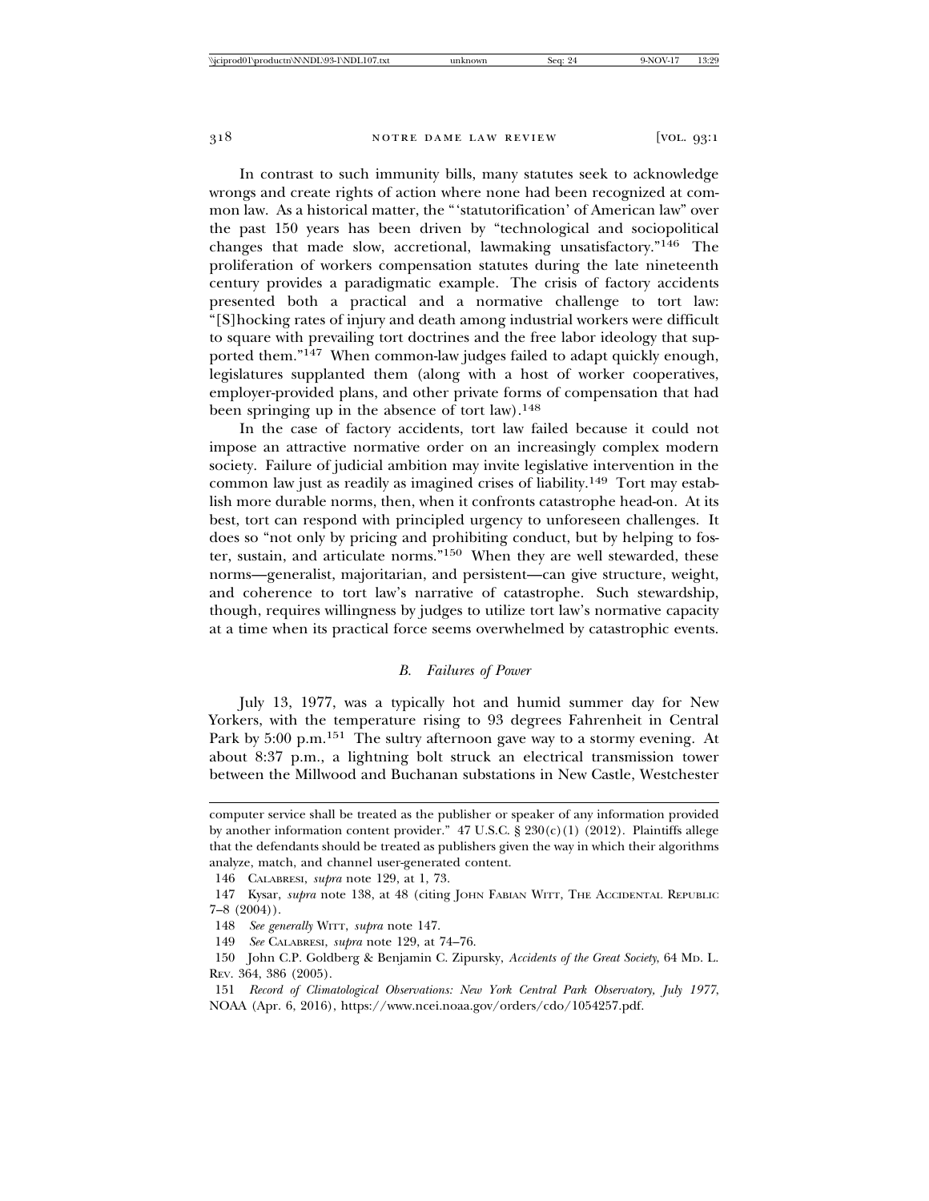In contrast to such immunity bills, many statutes seek to acknowledge wrongs and create rights of action where none had been recognized at common law. As a historical matter, the "'statutorification' of American law" over the past 150 years has been driven by "technological and sociopolitical changes that made slow, accretional, lawmaking unsatisfactory."[146] The proliferation of workers compensation statutes during the late nineteenth century provides a paradigmatic example. The crisis of factory accidents presented both a practical and a normative challenge to tort law: "[S]hocking rates of injury and death among industrial workers were difficult to square with prevailing tort doctrines and the free labor ideology that supported them."[147] When common-law judges failed to adapt quickly enough, legislatures supplanted them (along with a host of worker cooperatives, employer-provided plans, and other private forms of compensation that had been springing up in the absence of tort law).[148]

In the case of factory accidents, tort law failed because it could not impose an attractive normative order on an increasingly complex modern society. Failure of judicial ambition may invite legislative intervention in the common law just as readily as imagined crises of liability.[149] Tort may establish more durable norms, then, when it confronts catastrophe head-on. At its best, tort can respond with principled urgency to unforeseen challenges. It does so "not only by pricing and prohibiting conduct, but by helping to foster, sustain, and articulate norms."[150] When they are well stewarded, these norms—generalist, majoritarian, and persistent—can give structure, weight, and coherence to tort law's narrative of catastrophe. Such stewardship, though, requires willingness by judges to utilize tort law's normative capacity at a time when its practical force seems overwhelmed by catastrophic events.

### *B. Failures of Power*

July 13, 1977, was a typically hot and humid summer day for New Yorkers, with the temperature rising to 93 degrees Fahrenheit in Central Park by 5:00 p.m.[151] The sultry afternoon gave way to a stormy evening. At about 8:37 p.m., a lightning bolt struck an electrical transmission tower between the Millwood and Buchanan substations in New Castle, Westchester

---

computer service shall be treated as the publisher or speaker of any information provided by another information content provider." 47 U.S.C. § 230(c)(1) (2012). Plaintiffs allege that the defendants should be treated as publishers given the way in which their algorithms analyze, match, and channel user-generated content.

146 CALABRESI, *supra* note 129, at 1, 73.

147 Kysar, *supra* note 138, at 48 (citing JOHN FABIAN WITT, THE ACCIDENTAL REPUBLIC 7–8 (2004)).

148 *See generally* WITT, *supra* note 147.

149 *See* CALABRESI, *supra* note 129, at 74–76.

150 John C.P. Goldberg & Benjamin C. Zipursky, *Accidents of the Great Society*, 64 MD. L. REV. 364, 386 (2005).

151 *Record of Climatological Observations: New York Central Park Observatory, July 1977*, NOAA (Apr. 6, 2016), https://www.ncei.noaa.gov/orders/cdo/1054257.pdf.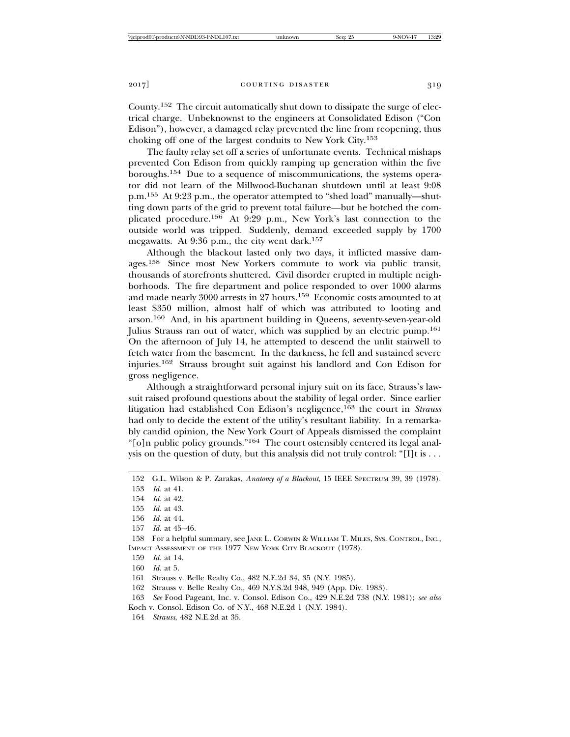County.[152] The circuit automatically shut down to dissipate the surge of electrical charge. Unbeknownst to the engineers at Consolidated Edison ("Con Edison"), however, a damaged relay prevented the line from reopening, thus choking off one of the largest conduits to New York City.[153]

The faulty relay set off a series of unfortunate events. Technical mishaps prevented Con Edison from quickly ramping up generation within the five boroughs.[154] Due to a sequence of miscommunications, the systems operator did not learn of the Millwood-Buchanan shutdown until at least 9:08 p.m.[155] At 9:23 p.m., the operator attempted to "shed load" manually—shutting down parts of the grid to prevent total failure—but he botched the complicated procedure.[156] At 9:29 p.m., New York's last connection to the outside world was tripped. Suddenly, demand exceeded supply by 1700 megawatts. At 9:36 p.m., the city went dark.[157]

Although the blackout lasted only two days, it inflicted massive damages.[158] Since most New Yorkers commute to work via public transit, thousands of storefronts shuttered. Civil disorder erupted in multiple neighborhoods. The fire department and police responded to over 1000 alarms and made nearly 3000 arrests in 27 hours.[159] Economic costs amounted to at least $350 million, almost half of which was attributed to looting and arson.[160] And, in his apartment building in Queens, seventy-seven-year-old Julius Strauss ran out of water, which was supplied by an electric pump.[161] On the afternoon of July 14, he attempted to descend the unlit stairwell to fetch water from the basement. In the darkness, he fell and sustained severe injuries.[162] Strauss brought suit against his landlord and Con Edison for gross negligence.

Although a straightforward personal injury suit on its face, Strauss's lawsuit raised profound questions about the stability of legal order. Since earlier litigation had established Con Edison's negligence,[163] the court in *Strauss* had only to decide the extent of the utility's resultant liability. In a remarkably candid opinion, the New York Court of Appeals dismissed the complaint "[o]n public policy grounds."[164] The court ostensibly centered its legal analysis on the question of duty, but this analysis did not truly control: "[I]t is . . .

---

152 G.L. Wilson & P. Zarakas, *Anatomy of a Blackout*, 15 IEEE SPECTRUM 39, 39 (1978).

153 *Id.* at 41.

154 *Id.* at 42.

155 *Id.* at 43.

156 *Id.* at 44.

157 *Id.* at 45–46.

158 For a helpful summary, see JANE L. CORWIN & WILLIAM T. MILES, SYS. CONTROL, INC., IMPACT ASSESSMENT OF THE 1977 NEW YORK CITY BLACKOUT (1978).

159 *Id.* at 14.

160 *Id.* at 5.

161 Strauss v. Belle Realty Co., 482 N.E.2d 34, 35 (N.Y. 1985).

162 Strauss v. Belle Realty Co., 469 N.Y.S.2d 948, 949 (App. Div. 1983).

163 *See* Food Pageant, Inc. v. Consol. Edison Co., 429 N.E.2d 738 (N.Y. 1981); *see also* Koch v. Consol. Edison Co. of N.Y., 468 N.E.2d 1 (N.Y. 1984).

164 *Strauss*, 482 N.E.2d at 35.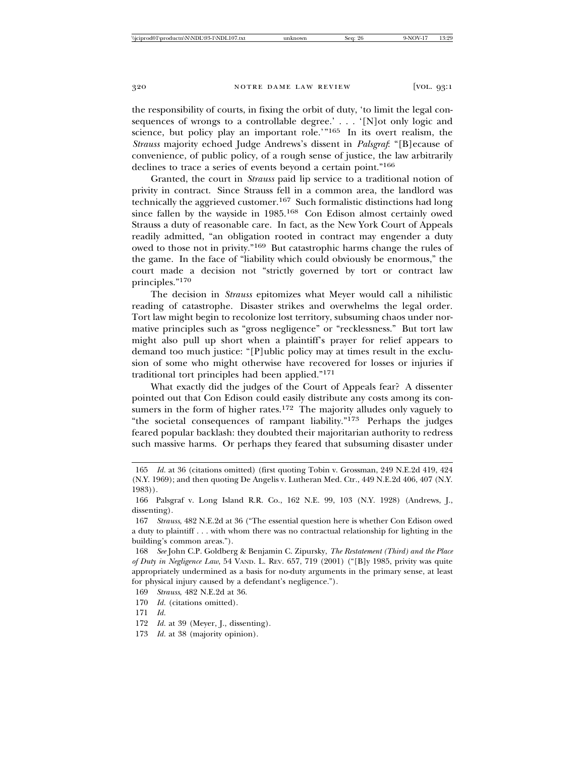the responsibility of courts, in fixing the orbit of duty, 'to limit the legal consequences of wrongs to a controllable degree.' . . . '[N]ot only logic and science, but policy play an important role.'"[165] In its overt realism, the *Strauss* majority echoed Judge Andrews's dissent in *Palsgraf*: "[B]ecause of convenience, of public policy, of a rough sense of justice, the law arbitrarily declines to trace a series of events beyond a certain point."[166]

Granted, the court in *Strauss* paid lip service to a traditional notion of privity in contract. Since Strauss fell in a common area, the landlord was technically the aggrieved customer.[167] Such formalistic distinctions had long since fallen by the wayside in 1985.[168] Con Edison almost certainly owed Strauss a duty of reasonable care. In fact, as the New York Court of Appeals readily admitted, "an obligation rooted in contract may engender a duty owed to those not in privity."[169] But catastrophic harms change the rules of the game. In the face of "liability which could obviously be enormous," the court made a decision not "strictly governed by tort or contract law principles."[170]

The decision in *Strauss* epitomizes what Meyer would call a nihilistic reading of catastrophe. Disaster strikes and overwhelms the legal order. Tort law might begin to recolonize lost territory, subsuming chaos under normative principles such as "gross negligence" or "recklessness." But tort law might also pull up short when a plaintiff's prayer for relief appears to demand too much justice: "[P]ublic policy may at times result in the exclusion of some who might otherwise have recovered for losses or injuries if traditional tort principles had been applied."[171]

What exactly did the judges of the Court of Appeals fear? A dissenter pointed out that Con Edison could easily distribute any costs among its consumers in the form of higher rates.[172] The majority alludes only vaguely to "the societal consequences of rampant liability."[173] Perhaps the judges feared popular backlash: they doubted their majoritarian authority to redress such massive harms. Or perhaps they feared that subsuming disaster under

---

165 *Id.* at 36 (citations omitted) (first quoting Tobin v. Grossman, 249 N.E.2d 419, 424 (N.Y. 1969); and then quoting De Angelis v. Lutheran Med. Ctr., 449 N.E.2d 406, 407 (N.Y. 1983)).

166 Palsgraf v. Long Island R.R. Co., 162 N.E. 99, 103 (N.Y. 1928) (Andrews, J., dissenting).

167 *Strauss*, 482 N.E.2d at 36 ("The essential question here is whether Con Edison owed a duty to plaintiff . . . with whom there was no contractual relationship for lighting in the building's common areas.").

168 *See* John C.P. Goldberg & Benjamin C. Zipursky, *The Restatement (Third) and the Place of Duty in Negligence Law*, 54 VAND. L. REV. 657, 719 (2001) ("[B]y 1985, privity was quite appropriately undermined as a basis for no-duty arguments in the primary sense, at least for physical injury caused by a defendant's negligence.").

169 *Strauss*, 482 N.E.2d at 36.

170 *Id.* (citations omitted).

171 *Id.*

172 *Id.* at 39 (Meyer, J., dissenting).

173 *Id.* at 38 (majority opinion).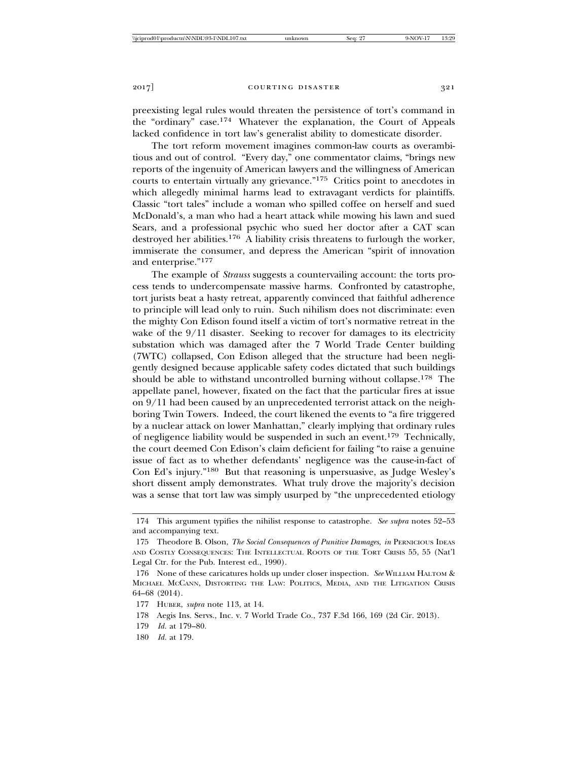preexisting legal rules would threaten the persistence of tort's command in the "ordinary" case.[174] Whatever the explanation, the Court of Appeals lacked confidence in tort law's generalist ability to domesticate disorder.

The tort reform movement imagines common-law courts as overambitious and out of control. "Every day," one commentator claims, "brings new reports of the ingenuity of American lawyers and the willingness of American courts to entertain virtually any grievance."[175] Critics point to anecdotes in which allegedly minimal harms lead to extravagant verdicts for plaintiffs. Classic "tort tales" include a woman who spilled coffee on herself and sued McDonald's, a man who had a heart attack while mowing his lawn and sued Sears, and a professional psychic who sued her doctor after a CAT scan destroyed her abilities.[176] A liability crisis threatens to furlough the worker, immiserate the consumer, and depress the American "spirit of innovation and enterprise."[177]

The example of *Strauss* suggests a countervailing account: the torts process tends to undercompensate massive harms. Confronted by catastrophe, tort jurists beat a hasty retreat, apparently convinced that faithful adherence to principle will lead only to ruin. Such nihilism does not discriminate: even the mighty Con Edison found itself a victim of tort's normative retreat in the wake of the 9/11 disaster. Seeking to recover for damages to its electricity substation which was damaged after the 7 World Trade Center building (7WTC) collapsed, Con Edison alleged that the structure had been negligently designed because applicable safety codes dictated that such buildings should be able to withstand uncontrolled burning without collapse.[178] The appellate panel, however, fixated on the fact that the particular fires at issue on 9/11 had been caused by an unprecedented terrorist attack on the neighboring Twin Towers. Indeed, the court likened the events to "a fire triggered by a nuclear attack on lower Manhattan," clearly implying that ordinary rules of negligence liability would be suspended in such an event.[179] Technically, the court deemed Con Edison's claim deficient for failing "to raise a genuine issue of fact as to whether defendants' negligence was the cause-in-fact of Con Ed's injury."[180] But that reasoning is unpersuasive, as Judge Wesley's short dissent amply demonstrates. What truly drove the majority's decision was a sense that tort law was simply usurped by "the unprecedented etiology

---

174 This argument typifies the nihilist response to catastrophe. *See supra* notes 52–53 and accompanying text.

175 Theodore B. Olson, *The Social Consequences of Punitive Damages*, *in* PERNICIOUS IDEAS AND COSTLY CONSEQUENCES: THE INTELLECTUAL ROOTS OF THE TORT CRISIS 55, 55 (Nat'l Legal Ctr. for the Pub. Interest ed., 1990).

176 None of these caricatures holds up under closer inspection. *See* WILLIAM HALTOM & MICHAEL MCCANN, DISTORTING THE LAW: POLITICS, MEDIA, AND THE LITIGATION CRISIS 64–68 (2014).

177 HUBER, *supra* note 113, at 14.

178 Aegis Ins. Servs., Inc. v. 7 World Trade Co., 737 F.3d 166, 169 (2d Cir. 2013).

179 *Id.* at 179–80.

180 *Id.* at 179.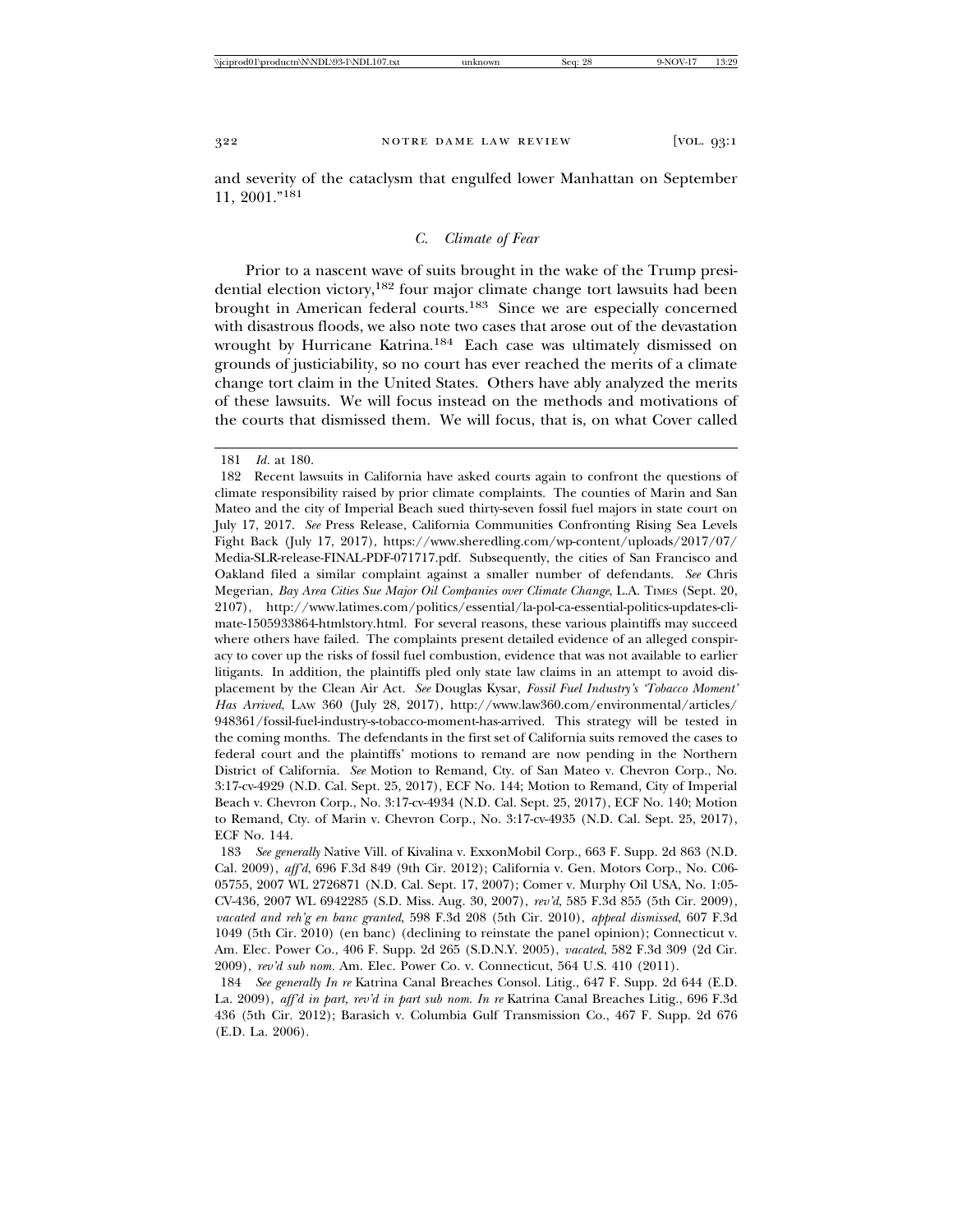and severity of the cataclysm that engulfed lower Manhattan on September 11, 2001."[181]

### *C. Climate of Fear*

Prior to a nascent wave of suits brought in the wake of the Trump presidential election victory,[182] four major climate change tort lawsuits had been brought in American federal courts.[183] Since we are especially concerned with disastrous floods, we also note two cases that arose out of the devastation wrought by Hurricane Katrina.[184] Each case was ultimately dismissed on grounds of justiciability, so no court has ever reached the merits of a climate change tort claim in the United States. Others have ably analyzed the merits of these lawsuits. We will focus instead on the methods and motivations of the courts that dismissed them. We will focus, that is, on what Cover called

---

181 *Id.* at 180.

182 Recent lawsuits in California have asked courts again to confront the questions of climate responsibility raised by prior climate complaints. The counties of Marin and San Mateo and the city of Imperial Beach sued thirty-seven fossil fuel majors in state court on July 17, 2017. *See* Press Release, California Communities Confronting Rising Sea Levels Fight Back (July 17, 2017), https://www.sheredling.com/wp-content/uploads/2017/07/Media-SLR-release-FINAL-PDF-071717.pdf. Subsequently, the cities of San Francisco and Oakland filed a similar complaint against a smaller number of defendants. *See* Chris Megerian, *Bay Area Cities Sue Major Oil Companies over Climate Change*, L.A. TIMES (Sept. 20, 2107), http://www.latimes.com/politics/essential/la-pol-ca-essential-politics-updates-climate-1505933864-htmlstory.html. For several reasons, these various plaintiffs may succeed where others have failed. The complaints present detailed evidence of an alleged conspiracy to cover up the risks of fossil fuel combustion, evidence that was not available to earlier litigants. In addition, the plaintiffs pled only state law claims in an attempt to avoid displacement by the Clean Air Act. *See* Douglas Kysar, *Fossil Fuel Industry's 'Tobacco Moment' Has Arrived*, LAW 360 (July 28, 2017), http://www.law360.com/environmental/articles/948361/fossil-fuel-industry-s-tobacco-moment-has-arrived. This strategy will be tested in the coming months. The defendants in the first set of California suits removed the cases to federal court and the plaintiffs' motions to remand are now pending in the Northern District of California. *See* Motion to Remand, Cty. of San Mateo v. Chevron Corp., No. 3:17-cv-4929 (N.D. Cal. Sept. 25, 2017), ECF No. 144; Motion to Remand, City of Imperial Beach v. Chevron Corp., No. 3:17-cv-4934 (N.D. Cal. Sept. 25, 2017), ECF No. 140; Motion to Remand, Cty. of Marin v. Chevron Corp., No. 3:17-cv-4935 (N.D. Cal. Sept. 25, 2017), ECF No. 144.

183 *See generally* Native Vill. of Kivalina v. ExxonMobil Corp., 663 F. Supp. 2d 863 (N.D. Cal. 2009), *aff'd*, 696 F.3d 849 (9th Cir. 2012); California v. Gen. Motors Corp., No. C06-05755, 2007 WL 2726871 (N.D. Cal. Sept. 17, 2007); Comer v. Murphy Oil USA, No. 1:05-CV-436, 2007 WL 6942285 (S.D. Miss. Aug. 30, 2007), *rev'd*, 585 F.3d 855 (5th Cir. 2009), *vacated and reh'g en banc granted*, 598 F.3d 208 (5th Cir. 2010), *appeal dismissed*, 607 F.3d 1049 (5th Cir. 2010) (en banc) (declining to reinstate the panel opinion); Connecticut v. Am. Elec. Power Co., 406 F. Supp. 2d 265 (S.D.N.Y. 2005), *vacated*, 582 F.3d 309 (2d Cir. 2009), *rev'd sub nom.* Am. Elec. Power Co. v. Connecticut, 564 U.S. 410 (2011).

184 *See generally In re* Katrina Canal Breaches Consol. Litig., 647 F. Supp. 2d 644 (E.D. La. 2009), *aff'd in part, rev'd in part sub nom. In re* Katrina Canal Breaches Litig., 696 F.3d 436 (5th Cir. 2012); Barasich v. Columbia Gulf Transmission Co., 467 F. Supp. 2d 676 (E.D. La. 2006).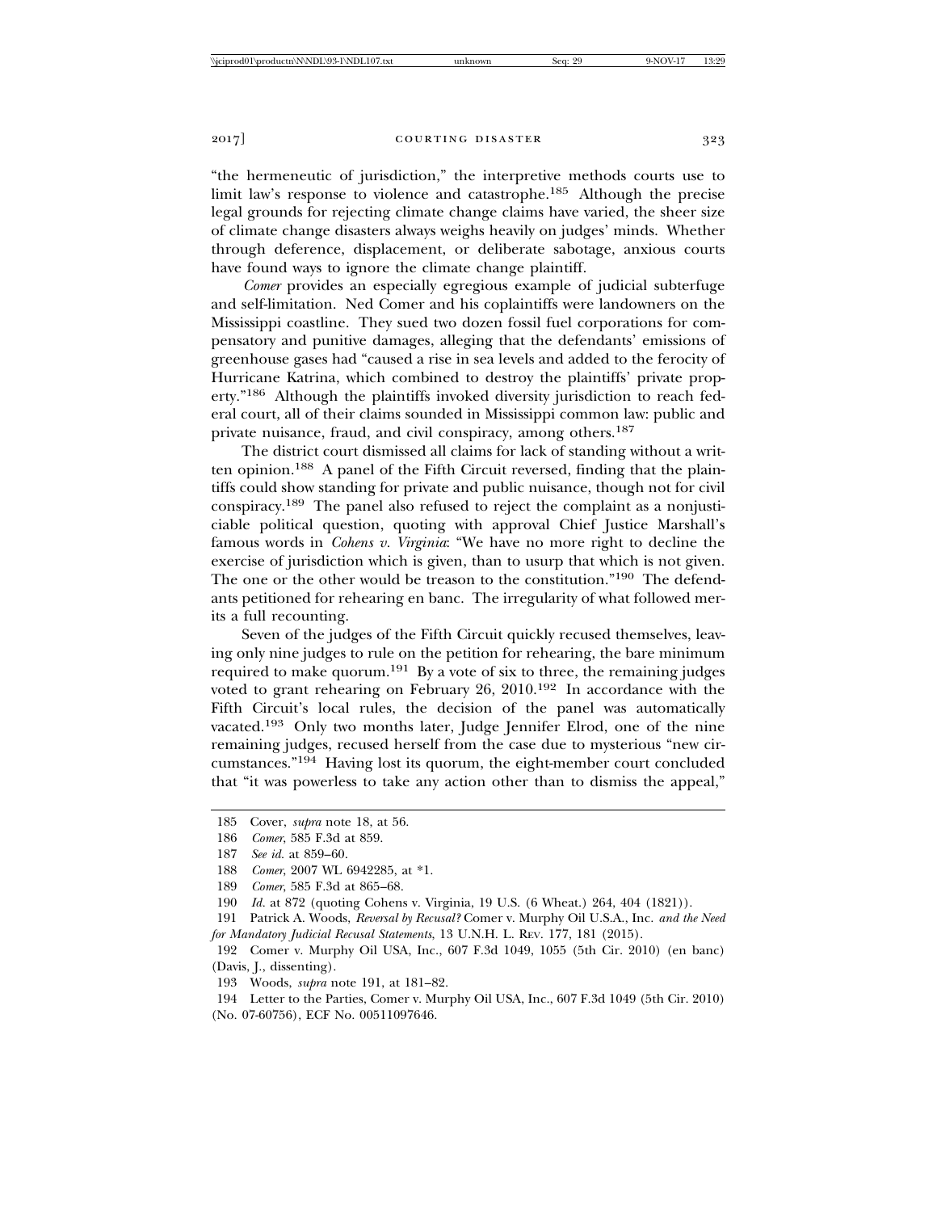"the hermeneutic of jurisdiction," the interpretive methods courts use to limit law's response to violence and catastrophe.[185] Although the precise legal grounds for rejecting climate change claims have varied, the sheer size of climate change disasters always weighs heavily on judges' minds. Whether through deference, displacement, or deliberate sabotage, anxious courts have found ways to ignore the climate change plaintiff.

*Comer* provides an especially egregious example of judicial subterfuge and self-limitation. Ned Comer and his coplaintiffs were landowners on the Mississippi coastline. They sued two dozen fossil fuel corporations for compensatory and punitive damages, alleging that the defendants' emissions of greenhouse gases had "caused a rise in sea levels and added to the ferocity of Hurricane Katrina, which combined to destroy the plaintiffs' private property."[186] Although the plaintiffs invoked diversity jurisdiction to reach federal court, all of their claims sounded in Mississippi common law: public and private nuisance, fraud, and civil conspiracy, among others.[187]

The district court dismissed all claims for lack of standing without a written opinion.[188] A panel of the Fifth Circuit reversed, finding that the plaintiffs could show standing for private and public nuisance, though not for civil conspiracy.[189] The panel also refused to reject the complaint as a nonjusticiable political question, quoting with approval Chief Justice Marshall's famous words in *Cohens v. Virginia*: "We have no more right to decline the exercise of jurisdiction which is given, than to usurp that which is not given. The one or the other would be treason to the constitution."[190] The defendants petitioned for rehearing en banc. The irregularity of what followed merits a full recounting.

Seven of the judges of the Fifth Circuit quickly recused themselves, leaving only nine judges to rule on the petition for rehearing, the bare minimum required to make quorum.[191] By a vote of six to three, the remaining judges voted to grant rehearing on February 26, 2010.[192] In accordance with the Fifth Circuit's local rules, the decision of the panel was automatically vacated.[193] Only two months later, Judge Jennifer Elrod, one of the nine remaining judges, recused herself from the case due to mysterious "new circumstances."[194] Having lost its quorum, the eight-member court concluded that "it was powerless to take any action other than to dismiss the appeal,"

---

185 Cover, *supra* note 18, at 56.

186 *Comer*, 585 F.3d at 859.

187 *See id.* at 859–60.

188 *Comer*, 2007 WL 6942285, at *1.

189 *Comer*, 585 F.3d at 865–68.

190 *Id.* at 872 (quoting Cohens v. Virginia, 19 U.S. (6 Wheat.) 264, 404 (1821)).

191 Patrick A. Woods, *Reversal by Recusal?* Comer v. Murphy Oil U.S.A., Inc. *and the Need for Mandatory Judicial Recusal Statements*, 13 U.N.H. L. REV. 177, 181 (2015).

192 Comer v. Murphy Oil USA, Inc., 607 F.3d 1049, 1055 (5th Cir. 2010) (en banc) (Davis, J., dissenting).

193 Woods, *supra* note 191, at 181–82.

194 Letter to the Parties, Comer v. Murphy Oil USA, Inc., 607 F.3d 1049 (5th Cir. 2010) (No. 07-60756), ECF No. 00511097646.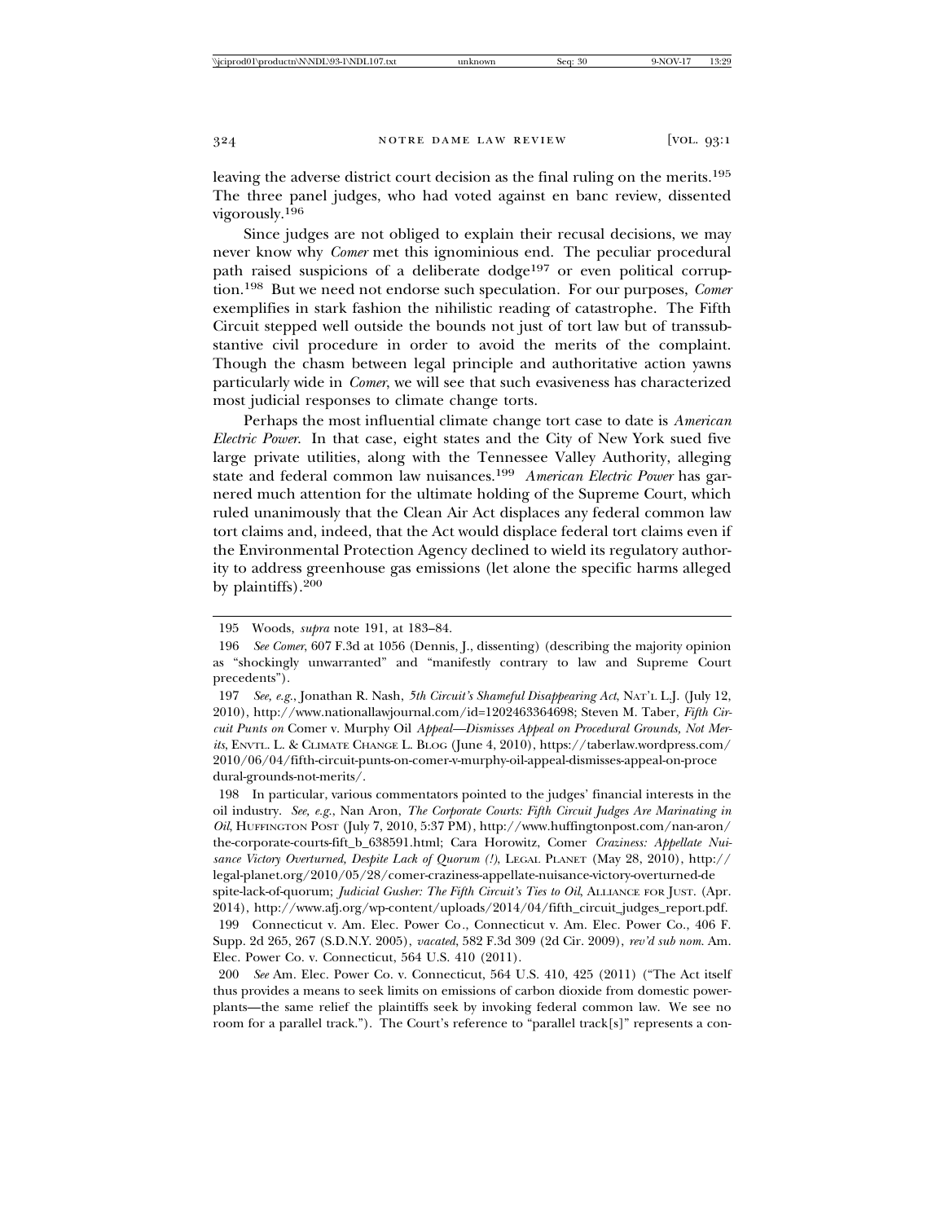leaving the adverse district court decision as the final ruling on the merits.[195] The three panel judges, who had voted against en banc review, dissented vigorously.[196]

Since judges are not obliged to explain their recusal decisions, we may never know why *Comer* met this ignominious end. The peculiar procedural path raised suspicions of a deliberate dodge[197] or even political corruption.[198] But we need not endorse such speculation. For our purposes, *Comer* exemplifies in stark fashion the nihilistic reading of catastrophe. The Fifth Circuit stepped well outside the bounds not just of tort law but of transsubstantive civil procedure in order to avoid the merits of the complaint. Though the chasm between legal principle and authoritative action yawns particularly wide in *Comer*, we will see that such evasiveness has characterized most judicial responses to climate change torts.

Perhaps the most influential climate change tort case to date is *American Electric Power*. In that case, eight states and the City of New York sued five large private utilities, along with the Tennessee Valley Authority, alleging state and federal common law nuisances.[199] *American Electric Power* has garnered much attention for the ultimate holding of the Supreme Court, which ruled unanimously that the Clean Air Act displaces any federal common law tort claims and, indeed, that the Act would displace federal tort claims even if the Environmental Protection Agency declined to wield its regulatory authority to address greenhouse gas emissions (let alone the specific harms alleged by plaintiffs).[200]

---

195 Woods, *supra* note 191, at 183–84.

196 *See Comer*, 607 F.3d at 1056 (Dennis, J., dissenting) (describing the majority opinion as "shockingly unwarranted" and "manifestly contrary to law and Supreme Court precedents").

197 *See, e.g.*, Jonathan R. Nash, *5th Circuit's Shameful Disappearing Act*, NAT'L L.J. (July 12, 2010), http://www.nationallawjournal.com/id=1202463364698; Steven M. Taber, *Fifth Circuit Punts on* Comer v. Murphy Oil *Appeal—Dismisses Appeal on Procedural Grounds, Not Merits*, ENVTL. L. & CLIMATE CHANGE L. BLOG (June 4, 2010), https://taberlaw.wordpress.com/2010/06/04/fifth-circuit-punts-on-comer-v-murphy-oil-appeal-dismisses-appeal-on-procedural-grounds-not-merits/.

198 In particular, various commentators pointed to the judges' financial interests in the oil industry. *See, e.g.*, Nan Aron, *The Corporate Courts: Fifth Circuit Judges Are Marinating in Oil*, HUFFINGTON POST (July 7, 2010, 5:37 PM), http://www.huffingtonpost.com/nan-aron/the-corporate-courts-fift_b_638591.html; Cara Horowitz, Comer *Craziness: Appellate Nuisance Victory Overturned, Despite Lack of Quorum (!)*, LEGAL PLANET (May 28, 2010), http://legal-planet.org/2010/05/28/comer-craziness-appellate-nuisance-victory-overturned-despite-lack-of-quorum; *Judicial Gusher: The Fifth Circuit's Ties to Oil*, ALLIANCE FOR JUST. (Apr. 2014), http://www.afj.org/wp-content/uploads/2014/04/fifth_circuit_judges_report.pdf.

199 Connecticut v. Am. Elec. Power Co., Connecticut v. Am. Elec. Power Co., 406 F. Supp. 2d 265, 267 (S.D.N.Y. 2005), *vacated*, 582 F.3d 309 (2d Cir. 2009), *rev'd sub nom.* Am. Elec. Power Co. v. Connecticut, 564 U.S. 410 (2011).

200 *See* Am. Elec. Power Co. v. Connecticut, 564 U.S. 410, 425 (2011) ("The Act itself thus provides a means to seek limits on emissions of carbon dioxide from domestic powerplants—the same relief the plaintiffs seek by invoking federal common law. We see no room for a parallel track."). The Court's reference to "parallel track[s]" represents a con-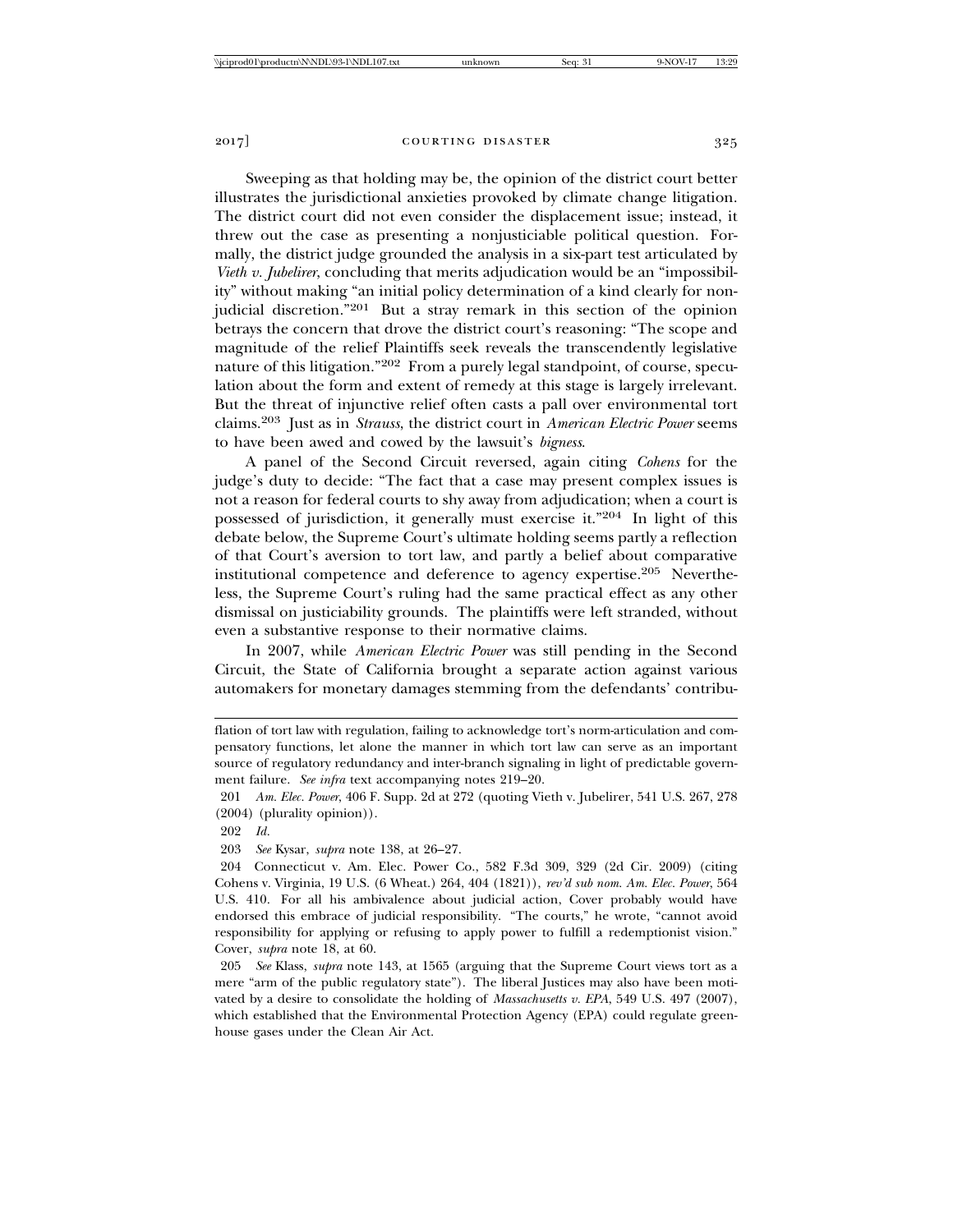Sweeping as that holding may be, the opinion of the district court better illustrates the jurisdictional anxieties provoked by climate change litigation. The district court did not even consider the displacement issue; instead, it threw out the case as presenting a nonjusticiable political question. Formally, the district judge grounded the analysis in a six-part test articulated by *Vieth v. Jubelirer*, concluding that merits adjudication would be an "impossibility" without making "an initial policy determination of a kind clearly for nonjudicial discretion."[201] But a stray remark in this section of the opinion betrays the concern that drove the district court's reasoning: "The scope and magnitude of the relief Plaintiffs seek reveals the transcendently legislative nature of this litigation."[202] From a purely legal standpoint, of course, speculation about the form and extent of remedy at this stage is largely irrelevant. But the threat of injunctive relief often casts a pall over environmental tort claims.[203] Just as in *Strauss*, the district court in *American Electric Power* seems to have been awed and cowed by the lawsuit's *bigness*.

A panel of the Second Circuit reversed, again citing *Cohens* for the judge's duty to decide: "The fact that a case may present complex issues is not a reason for federal courts to shy away from adjudication; when a court is possessed of jurisdiction, it generally must exercise it."[204] In light of this debate below, the Supreme Court's ultimate holding seems partly a reflection of that Court's aversion to tort law, and partly a belief about comparative institutional competence and deference to agency expertise.[205] Nevertheless, the Supreme Court's ruling had the same practical effect as any other dismissal on justiciability grounds. The plaintiffs were left stranded, without even a substantive response to their normative claims.

In 2007, while *American Electric Power* was still pending in the Second Circuit, the State of California brought a separate action against various automakers for monetary damages stemming from the defendants' contribu-

---

flation of tort law with regulation, failing to acknowledge tort's norm-articulation and compensatory functions, let alone the manner in which tort law can serve as an important source of regulatory redundancy and inter-branch signaling in light of predictable government failure. *See infra* text accompanying notes 219–20.

201 *Am. Elec. Power*, 406 F. Supp. 2d at 272 (quoting Vieth v. Jubelirer, 541 U.S. 267, 278 (2004) (plurality opinion)).

202 *Id.*

203 *See* Kysar, *supra* note 138, at 26–27.

204 Connecticut v. Am. Elec. Power Co., 582 F.3d 309, 329 (2d Cir. 2009) (citing Cohens v. Virginia, 19 U.S. (6 Wheat.) 264, 404 (1821)), *rev'd sub nom. Am. Elec. Power*, 564 U.S. 410. For all his ambivalence about judicial action, Cover probably would have endorsed this embrace of judicial responsibility. "The courts," he wrote, "cannot avoid responsibility for applying or refusing to apply power to fulfill a redemptionist vision." Cover, *supra* note 18, at 60.

205 *See* Klass, *supra* note 143, at 1565 (arguing that the Supreme Court views tort as a mere "arm of the public regulatory state"). The liberal Justices may also have been motivated by a desire to consolidate the holding of *Massachusetts v. EPA*, 549 U.S. 497 (2007), which established that the Environmental Protection Agency (EPA) could regulate greenhouse gases under the Clean Air Act.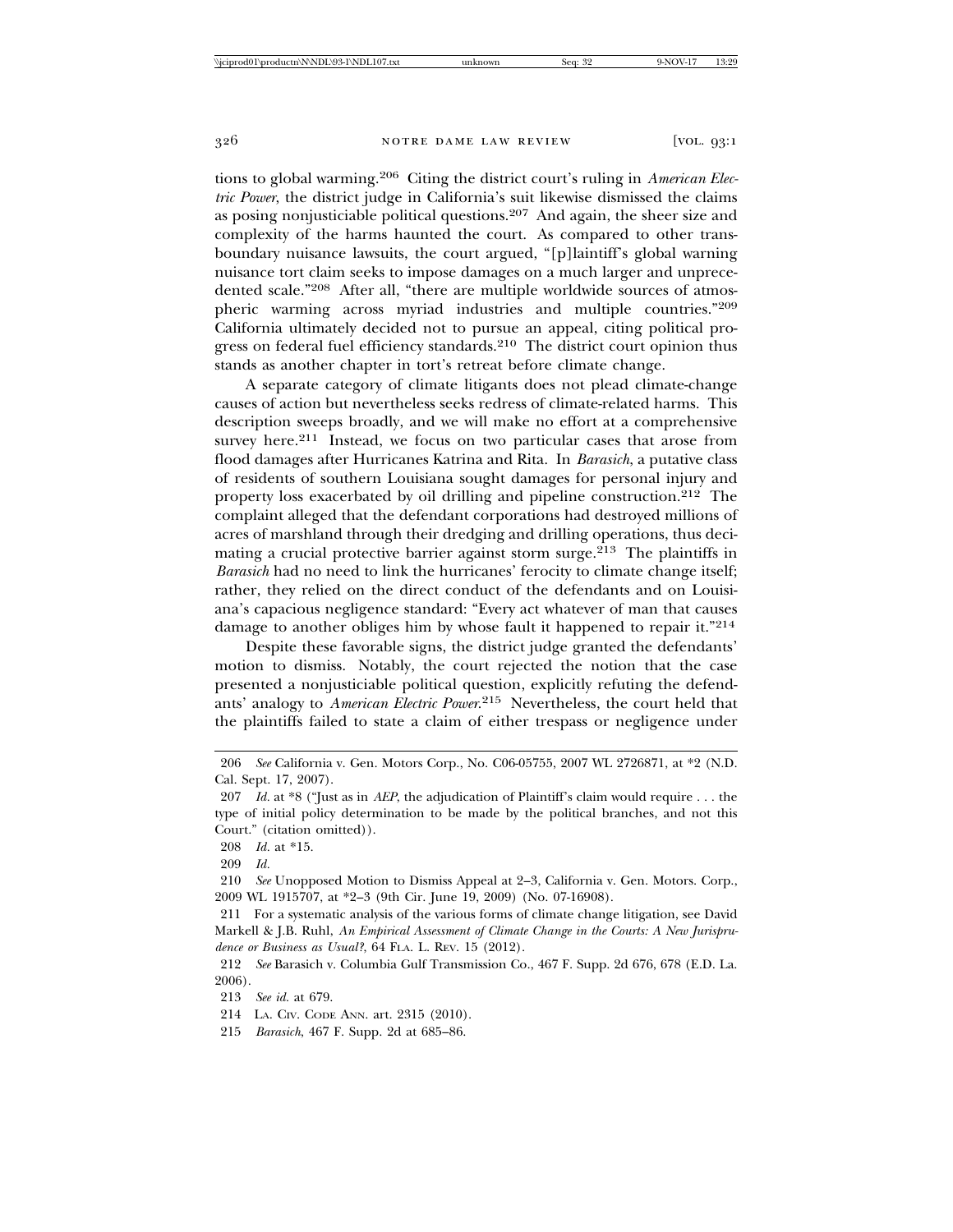tions to global warming.[206] Citing the district court's ruling in *American Electric Power*, the district judge in California's suit likewise dismissed the claims as posing nonjusticiable political questions.[207] And again, the sheer size and complexity of the harms haunted the court. As compared to other transboundary nuisance lawsuits, the court argued, "[p]laintiff's global warning nuisance tort claim seeks to impose damages on a much larger and unprecedented scale."[208] After all, "there are multiple worldwide sources of atmospheric warming across myriad industries and multiple countries."[209] California ultimately decided not to pursue an appeal, citing political progress on federal fuel efficiency standards.[210] The district court opinion thus stands as another chapter in tort's retreat before climate change.

A separate category of climate litigants does not plead climate-change causes of action but nevertheless seeks redress of climate-related harms. This description sweeps broadly, and we will make no effort at a comprehensive survey here.[211] Instead, we focus on two particular cases that arose from flood damages after Hurricanes Katrina and Rita. In *Barasich*, a putative class of residents of southern Louisiana sought damages for personal injury and property loss exacerbated by oil drilling and pipeline construction.[212] The complaint alleged that the defendant corporations had destroyed millions of acres of marshland through their dredging and drilling operations, thus decimating a crucial protective barrier against storm surge.[213] The plaintiffs in *Barasich* had no need to link the hurricanes' ferocity to climate change itself; rather, they relied on the direct conduct of the defendants and on Louisiana's capacious negligence standard: "Every act whatever of man that causes damage to another obliges him by whose fault it happened to repair it."[214]

Despite these favorable signs, the district judge granted the defendants' motion to dismiss. Notably, the court rejected the notion that the case presented a nonjusticiable political question, explicitly refuting the defendants' analogy to *American Electric Power*.[215] Nevertheless, the court held that the plaintiffs failed to state a claim of either trespass or negligence under

---

206 *See* California v. Gen. Motors Corp., No. C06-05755, 2007 WL 2726871, at *2 (N.D. Cal. Sept. 17, 2007).

207 *Id.* at *8 ("Just as in *AEP*, the adjudication of Plaintiff's claim would require . . . the type of initial policy determination to be made by the political branches, and not this Court." (citation omitted)).

208 *Id.* at *15.

209 *Id.*

210 *See* Unopposed Motion to Dismiss Appeal at 2–3, California v. Gen. Motors. Corp., 2009 WL 1915707, at *2–3 (9th Cir. June 19, 2009) (No. 07-16908).

211 For a systematic analysis of the various forms of climate change litigation, see David Markell & J.B. Ruhl, *An Empirical Assessment of Climate Change in the Courts: A New Jurisprudence or Business as Usual?*, 64 FLA. L. REV. 15 (2012).

212 *See* Barasich v. Columbia Gulf Transmission Co., 467 F. Supp. 2d 676, 678 (E.D. La. 2006).

213 *See id.* at 679.

214 LA. CIV. CODE ANN. art. 2315 (2010).

215 *Barasich*, 467 F. Supp. 2d at 685–86.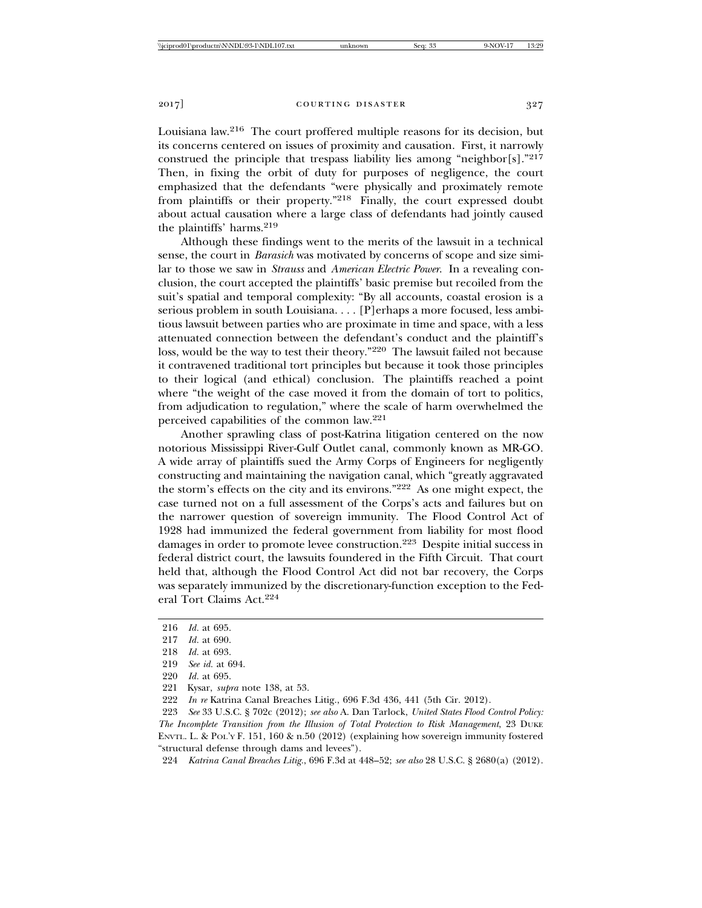Louisiana law.[216] The court proffered multiple reasons for its decision, but its concerns centered on issues of proximity and causation. First, it narrowly construed the principle that trespass liability lies among "neighbor[s]."[217] Then, in fixing the orbit of duty for purposes of negligence, the court emphasized that the defendants "were physically and proximately remote from plaintiffs or their property."[218] Finally, the court expressed doubt about actual causation where a large class of defendants had jointly caused the plaintiffs' harms.[219]

Although these findings went to the merits of the lawsuit in a technical sense, the court in *Barasich* was motivated by concerns of scope and size similar to those we saw in *Strauss* and *American Electric Power*. In a revealing conclusion, the court accepted the plaintiffs' basic premise but recoiled from the suit's spatial and temporal complexity: "By all accounts, coastal erosion is a serious problem in south Louisiana. . . . [P]erhaps a more focused, less ambitious lawsuit between parties who are proximate in time and space, with a less attenuated connection between the defendant's conduct and the plaintiff's loss, would be the way to test their theory."[220] The lawsuit failed not because it contravened traditional tort principles but because it took those principles to their logical (and ethical) conclusion. The plaintiffs reached a point where "the weight of the case moved it from the domain of tort to politics, from adjudication to regulation," where the scale of harm overwhelmed the perceived capabilities of the common law.[221]

Another sprawling class of post-Katrina litigation centered on the now notorious Mississippi River-Gulf Outlet canal, commonly known as MR-GO. A wide array of plaintiffs sued the Army Corps of Engineers for negligently constructing and maintaining the navigation canal, which "greatly aggravated the storm's effects on the city and its environs."[222] As one might expect, the case turned not on a full assessment of the Corps's acts and failures but on the narrower question of sovereign immunity. The Flood Control Act of 1928 had immunized the federal government from liability for most flood damages in order to promote levee construction.[223] Despite initial success in federal district court, the lawsuits foundered in the Fifth Circuit. That court held that, although the Flood Control Act did not bar recovery, the Corps was separately immunized by the discretionary-function exception to the Federal Tort Claims Act.[224]

---

216 *Id.* at 695.

217 *Id.* at 690.

218 *Id.* at 693.

219 *See id.* at 694.

220 *Id.* at 695.

221 Kysar, *supra* note 138, at 53.

222 *In re* Katrina Canal Breaches Litig., 696 F.3d 436, 441 (5th Cir. 2012).

223 *See* 33 U.S.C. § 702c (2012); *see also* A. Dan Tarlock, *United States Flood Control Policy: The Incomplete Transition from the Illusion of Total Protection to Risk Management*, 23 DUKE ENVTL. L. & POL'Y F. 151, 160 & n.50 (2012) (explaining how sovereign immunity fostered "structural defense through dams and levees").

224 *Katrina Canal Breaches Litig.*, 696 F.3d at 448–52; *see also* 28 U.S.C. § 2680(a) (2012).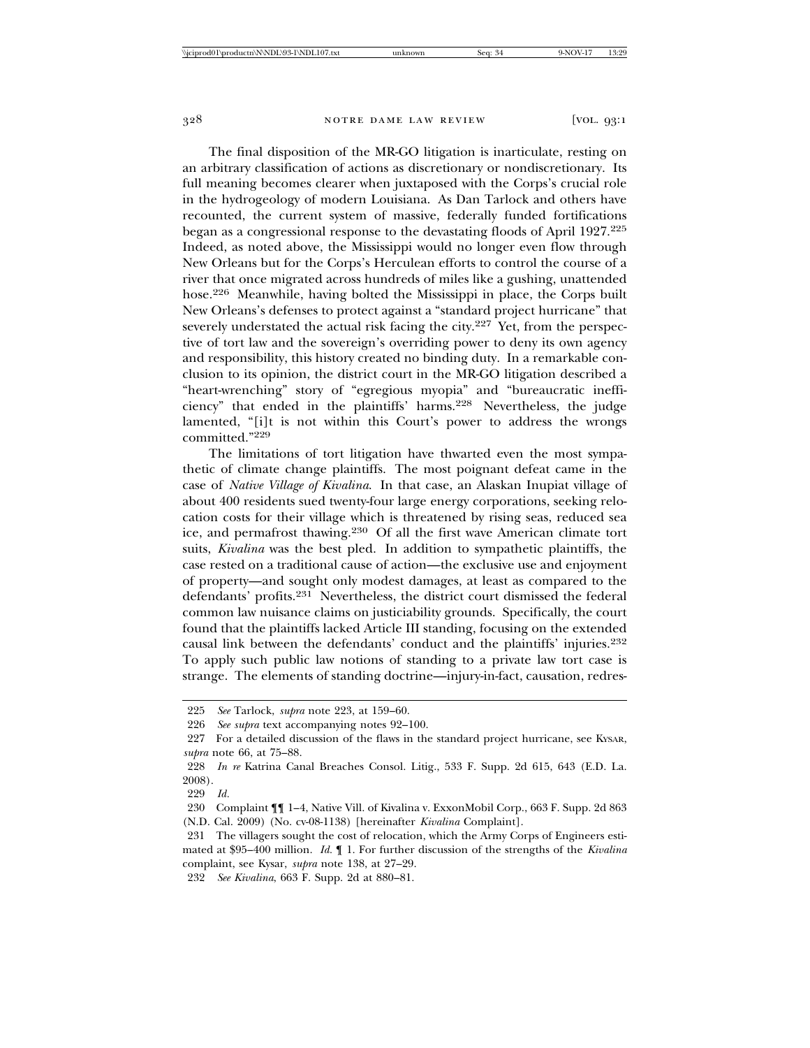The final disposition of the MR-GO litigation is inarticulate, resting on an arbitrary classification of actions as discretionary or nondiscretionary. Its full meaning becomes clearer when juxtaposed with the Corps's crucial role in the hydrogeology of modern Louisiana. As Dan Tarlock and others have recounted, the current system of massive, federally funded fortifications began as a congressional response to the devastating floods of April 1927.[225] Indeed, as noted above, the Mississippi would no longer even flow through New Orleans but for the Corps's Herculean efforts to control the course of a river that once migrated across hundreds of miles like a gushing, unattended hose.[226] Meanwhile, having bolted the Mississippi in place, the Corps built New Orleans's defenses to protect against a "standard project hurricane" that severely understated the actual risk facing the city.[227] Yet, from the perspective of tort law and the sovereign's overriding power to deny its own agency and responsibility, this history created no binding duty. In a remarkable conclusion to its opinion, the district court in the MR-GO litigation described a "heart-wrenching" story of "egregious myopia" and "bureaucratic inefficiency" that ended in the plaintiffs' harms.[228] Nevertheless, the judge lamented, "[i]t is not within this Court's power to address the wrongs committed."[229]

The limitations of tort litigation have thwarted even the most sympathetic of climate change plaintiffs. The most poignant defeat came in the case of *Native Village of Kivalina*. In that case, an Alaskan Inupiat village of about 400 residents sued twenty-four large energy corporations, seeking relocation costs for their village which is threatened by rising seas, reduced sea ice, and permafrost thawing.[230] Of all the first wave American climate tort suits, *Kivalina* was the best pled. In addition to sympathetic plaintiffs, the case rested on a traditional cause of action—the exclusive use and enjoyment of property—and sought only modest damages, at least as compared to the defendants' profits.[231] Nevertheless, the district court dismissed the federal common law nuisance claims on justiciability grounds. Specifically, the court found that the plaintiffs lacked Article III standing, focusing on the extended causal link between the defendants' conduct and the plaintiffs' injuries.[232] To apply such public law notions of standing to a private law tort case is strange. The elements of standing doctrine—injury-in-fact, causation, redres-

---

225 *See* Tarlock, *supra* note 223, at 159–60.

226 *See supra* text accompanying notes 92–100.

227 For a detailed discussion of the flaws in the standard project hurricane, see KYSAR, *supra* note 66, at 75–88.

228 *In re* Katrina Canal Breaches Consol. Litig., 533 F. Supp. 2d 615, 643 (E.D. La. 2008).

229 *Id.*

230 Complaint ¶¶ 1–4, Native Vill. of Kivalina v. ExxonMobil Corp., 663 F. Supp. 2d 863 (N.D. Cal. 2009) (No. cv-08-1138) [hereinafter *Kivalina* Complaint].

231 The villagers sought the cost of relocation, which the Army Corps of Engineers estimated at $95–400 million. *Id.* ¶ 1. For further discussion of the strengths of the *Kivalina* complaint, see Kysar, *supra* note 138, at 27–29.

232 *See Kivalina*, 663 F. Supp. 2d at 880–81.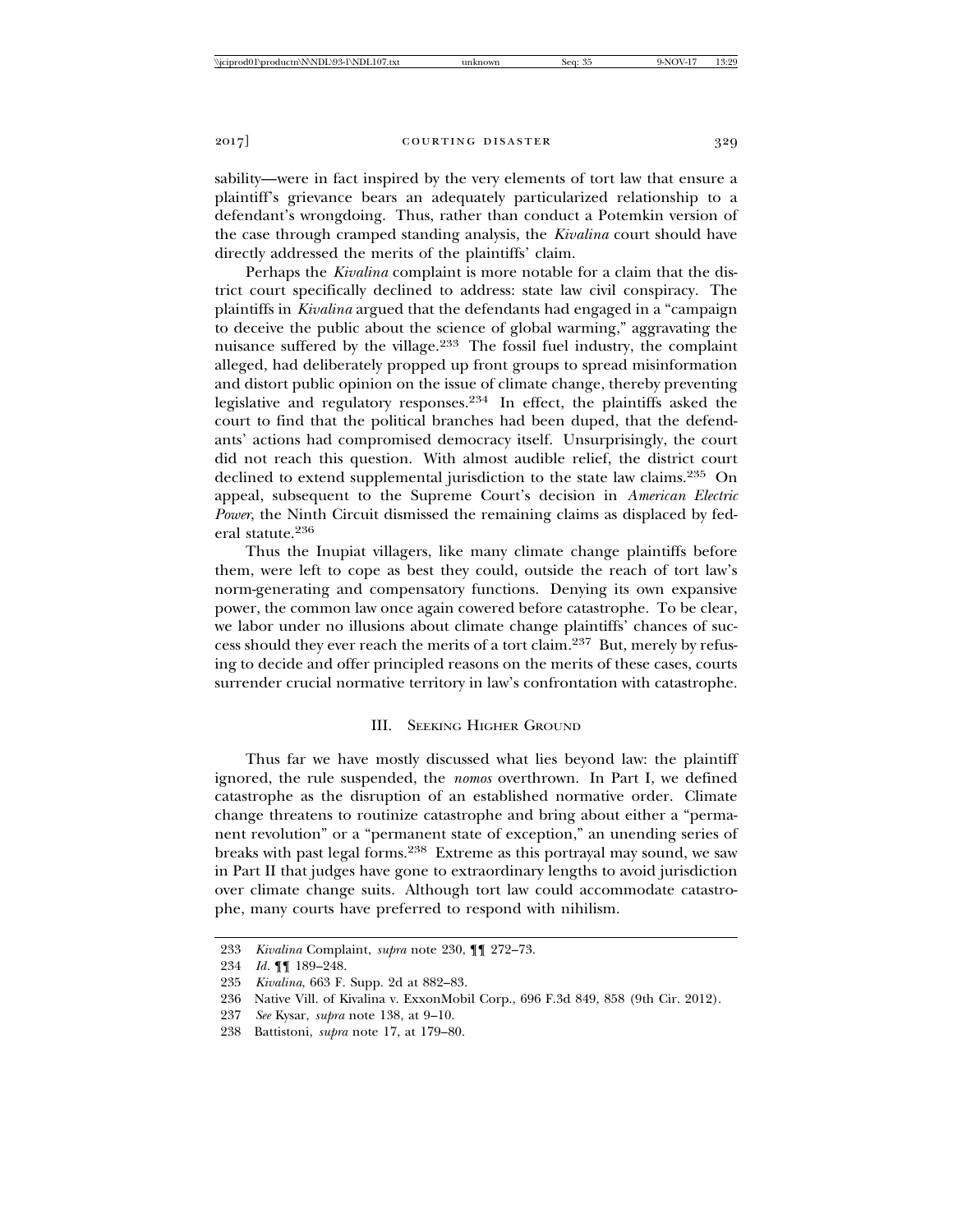sability—were in fact inspired by the very elements of tort law that ensure a plaintiff's grievance bears an adequately particularized relationship to a defendant's wrongdoing. Thus, rather than conduct a Potemkin version of the case through cramped standing analysis, the *Kivalina* court should have directly addressed the merits of the plaintiffs' claim.

Perhaps the *Kivalina* complaint is more notable for a claim that the district court specifically declined to address: state law civil conspiracy. The plaintiffs in *Kivalina* argued that the defendants had engaged in a "campaign to deceive the public about the science of global warming," aggravating the nuisance suffered by the village.[233] The fossil fuel industry, the complaint alleged, had deliberately propped up front groups to spread misinformation and distort public opinion on the issue of climate change, thereby preventing legislative and regulatory responses.[234] In effect, the plaintiffs asked the court to find that the political branches had been duped, that the defendants' actions had compromised democracy itself. Unsurprisingly, the court did not reach this question. With almost audible relief, the district court declined to extend supplemental jurisdiction to the state law claims.[235] On appeal, subsequent to the Supreme Court's decision in *American Electric Power*, the Ninth Circuit dismissed the remaining claims as displaced by federal statute.[236]

Thus the Inupiat villagers, like many climate change plaintiffs before them, were left to cope as best they could, outside the reach of tort law's norm-generating and compensatory functions. Denying its own expansive power, the common law once again cowered before catastrophe. To be clear, we labor under no illusions about climate change plaintiffs' chances of success should they ever reach the merits of a tort claim.[237] But, merely by refusing to decide and offer principled reasons on the merits of these cases, courts surrender crucial normative territory in law's confrontation with catastrophe.

## III. Seeking Higher Ground

Thus far we have mostly discussed what lies beyond law: the plaintiff ignored, the rule suspended, the *nomos* overthrown. In Part I, we defined catastrophe as the disruption of an established normative order. Climate change threatens to routinize catastrophe and bring about either a "permanent revolution" or a "permanent state of exception," an unending series of breaks with past legal forms.[238] Extreme as this portrayal may sound, we saw in Part II that judges have gone to extraordinary lengths to avoid jurisdiction over climate change suits. Although tort law could accommodate catastrophe, many courts have preferred to respond with nihilism.

---

233 *Kivalina* Complaint, *supra* note 230, ¶¶ 272–73.

234 *Id.* ¶¶ 189–248.

235 *Kivalina*, 663 F. Supp. 2d at 882–83.

236 Native Vill. of Kivalina v. ExxonMobil Corp., 696 F.3d 849, 858 (9th Cir. 2012).

237 *See* Kysar, *supra* note 138, at 9–10.

238 Battistoni, *supra* note 17, at 179–80.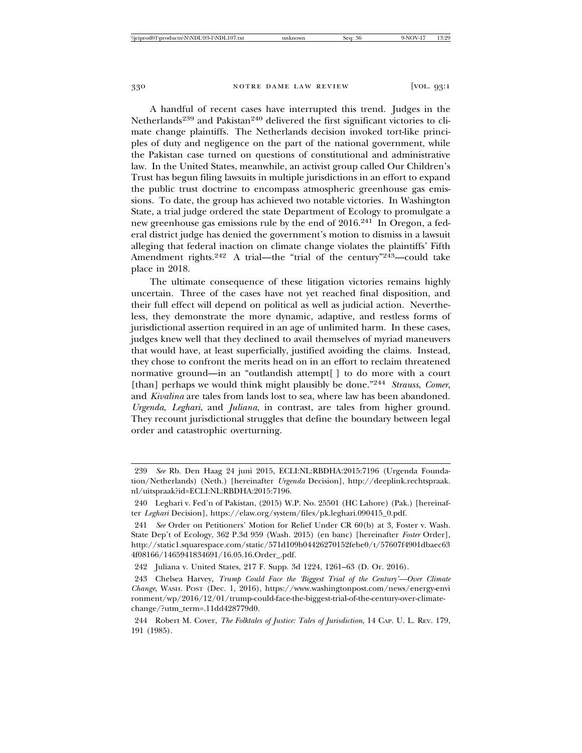A handful of recent cases have interrupted this trend. Judges in the Netherlands[239] and Pakistan[240] delivered the first significant victories to climate change plaintiffs. The Netherlands decision invoked tort-like principles of duty and negligence on the part of the national government, while the Pakistan case turned on questions of constitutional and administrative law. In the United States, meanwhile, an activist group called Our Children's Trust has begun filing lawsuits in multiple jurisdictions in an effort to expand the public trust doctrine to encompass atmospheric greenhouse gas emissions. To date, the group has achieved two notable victories. In Washington State, a trial judge ordered the state Department of Ecology to promulgate a new greenhouse gas emissions rule by the end of 2016.[241] In Oregon, a federal district judge has denied the government's motion to dismiss in a lawsuit alleging that federal inaction on climate change violates the plaintiffs' Fifth Amendment rights.[242] A trial—the "trial of the century"[243]—could take place in 2018.

The ultimate consequence of these litigation victories remains highly uncertain. Three of the cases have not yet reached final disposition, and their full effect will depend on political as well as judicial action. Nevertheless, they demonstrate the more dynamic, adaptive, and restless forms of jurisdictional assertion required in an age of unlimited harm. In these cases, judges knew well that they declined to avail themselves of myriad maneuvers that would have, at least superficially, justified avoiding the claims. Instead, they chose to confront the merits head on in an effort to reclaim threatened normative ground—in an "outlandish attempt[ ] to do more with a court [than] perhaps we would think might plausibly be done."[244] *Strauss*, *Comer*, and *Kivalina* are tales from lands lost to sea, where law has been abandoned. *Urgenda*, *Leghari*, and *Juliana*, in contrast, are tales from higher ground. They recount jurisdictional struggles that define the boundary between legal order and catastrophic overturning.

---

239 *See* Rb. Den Haag 24 juni 2015, ECLI:NL:RBDHA:2015:7196 (Urgenda Foundation/Netherlands) (Neth.) [hereinafter *Urgenda* Decision], http://deeplink.rechtspraak.nl/uitspraak?id=ECLI:NL:RBDHA:2015:7196.

240 Leghari v. Fed'n of Pakistan, (2015) W.P. No. 25501 (HC Lahore) (Pak.) [hereinafter *Leghari* Decision], https://elaw.org/system/files/pk.leghari.090415_0.pdf.

241 *See* Order on Petitioners' Motion for Relief Under CR 60(b) at 3, Foster v. Wash. State Dep't of Ecology, 362 P.3d 959 (Wash. 2015) (en banc) [hereinafter *Foster* Order], http://static1.squarespace.com/static/571d109b04426270152febe0/t/57607f4901dbaec634f08166/1465941834691/16.05.16.Order_.pdf.

242 Juliana v. United States, 217 F. Supp. 3d 1224, 1261–63 (D. Or. 2016).

243 Chelsea Harvey, *Trump Could Face the 'Biggest Trial of the Century'—Over Climate Change*, WASH. POST (Dec. 1, 2016), https://www.washingtonpost.com/news/energy-environment/wp/2016/12/01/trump-could-face-the-biggest-trial-of-the-century-over-climate-change/?utm_term=.11dd428779d0.

244 Robert M. Cover, *The Folktales of Justice: Tales of Jurisdiction*, 14 CAP. U. L. REV. 179, 191 (1985).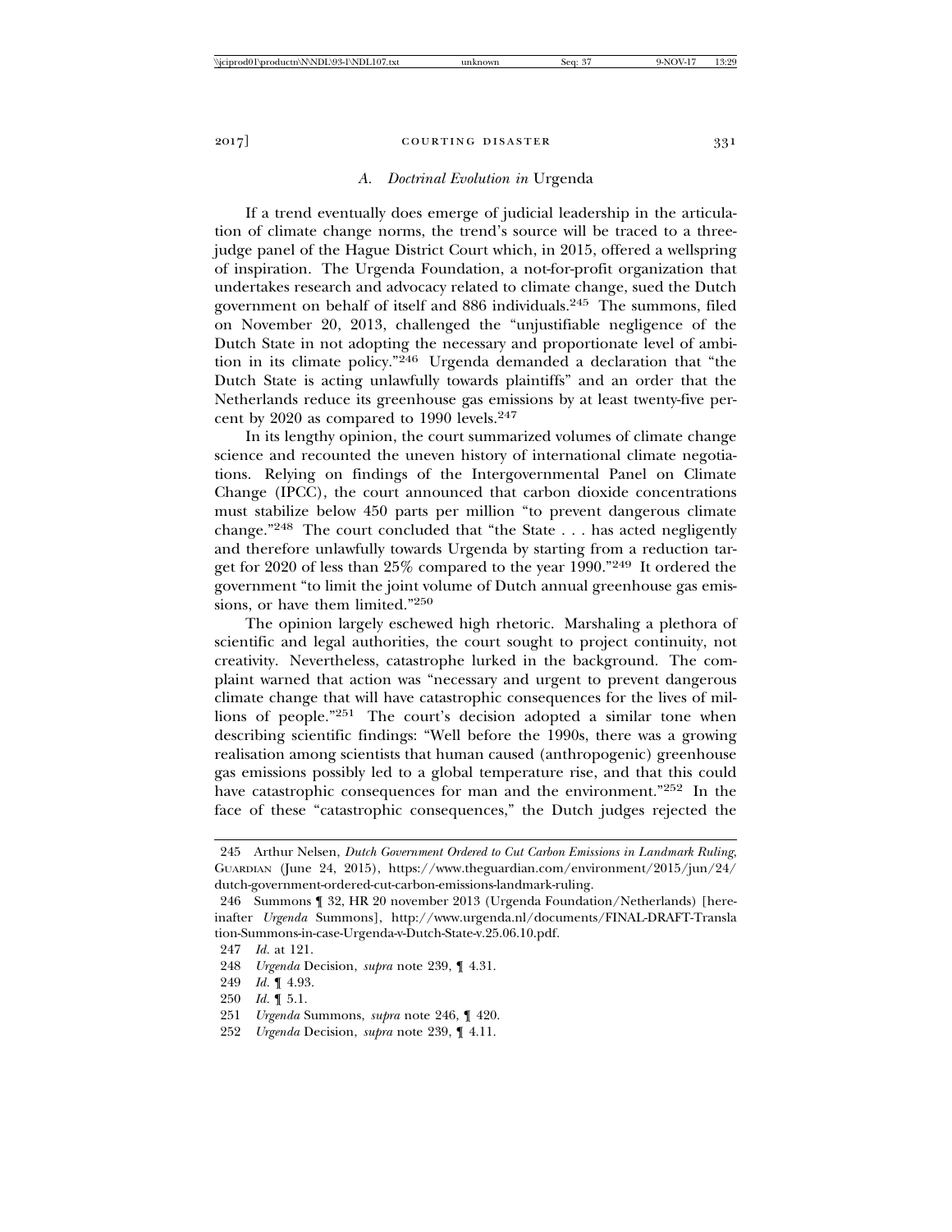### *A. Doctrinal Evolution in* Urgenda

If a trend eventually does emerge of judicial leadership in the articulation of climate change norms, the trend's source will be traced to a three-judge panel of the Hague District Court which, in 2015, offered a wellspring of inspiration. The Urgenda Foundation, a not-for-profit organization that undertakes research and advocacy related to climate change, sued the Dutch government on behalf of itself and 886 individuals.[245] The summons, filed on November 20, 2013, challenged the "unjustifiable negligence of the Dutch State in not adopting the necessary and proportionate level of ambition in its climate policy."[246] Urgenda demanded a declaration that "the Dutch State is acting unlawfully towards plaintiffs" and an order that the Netherlands reduce its greenhouse gas emissions by at least twenty-five percent by 2020 as compared to 1990 levels.[247]

In its lengthy opinion, the court summarized volumes of climate change science and recounted the uneven history of international climate negotiations. Relying on findings of the Intergovernmental Panel on Climate Change (IPCC), the court announced that carbon dioxide concentrations must stabilize below 450 parts per million "to prevent dangerous climate change."[248] The court concluded that "the State . . . has acted negligently and therefore unlawfully towards Urgenda by starting from a reduction target for 2020 of less than 25% compared to the year 1990."[249] It ordered the government "to limit the joint volume of Dutch annual greenhouse gas emissions, or have them limited."[250]

The opinion largely eschewed high rhetoric. Marshaling a plethora of scientific and legal authorities, the court sought to project continuity, not creativity. Nevertheless, catastrophe lurked in the background. The complaint warned that action was "necessary and urgent to prevent dangerous climate change that will have catastrophic consequences for the lives of millions of people."[251] The court's decision adopted a similar tone when describing scientific findings: "Well before the 1990s, there was a growing realisation among scientists that human caused (anthropogenic) greenhouse gas emissions possibly led to a global temperature rise, and that this could have catastrophic consequences for man and the environment."[252] In the face of these "catastrophic consequences," the Dutch judges rejected the

---

245 Arthur Nelsen, *Dutch Government Ordered to Cut Carbon Emissions in Landmark Ruling*, GUARDIAN (June 24, 2015), https://www.theguardian.com/environment/2015/jun/24/dutch-government-ordered-cut-carbon-emissions-landmark-ruling.

246 Summons ¶ 32, HR 20 november 2013 (Urgenda Foundation/Netherlands) [hereinafter *Urgenda* Summons], http://www.urgenda.nl/documents/FINAL-DRAFT-Translation-Summons-in-case-Urgenda-v-Dutch-State-v.25.06.10.pdf.

247 *Id.* at 121.

248 *Urgenda* Decision, *supra* note 239, ¶ 4.31.

249 *Id.* ¶ 4.93.

250 *Id.* ¶ 5.1.

251 *Urgenda* Summons, *supra* note 246, ¶ 420.

252 *Urgenda* Decision, *supra* note 239, ¶ 4.11.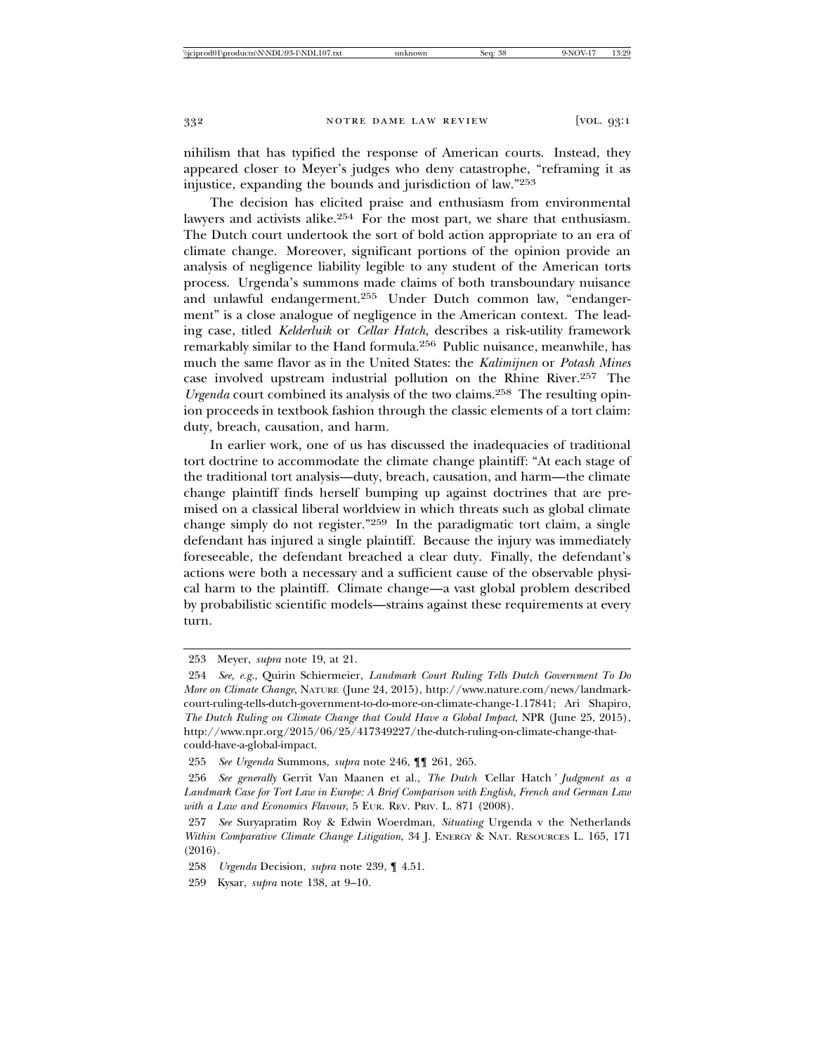nihilism that has typified the response of American courts. Instead, they appeared closer to Meyer's judges who deny catastrophe, "reframing it as injustice, expanding the bounds and jurisdiction of law."[253]

The decision has elicited praise and enthusiasm from environmental lawyers and activists alike.[254] For the most part, we share that enthusiasm. The Dutch court undertook the sort of bold action appropriate to an era of climate change. Moreover, significant portions of the opinion provide an analysis of negligence liability legible to any student of the American torts process. Urgenda's summons made claims of both transboundary nuisance and unlawful endangerment.[255] Under Dutch common law, "endangerment" is a close analogue of negligence in the American context. The leading case, titled *Kelderluik* or *Cellar Hatch*, describes a risk-utility framework remarkably similar to the Hand formula.[256] Public nuisance, meanwhile, has much the same flavor as in the United States: the *Kalimijnen* or *Potash Mines* case involved upstream industrial pollution on the Rhine River.[257] The *Urgenda* court combined its analysis of the two claims.[258] The resulting opinion proceeds in textbook fashion through the classic elements of a tort claim: duty, breach, causation, and harm.

In earlier work, one of us has discussed the inadequacies of traditional tort doctrine to accommodate the climate change plaintiff: "At each stage of the traditional tort analysis—duty, breach, causation, and harm—the climate change plaintiff finds herself bumping up against doctrines that are premised on a classical liberal worldview in which threats such as global climate change simply do not register."[259] In the paradigmatic tort claim, a single defendant has injured a single plaintiff. Because the injury was immediately foreseeable, the defendant breached a clear duty. Finally, the defendant's actions were both a necessary and a sufficient cause of the observable physical harm to the plaintiff. Climate change—a vast global problem described by probabilistic scientific models—strains against these requirements at every turn.

---

253 Meyer, *supra* note 19, at 21.

254 *See, e.g.*, Quirin Schiermeier, *Landmark Court Ruling Tells Dutch Government To Do More on Climate Change*, NATURE (June 24, 2015), http://www.nature.com/news/landmark-court-ruling-tells-dutch-government-to-do-more-on-climate-change-1.17841; Ari Shapiro, *The Dutch Ruling on Climate Change that Could Have a Global Impact*, NPR (June 25, 2015), http://www.npr.org/2015/06/25/417349227/the-dutch-ruling-on-climate-change-that-could-have-a-global-impact.

255 *See Urgenda* Summons, *supra* note 246, ¶¶ 261, 265.

256 *See generally* Gerrit Van Maanen et al., *The Dutch 'Cellar Hatch' Judgment as a Landmark Case for Tort Law in Europe: A Brief Comparison with English, French and German Law with a Law and Economics Flavour*, 5 EUR. REV. PRIV. L. 871 (2008).

257 *See* Suryapratim Roy & Edwin Woerdman, *Situating* Urgenda v the Netherlands *Within Comparative Climate Change Litigation*, 34 J. ENERGY & NAT. RESOURCES L. 165, 171 (2016).

258 *Urgenda* Decision, *supra* note 239, ¶ 4.51.

259 Kysar, *supra* note 138, at 9–10.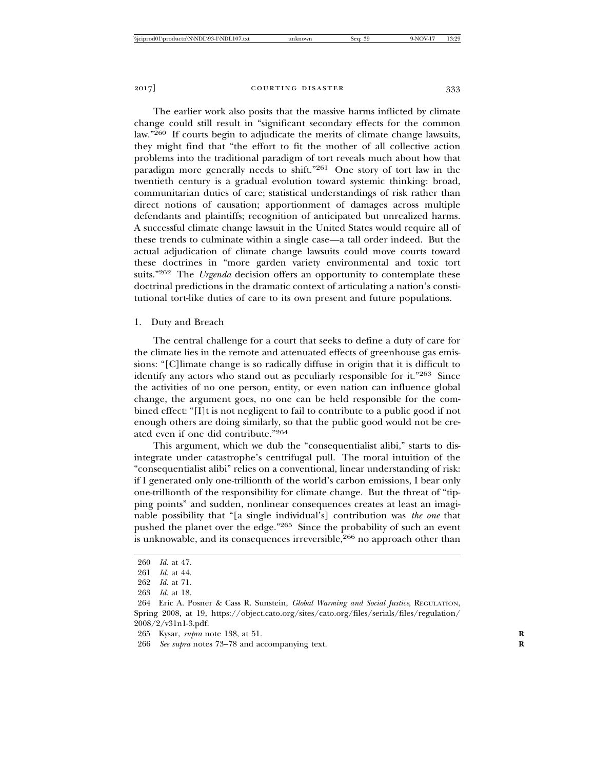The earlier work also posits that the massive harms inflicted by climate change could still result in "significant secondary effects for the common law."[260] If courts begin to adjudicate the merits of climate change lawsuits, they might find that "the effort to fit the mother of all collective action problems into the traditional paradigm of tort reveals much about how that paradigm more generally needs to shift."[261] One story of tort law in the twentieth century is a gradual evolution toward systemic thinking: broad, communitarian duties of care; statistical understandings of risk rather than direct notions of causation; apportionment of damages across multiple defendants and plaintiffs; recognition of anticipated but unrealized harms. A successful climate change lawsuit in the United States would require all of these trends to culminate within a single case—a tall order indeed. But the actual adjudication of climate change lawsuits could move courts toward these doctrines in "more garden variety environmental and toxic tort suits."[262] The *Urgenda* decision offers an opportunity to contemplate these doctrinal predictions in the dramatic context of articulating a nation's constitutional tort-like duties of care to its own present and future populations.

### 1. Duty and Breach

The central challenge for a court that seeks to define a duty of care for the climate lies in the remote and attenuated effects of greenhouse gas emissions: "[C]limate change is so radically diffuse in origin that it is difficult to identify any actors who stand out as peculiarly responsible for it."[263] Since the activities of no one person, entity, or even nation can influence global change, the argument goes, no one can be held responsible for the combined effect: "[I]t is not negligent to fail to contribute to a public good if not enough others are doing similarly, so that the public good would not be created even if one did contribute."[264]

This argument, which we dub the "consequentialist alibi," starts to disintegrate under catastrophe's centrifugal pull. The moral intuition of the "consequentialist alibi" relies on a conventional, linear understanding of risk: if I generated only one-trillionth of the world's carbon emissions, I bear only one-trillionth of the responsibility for climate change. But the threat of "tipping points" and sudden, nonlinear consequences creates at least an imaginable possibility that "[a single individual's] contribution was *the one* that pushed the planet over the edge."[265] Since the probability of such an event is unknowable, and its consequences irreversible,[266] no approach other than

---

260 *Id.* at 47.

261 *Id.* at 44.

262 *Id.* at 71.

263 *Id.* at 18.

264 Eric A. Posner & Cass R. Sunstein, *Global Warming and Social Justice*, REGULATION, Spring 2008, at 19, https://object.cato.org/sites/cato.org/files/serials/files/regulation/2008/2/v31n1-3.pdf.

265 Kysar, *supra* note 138, at 51.

266 *See supra* notes 73–78 and accompanying text.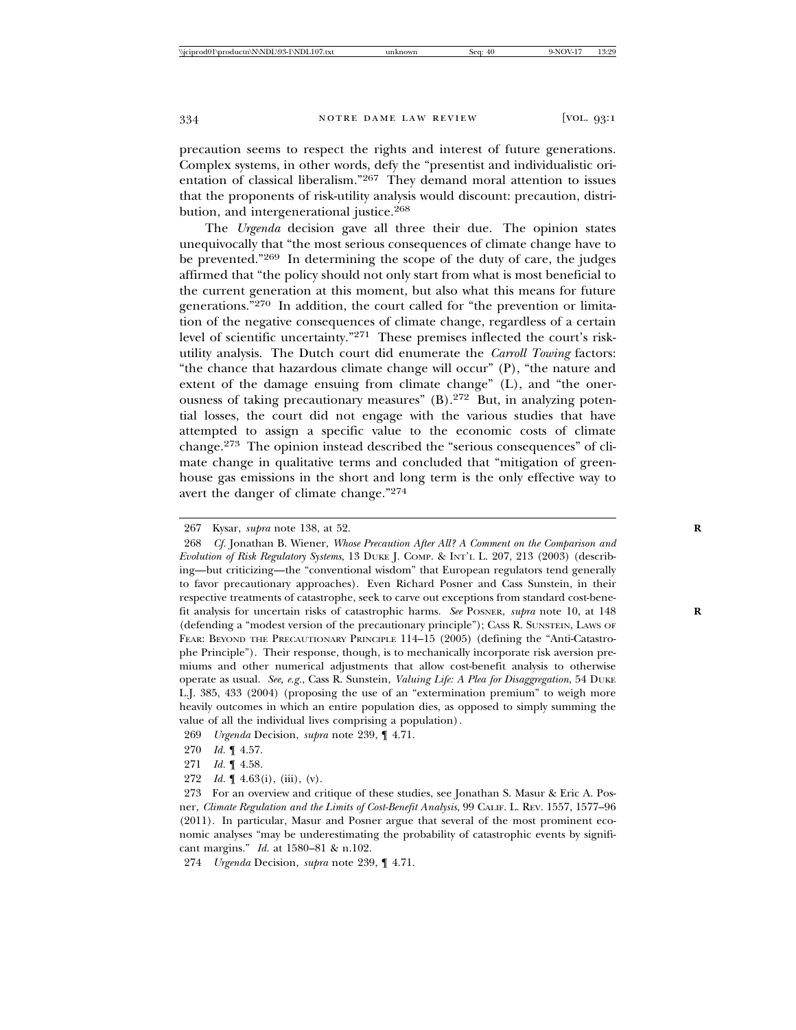precaution seems to respect the rights and interest of future generations. Complex systems, in other words, defy the "presentist and individualistic orientation of classical liberalism."[267] They demand moral attention to issues that the proponents of risk-utility analysis would discount: precaution, distribution, and intergenerational justice.[268]

The *Urgenda* decision gave all three their due. The opinion states unequivocally that "the most serious consequences of climate change have to be prevented."[269] In determining the scope of the duty of care, the judges affirmed that "the policy should not only start from what is most beneficial to the current generation at this moment, but also what this means for future generations."[270] In addition, the court called for "the prevention or limitation of the negative consequences of climate change, regardless of a certain level of scientific uncertainty."[271] These premises inflected the court's risk-utility analysis. The Dutch court did enumerate the *Carroll Towing* factors: "the chance that hazardous climate change will occur" (P), "the nature and extent of the damage ensuing from climate change" (L), and "the onerousness of taking precautionary measures" (B).[272] But, in analyzing potential losses, the court did not engage with the various studies that have attempted to assign a specific value to the economic costs of climate change.[273] The opinion instead described the "serious consequences" of climate change in qualitative terms and concluded that "mitigation of greenhouse gas emissions in the short and long term is the only effective way to avert the danger of climate change."[274]

---

267 Kysar, *supra* note 138, at 52.

268 *Cf.* Jonathan B. Wiener, *Whose Precaution After All? A Comment on the Comparison and Evolution of Risk Regulatory Systems*, 13 DUKE J. COMP. & INT'L L. 207, 213 (2003) (describing—but criticizing—the "conventional wisdom" that European regulators tend generally to favor precautionary approaches). Even Richard Posner and Cass Sunstein, in their respective treatments of catastrophe, seek to carve out exceptions from standard cost-benefit analysis for uncertain risks of catastrophic harms. *See* POSNER, *supra* note 10, at 148 (defending a "modest version of the precautionary principle"); CASS R. SUNSTEIN, LAWS OF FEAR: BEYOND THE PRECAUTIONARY PRINCIPLE 114–15 (2005) (defining the "Anti-Catastrophe Principle"). Their response, though, is to mechanically incorporate risk aversion premiums and other numerical adjustments that allow cost-benefit analysis to otherwise operate as usual. *See, e.g.*, Cass R. Sunstein, *Valuing Life: A Plea for Disaggregation*, 54 DUKE L.J. 385, 433 (2004) (proposing the use of an "extermination premium" to weigh more heavily outcomes in which an entire population dies, as opposed to simply summing the value of all the individual lives comprising a population).

269 *Urgenda* Decision, *supra* note 239, ¶ 4.71.

270 *Id.* ¶ 4.57.

271 *Id.* ¶ 4.58.

272 *Id.* ¶ 4.63(i), (iii), (v).

273 For an overview and critique of these studies, see Jonathan S. Masur & Eric A. Posner, *Climate Regulation and the Limits of Cost-Benefit Analysis*, 99 CALIF. L. REV. 1557, 1577–96 (2011). In particular, Masur and Posner argue that several of the most prominent economic analyses "may be underestimating the probability of catastrophic events by significant margins." *Id.* at 1580–81 & n.102.

274 *Urgenda* Decision, *supra* note 239, ¶ 4.71.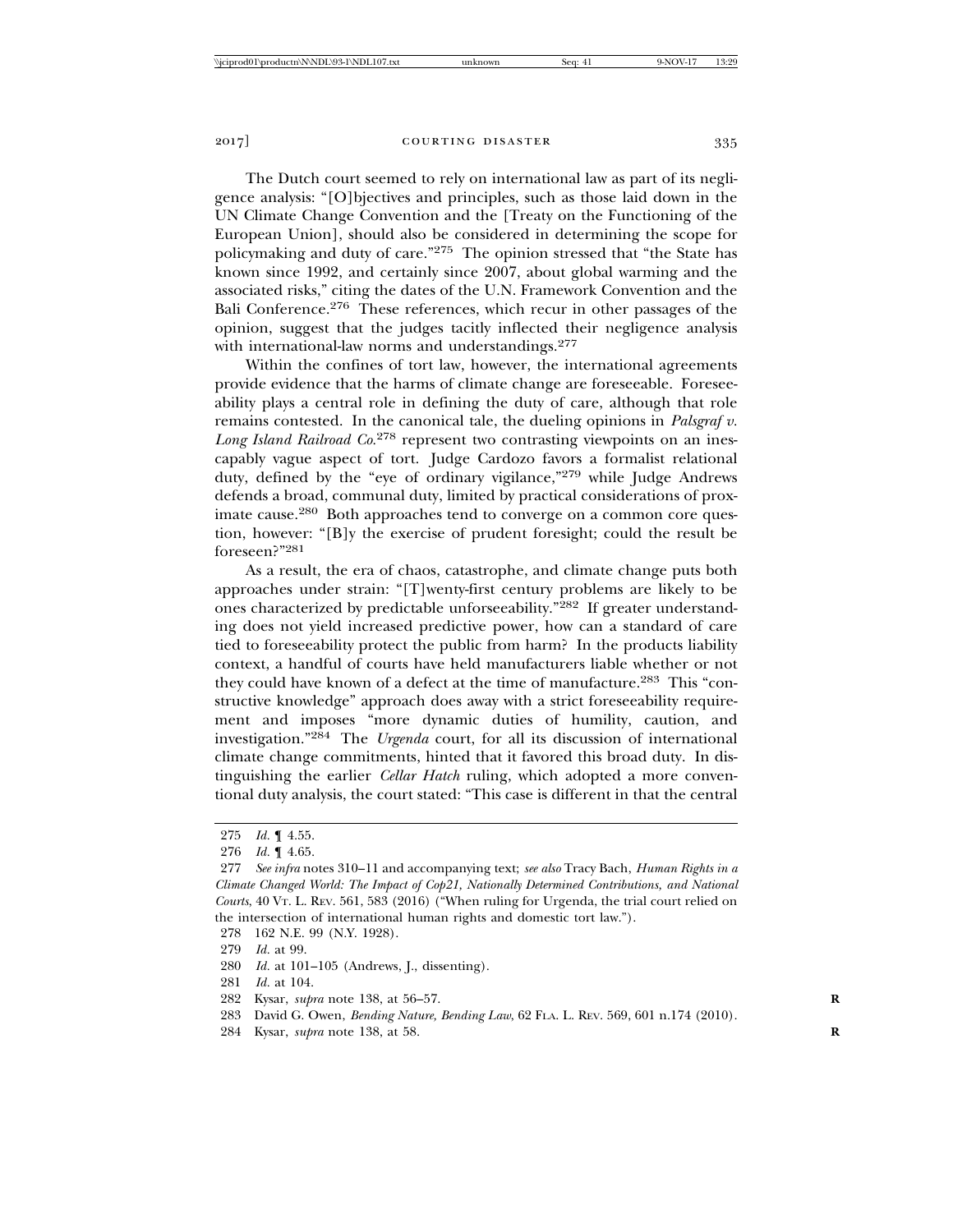The Dutch court seemed to rely on international law as part of its negligence analysis: "[O]bjectives and principles, such as those laid down in the UN Climate Change Convention and the [Treaty on the Functioning of the European Union], should also be considered in determining the scope for policymaking and duty of care."[275] The opinion stressed that "the State has known since 1992, and certainly since 2007, about global warming and the associated risks," citing the dates of the U.N. Framework Convention and the Bali Conference.[276] These references, which recur in other passages of the opinion, suggest that the judges tacitly inflected their negligence analysis with international-law norms and understandings.[277]

Within the confines of tort law, however, the international agreements provide evidence that the harms of climate change are foreseeable. Foreseeability plays a central role in defining the duty of care, although that role remains contested. In the canonical tale, the dueling opinions in *Palsgraf v. Long Island Railroad Co.*[278] represent two contrasting viewpoints on an inescapably vague aspect of tort. Judge Cardozo favors a formalist relational duty, defined by the "eye of ordinary vigilance,"[279] while Judge Andrews defends a broad, communal duty, limited by practical considerations of proximate cause.[280] Both approaches tend to converge on a common core question, however: "[B]y the exercise of prudent foresight; could the result be foreseen?"[281]

As a result, the era of chaos, catastrophe, and climate change puts both approaches under strain: "[T]wenty-first century problems are likely to be ones characterized by predictable unforseeability."[282] If greater understanding does not yield increased predictive power, how can a standard of care tied to foreseeability protect the public from harm? In the products liability context, a handful of courts have held manufacturers liable whether or not they could have known of a defect at the time of manufacture.[283] This "constructive knowledge" approach does away with a strict foreseeability requirement and imposes "more dynamic duties of humility, caution, and investigation."[284] The *Urgenda* court, for all its discussion of international climate change commitments, hinted that it favored this broad duty. In distinguishing the earlier *Cellar Hatch* ruling, which adopted a more conventional duty analysis, the court stated: "This case is different in that the central

---

275 *Id.* ¶ 4.55.

276 *Id.* ¶ 4.65.

277 *See infra* notes 310–11 and accompanying text; *see also* Tracy Bach, *Human Rights in a Climate Changed World: The Impact of Cop21, Nationally Determined Contributions, and National Courts*, 40 VT. L. REV. 561, 583 (2016) ("When ruling for Urgenda, the trial court relied on the intersection of international human rights and domestic tort law.").

278 162 N.E. 99 (N.Y. 1928).

279 *Id.* at 99.

280 *Id.* at 101–105 (Andrews, J., dissenting).

281 *Id.* at 104.

282 Kysar, *supra* note 138, at 56–57.

283 David G. Owen, *Bending Nature, Bending Law*, 62 FLA. L. REV. 569, 601 n.174 (2010).

284 Kysar, *supra* note 138, at 58.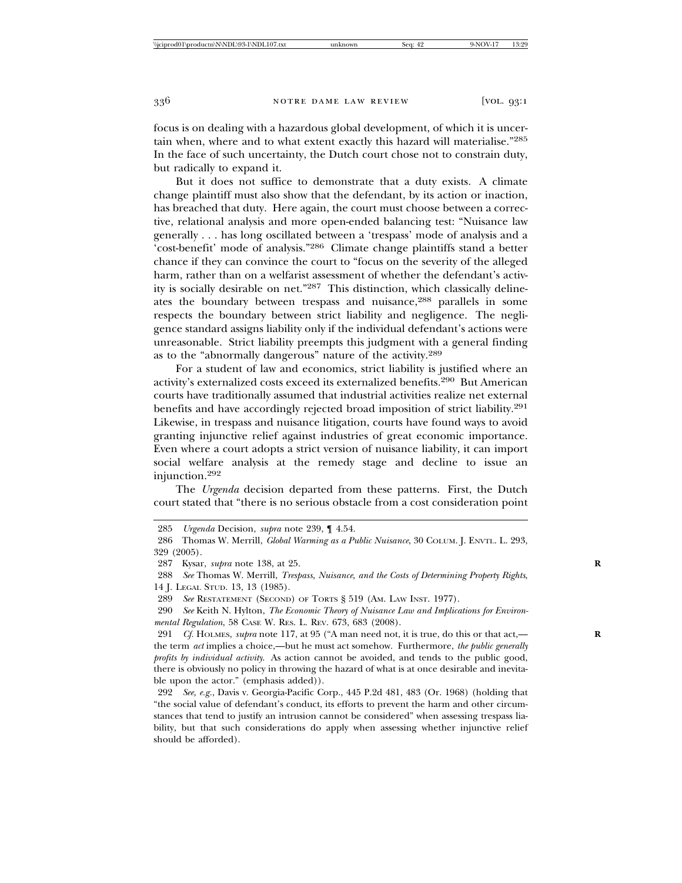focus is on dealing with a hazardous global development, of which it is uncertain when, where and to what extent exactly this hazard will materialise."[285] In the face of such uncertainty, the Dutch court chose not to constrain duty, but radically to expand it.

But it does not suffice to demonstrate that a duty exists. A climate change plaintiff must also show that the defendant, by its action or inaction, has breached that duty. Here again, the court must choose between a corrective, relational analysis and more open-ended balancing test: "Nuisance law generally . . . has long oscillated between a 'trespass' mode of analysis and a 'cost-benefit' mode of analysis."[286] Climate change plaintiffs stand a better chance if they can convince the court to "focus on the severity of the alleged harm, rather than on a welfarist assessment of whether the defendant's activity is socially desirable on net."[287] This distinction, which classically delineates the boundary between trespass and nuisance,[288] parallels in some respects the boundary between strict liability and negligence. The negligence standard assigns liability only if the individual defendant's actions were unreasonable. Strict liability preempts this judgment with a general finding as to the "abnormally dangerous" nature of the activity.[289]

For a student of law and economics, strict liability is justified where an activity's externalized costs exceed its externalized benefits.[290] But American courts have traditionally assumed that industrial activities realize net external benefits and have accordingly rejected broad imposition of strict liability.[291] Likewise, in trespass and nuisance litigation, courts have found ways to avoid granting injunctive relief against industries of great economic importance. Even where a court adopts a strict version of nuisance liability, it can import social welfare analysis at the remedy stage and decline to issue an injunction.[292]

The *Urgenda* decision departed from these patterns. First, the Dutch court stated that "there is no serious obstacle from a cost consideration point

---

285 *Urgenda* Decision, *supra* note 239, ¶ 4.54.

286 Thomas W. Merrill, *Global Warming as a Public Nuisance*, 30 COLUM. J. ENVTL. L. 293, 329 (2005).

287 Kysar, *supra* note 138, at 25.

288 *See* Thomas W. Merrill, *Trespass, Nuisance, and the Costs of Determining Property Rights*, 14 J. LEGAL STUD. 13, 13 (1985).

289 *See* RESTATEMENT (SECOND) OF TORTS § 519 (AM. LAW INST. 1977).

290 *See* Keith N. Hylton, *The Economic Theory of Nuisance Law and Implications for Environmental Regulation*, 58 CASE W. RES. L. REV. 673, 683 (2008).

291 *Cf.* HOLMES, *supra* note 117, at 95 ("A man need not, it is true, do this or that act,— the term *act* implies a choice,—but he must act somehow. Furthermore, *the public generally profits by individual activity*. As action cannot be avoided, and tends to the public good, there is obviously no policy in throwing the hazard of what is at once desirable and inevitable upon the actor." (emphasis added)).

292 *See, e.g.*, Davis v. Georgia-Pacific Corp., 445 P.2d 481, 483 (Or. 1968) (holding that "the social value of defendant's conduct, its efforts to prevent the harm and other circumstances that tend to justify an intrusion cannot be considered" when assessing trespass liability, but that such considerations do apply when assessing whether injunctive relief should be afforded).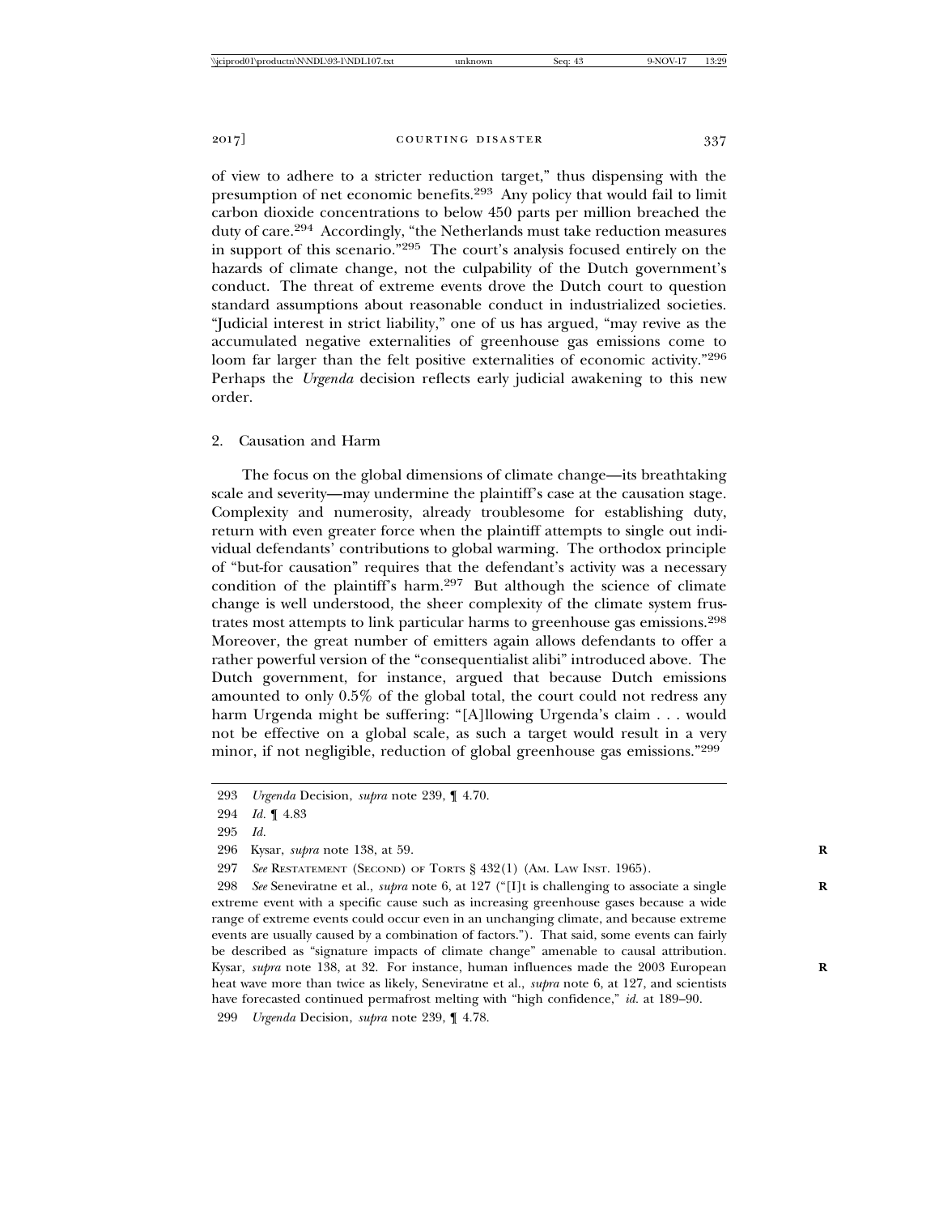of view to adhere to a stricter reduction target," thus dispensing with the presumption of net economic benefits.[293] Any policy that would fail to limit carbon dioxide concentrations to below 450 parts per million breached the duty of care.[294] Accordingly, "the Netherlands must take reduction measures in support of this scenario."[295] The court's analysis focused entirely on the hazards of climate change, not the culpability of the Dutch government's conduct. The threat of extreme events drove the Dutch court to question standard assumptions about reasonable conduct in industrialized societies. "Judicial interest in strict liability," one of us has argued, "may revive as the accumulated negative externalities of greenhouse gas emissions come to loom far larger than the felt positive externalities of economic activity."[296] Perhaps the *Urgenda* decision reflects early judicial awakening to this new order.

### 2. Causation and Harm

The focus on the global dimensions of climate change—its breathtaking scale and severity—may undermine the plaintiff's case at the causation stage. Complexity and numerosity, already troublesome for establishing duty, return with even greater force when the plaintiff attempts to single out individual defendants' contributions to global warming. The orthodox principle of "but-for causation" requires that the defendant's activity was a necessary condition of the plaintiff's harm.[297] But although the science of climate change is well understood, the sheer complexity of the climate system frustrates most attempts to link particular harms to greenhouse gas emissions.[298] Moreover, the great number of emitters again allows defendants to offer a rather powerful version of the "consequentialist alibi" introduced above. The Dutch government, for instance, argued that because Dutch emissions amounted to only 0.5% of the global total, the court could not redress any harm Urgenda might be suffering: "[A]llowing Urgenda's claim . . . would not be effective on a global scale, as such a target would result in a very minor, if not negligible, reduction of global greenhouse gas emissions."[299]

---

293 *Urgenda* Decision, *supra* note 239, ¶ 4.70.

294 *Id.* ¶ 4.83

295 *Id.*

296 Kysar, *supra* note 138, at 59.

297 *See* RESTATEMENT (SECOND) OF TORTS § 432(1) (AM. LAW INST. 1965).

298 *See* Seneviratne et al., *supra* note 6, at 127 ("[I]t is challenging to associate a single extreme event with a specific cause such as increasing greenhouse gases because a wide range of extreme events could occur even in an unchanging climate, and because extreme events are usually caused by a combination of factors."). That said, some events can fairly be described as "signature impacts of climate change" amenable to causal attribution. Kysar, *supra* note 138, at 32. For instance, human influences made the 2003 European heat wave more than twice as likely, Seneviratne et al., *supra* note 6, at 127, and scientists have forecasted continued permafrost melting with "high confidence," *id.* at 189–90.

299 *Urgenda* Decision, *supra* note 239, ¶ 4.78.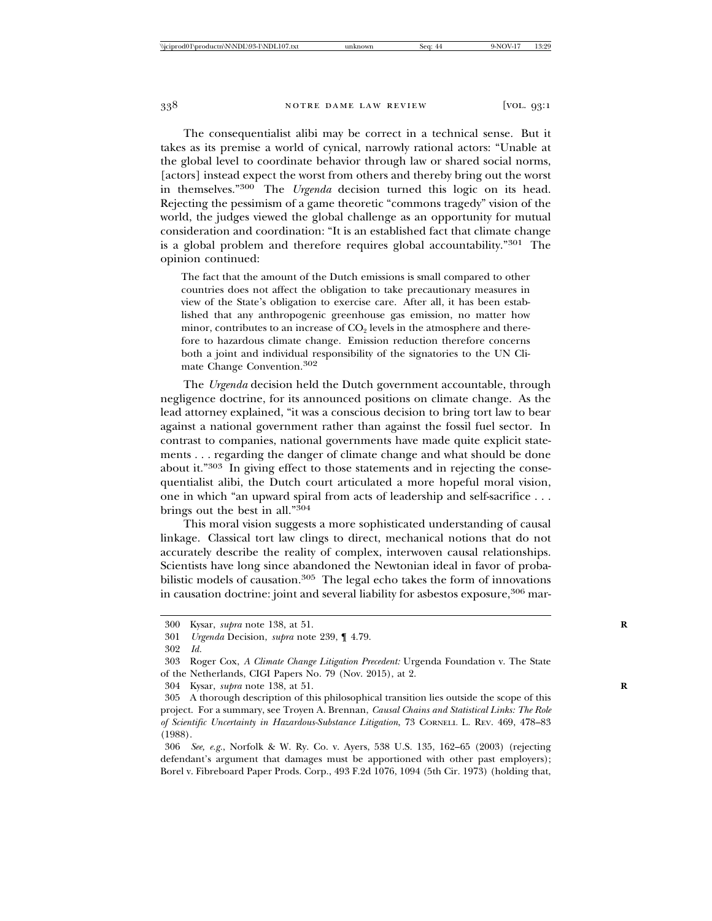The consequentialist alibi may be correct in a technical sense. But it takes as its premise a world of cynical, narrowly rational actors: "Unable at the global level to coordinate behavior through law or shared social norms, [actors] instead expect the worst from others and thereby bring out the worst in themselves."[300] The *Urgenda* decision turned this logic on its head. Rejecting the pessimism of a game theoretic "commons tragedy" vision of the world, the judges viewed the global challenge as an opportunity for mutual consideration and coordination: "It is an established fact that climate change is a global problem and therefore requires global accountability."[301] The opinion continued:

> The fact that the amount of the Dutch emissions is small compared to other countries does not affect the obligation to take precautionary measures in view of the State's obligation to exercise care. After all, it has been established that any anthropogenic greenhouse gas emission, no matter how minor, contributes to an increase of $CO_2$ levels in the atmosphere and therefore to hazardous climate change. Emission reduction therefore concerns both a joint and individual responsibility of the signatories to the UN Climate Change Convention.[302]

The *Urgenda* decision held the Dutch government accountable, through negligence doctrine, for its announced positions on climate change. As the lead attorney explained, "it was a conscious decision to bring tort law to bear against a national government rather than against the fossil fuel sector. In contrast to companies, national governments have made quite explicit statements . . . regarding the danger of climate change and what should be done about it."[303] In giving effect to those statements and in rejecting the consequentialist alibi, the Dutch court articulated a more hopeful moral vision, one in which "an upward spiral from acts of leadership and self-sacrifice . . . brings out the best in all."[304]

This moral vision suggests a more sophisticated understanding of causal linkage. Classical tort law clings to direct, mechanical notions that do not accurately describe the reality of complex, interwoven causal relationships. Scientists have long since abandoned the Newtonian ideal in favor of probabilistic models of causation.[305] The legal echo takes the form of innovations in causation doctrine: joint and several liability for asbestos exposure,[306] mar-

---

300 Kysar, *supra* note 138, at 51.

301 *Urgenda* Decision, *supra* note 239, ¶ 4.79.

302 *Id.*

303 Roger Cox, *A Climate Change Litigation Precedent:* Urgenda Foundation v. The State of the Netherlands, CIGI Papers No. 79 (Nov. 2015), at 2.

304 Kysar, *supra* note 138, at 51.

305 A thorough description of this philosophical transition lies outside the scope of this project. For a summary, see Troyen A. Brennan, *Causal Chains and Statistical Links: The Role of Scientific Uncertainty in Hazardous-Substance Litigation*, 73 CORNELL L. REV. 469, 478–83 (1988).

306 *See, e.g.*, Norfolk & W. Ry. Co. v. Ayers, 538 U.S. 135, 162–65 (2003) (rejecting defendant's argument that damages must be apportioned with other past employers); Borel v. Fibreboard Paper Prods. Corp., 493 F.2d 1076, 1094 (5th Cir. 1973) (holding that,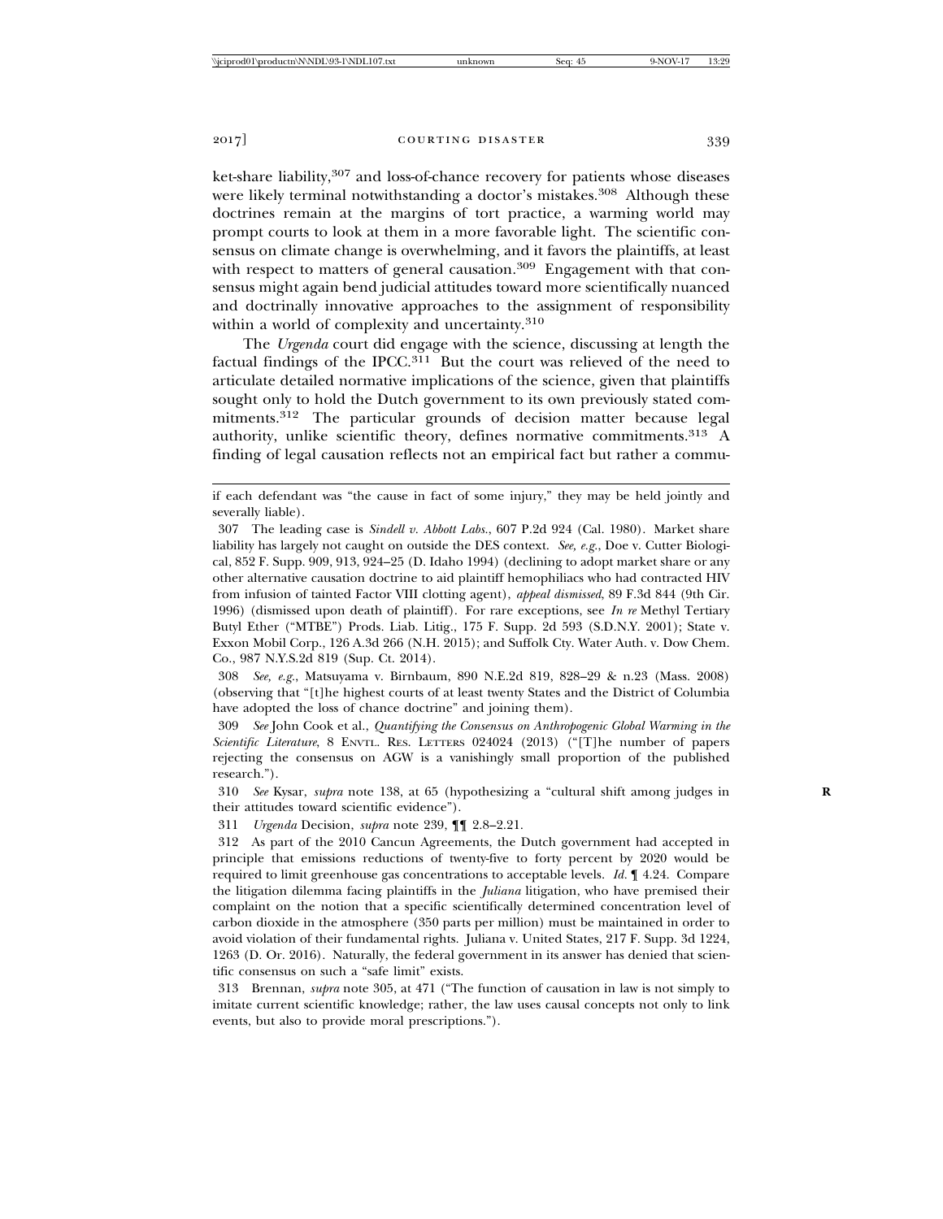ket-share liability,[307] and loss-of-chance recovery for patients whose diseases were likely terminal notwithstanding a doctor's mistakes.[308] Although these doctrines remain at the margins of tort practice, a warming world may prompt courts to look at them in a more favorable light. The scientific consensus on climate change is overwhelming, and it favors the plaintiffs, at least with respect to matters of general causation.[309] Engagement with that consensus might again bend judicial attitudes toward more scientifically nuanced and doctrinally innovative approaches to the assignment of responsibility within a world of complexity and uncertainty.[310]

The *Urgenda* court did engage with the science, discussing at length the factual findings of the IPCC.[311] But the court was relieved of the need to articulate detailed normative implications of the science, given that plaintiffs sought only to hold the Dutch government to its own previously stated commitments.[312] The particular grounds of decision matter because legal authority, unlike scientific theory, defines normative commitments.[313] A finding of legal causation reflects not an empirical fact but rather a commu-

---

if each defendant was "the cause in fact of some injury," they may be held jointly and severally liable).

307 The leading case is *Sindell v. Abbott Labs.*, 607 P.2d 924 (Cal. 1980). Market share liability has largely not caught on outside the DES context. *See, e.g.*, Doe v. Cutter Biological, 852 F. Supp. 909, 913, 924–25 (D. Idaho 1994) (declining to adopt market share or any other alternative causation doctrine to aid plaintiff hemophiliacs who had contracted HIV from infusion of tainted Factor VIII clotting agent), *appeal dismissed*, 89 F.3d 844 (9th Cir. 1996) (dismissed upon death of plaintiff). For rare exceptions, see *In re* Methyl Tertiary Butyl Ether ("MTBE") Prods. Liab. Litig., 175 F. Supp. 2d 593 (S.D.N.Y. 2001); State v. Exxon Mobil Corp., 126 A.3d 266 (N.H. 2015); and Suffolk Cty. Water Auth. v. Dow Chem. Co., 987 N.Y.S.2d 819 (Sup. Ct. 2014).

308 *See, e.g.*, Matsuyama v. Birnbaum, 890 N.E.2d 819, 828–29 & n.23 (Mass. 2008) (observing that "[t]he highest courts of at least twenty States and the District of Columbia have adopted the loss of chance doctrine" and joining them).

309 *See* John Cook et al., *Quantifying the Consensus on Anthropogenic Global Warming in the Scientific Literature*, 8 ENVTL. RES. LETTERS 024024 (2013) ("[T]he number of papers rejecting the consensus on AGW is a vanishingly small proportion of the published research.").

310 *See* Kysar, *supra* note 138, at 65 (hypothesizing a "cultural shift among judges in their attitudes toward scientific evidence").

311 *Urgenda* Decision, *supra* note 239, ¶¶ 2.8–2.21.

312 As part of the 2010 Cancun Agreements, the Dutch government had accepted in principle that emissions reductions of twenty-five to forty percent by 2020 would be required to limit greenhouse gas concentrations to acceptable levels. *Id.* ¶ 4.24. Compare the litigation dilemma facing plaintiffs in the *Juliana* litigation, who have premised their complaint on the notion that a specific scientifically determined concentration level of carbon dioxide in the atmosphere (350 parts per million) must be maintained in order to avoid violation of their fundamental rights. Juliana v. United States, 217 F. Supp. 3d 1224, 1263 (D. Or. 2016). Naturally, the federal government in its answer has denied that scientific consensus on such a "safe limit" exists.

313 Brennan, *supra* note 305, at 471 ("The function of causation in law is not simply to imitate current scientific knowledge; rather, the law uses causal concepts not only to link events, but also to provide moral prescriptions.").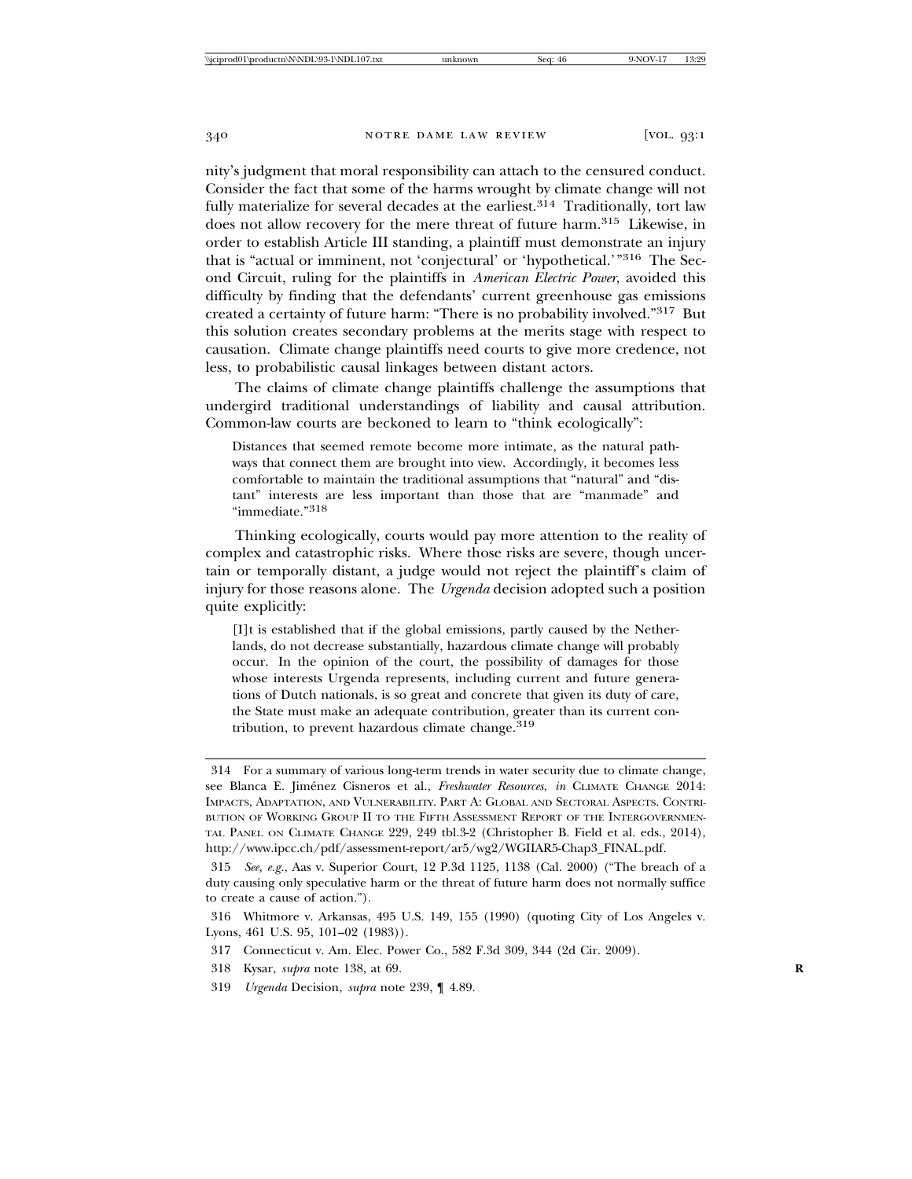nity's judgment that moral responsibility can attach to the censured conduct. Consider the fact that some of the harms wrought by climate change will not fully materialize for several decades at the earliest.[314] Traditionally, tort law does not allow recovery for the mere threat of future harm.[315] Likewise, in order to establish Article III standing, a plaintiff must demonstrate an injury that is "actual or imminent, not 'conjectural' or 'hypothetical.'"[316] The Second Circuit, ruling for the plaintiffs in *American Electric Power*, avoided this difficulty by finding that the defendants' current greenhouse gas emissions created a certainty of future harm: "There is no probability involved."[317] But this solution creates secondary problems at the merits stage with respect to causation. Climate change plaintiffs need courts to give more credence, not less, to probabilistic causal linkages between distant actors.

The claims of climate change plaintiffs challenge the assumptions that undergird traditional understandings of liability and causal attribution. Common-law courts are beckoned to learn to "think ecologically":

> Distances that seemed remote become more intimate, as the natural pathways that connect them are brought into view. Accordingly, it becomes less comfortable to maintain the traditional assumptions that "natural" and "distant" interests are less important than those that are "manmade" and "immediate."[318]

Thinking ecologically, courts would pay more attention to the reality of complex and catastrophic risks. Where those risks are severe, though uncertain or temporally distant, a judge would not reject the plaintiff's claim of injury for those reasons alone. The *Urgenda* decision adopted such a position quite explicitly:

> [I]t is established that if the global emissions, partly caused by the Netherlands, do not decrease substantially, hazardous climate change will probably occur. In the opinion of the court, the possibility of damages for those whose interests Urgenda represents, including current and future generations of Dutch nationals, is so great and concrete that given its duty of care, the State must make an adequate contribution, greater than its current contribution, to prevent hazardous climate change.[319]

---

314 For a summary of various long-term trends in water security due to climate change, see Blanca E. Jiménez Cisneros et al., *Freshwater Resources*, *in* CLIMATE CHANGE 2014: IMPACTS, ADAPTATION, AND VULNERABILITY. PART A: GLOBAL AND SECTORAL ASPECTS. CONTRIBUTION OF WORKING GROUP II TO THE FIFTH ASSESSMENT REPORT OF THE INTERGOVERNMENTAL PANEL ON CLIMATE CHANGE 229, 249 tbl.3-2 (Christopher B. Field et al. eds., 2014), http://www.ipcc.ch/pdf/assessment-report/ar5/wg2/WGIIAR5-Chap3_FINAL.pdf.

315 *See, e.g.*, Aas v. Superior Court, 12 P.3d 1125, 1138 (Cal. 2000) ("The breach of a duty causing only speculative harm or the threat of future harm does not normally suffice to create a cause of action.").

316 Whitmore v. Arkansas, 495 U.S. 149, 155 (1990) (quoting City of Los Angeles v. Lyons, 461 U.S. 95, 101–02 (1983)).

317 Connecticut v. Am. Elec. Power Co., 582 F.3d 309, 344 (2d Cir. 2009).

318 Kysar, *supra* note 138, at 69.

319 *Urgenda* Decision, *supra* note 239, ¶ 4.89.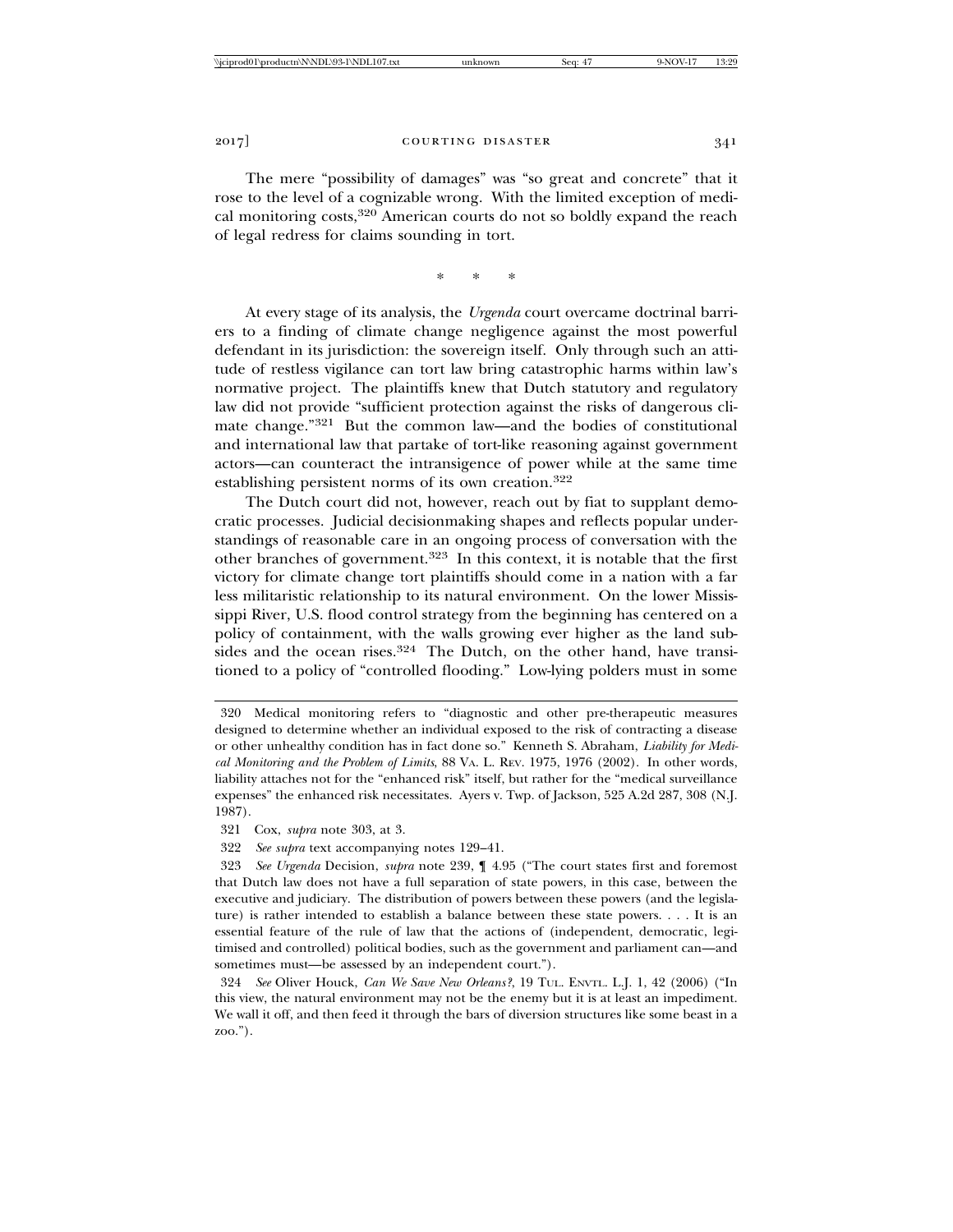The mere "possibility of damages" was "so great and concrete" that it rose to the level of a cognizable wrong. With the limited exception of medical monitoring costs,[320] American courts do not so boldly expand the reach of legal redress for claims sounding in tort.

\* \* \*

At every stage of its analysis, the *Urgenda* court overcame doctrinal barriers to a finding of climate change negligence against the most powerful defendant in its jurisdiction: the sovereign itself. Only through such an attitude of restless vigilance can tort law bring catastrophic harms within law's normative project. The plaintiffs knew that Dutch statutory and regulatory law did not provide "sufficient protection against the risks of dangerous climate change."[321] But the common law—and the bodies of constitutional and international law that partake of tort-like reasoning against government actors—can counteract the intransigence of power while at the same time establishing persistent norms of its own creation.[322]

The Dutch court did not, however, reach out by fiat to supplant democratic processes. Judicial decisionmaking shapes and reflects popular understandings of reasonable care in an ongoing process of conversation with the other branches of government.[323] In this context, it is notable that the first victory for climate change tort plaintiffs should come in a nation with a far less militaristic relationship to its natural environment. On the lower Mississippi River, U.S. flood control strategy from the beginning has centered on a policy of containment, with the walls growing ever higher as the land subsides and the ocean rises.[324] The Dutch, on the other hand, have transitioned to a policy of "controlled flooding." Low-lying polders must in some

---

320 Medical monitoring refers to "diagnostic and other pre-therapeutic measures designed to determine whether an individual exposed to the risk of contracting a disease or other unhealthy condition has in fact done so." Kenneth S. Abraham, *Liability for Medical Monitoring and the Problem of Limits*, 88 VA. L. REV. 1975, 1976 (2002). In other words, liability attaches not for the "enhanced risk" itself, but rather for the "medical surveillance expenses" the enhanced risk necessitates. Ayers v. Twp. of Jackson, 525 A.2d 287, 308 (N.J. 1987).

321 Cox, *supra* note 303, at 3.

322 *See supra* text accompanying notes 129–41.

323 *See Urgenda* Decision, *supra* note 239, ¶ 4.95 ("The court states first and foremost that Dutch law does not have a full separation of state powers, in this case, between the executive and judiciary. The distribution of powers between these powers (and the legislature) is rather intended to establish a balance between these state powers. . . . It is an essential feature of the rule of law that the actions of (independent, democratic, legitimised and controlled) political bodies, such as the government and parliament can—and sometimes must—be assessed by an independent court.").

324 *See* Oliver Houck, *Can We Save New Orleans?*, 19 TUL. ENVTL. L.J. 1, 42 (2006) ("In this view, the natural environment may not be the enemy but it is at least an impediment. We wall it off, and then feed it through the bars of diversion structures like some beast in a zoo.").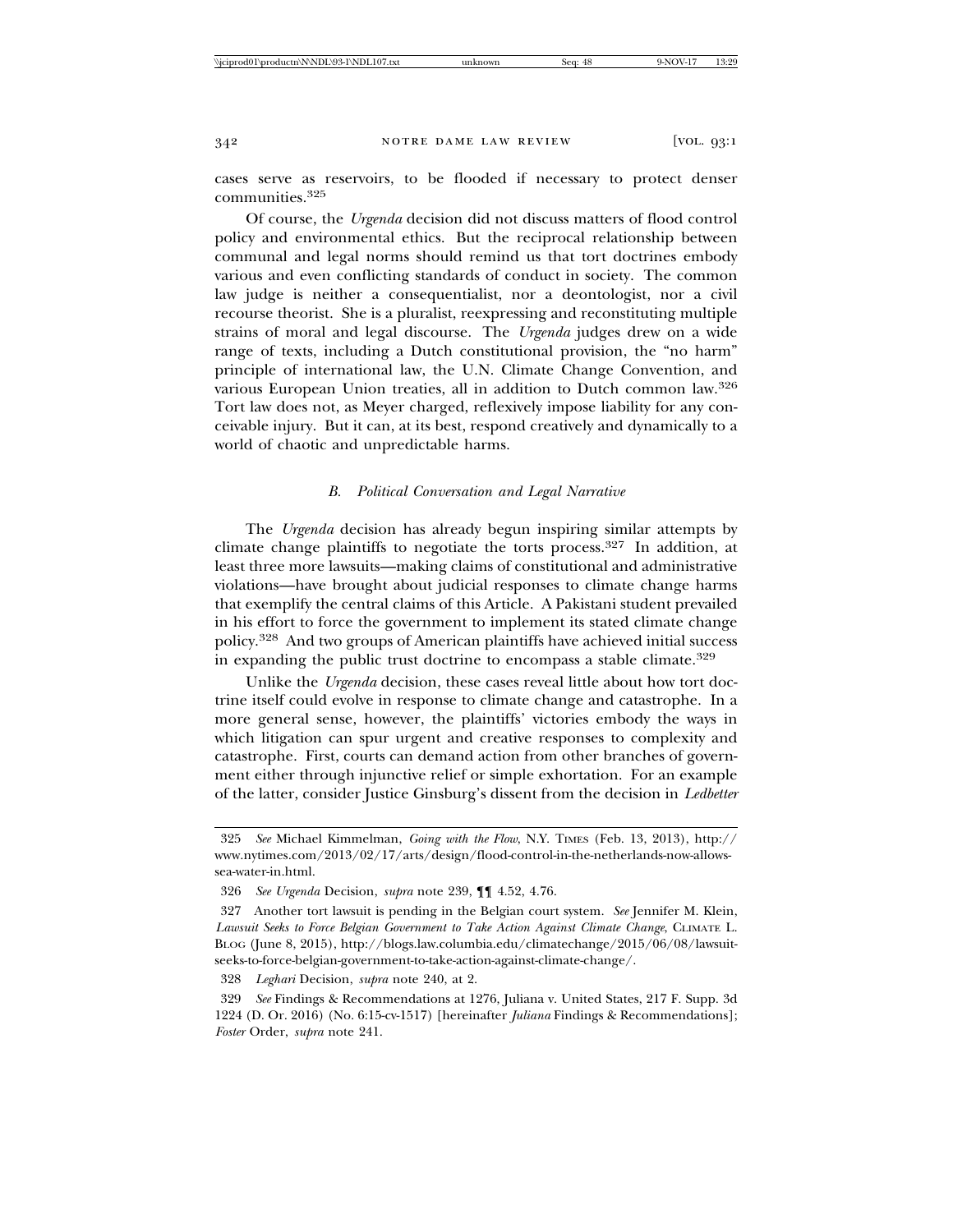cases serve as reservoirs, to be flooded if necessary to protect denser communities.[325]

Of course, the *Urgenda* decision did not discuss matters of flood control policy and environmental ethics. But the reciprocal relationship between communal and legal norms should remind us that tort doctrines embody various and even conflicting standards of conduct in society. The common law judge is neither a consequentialist, nor a deontologist, nor a civil recourse theorist. She is a pluralist, reexpressing and reconstituting multiple strains of moral and legal discourse. The *Urgenda* judges drew on a wide range of texts, including a Dutch constitutional provision, the "no harm" principle of international law, the U.N. Climate Change Convention, and various European Union treaties, all in addition to Dutch common law.[326] Tort law does not, as Meyer charged, reflexively impose liability for any conceivable injury. But it can, at its best, respond creatively and dynamically to a world of chaotic and unpredictable harms.

### *B. Political Conversation and Legal Narrative*

The *Urgenda* decision has already begun inspiring similar attempts by climate change plaintiffs to negotiate the torts process.[327] In addition, at least three more lawsuits—making claims of constitutional and administrative violations—have brought about judicial responses to climate change harms that exemplify the central claims of this Article. A Pakistani student prevailed in his effort to force the government to implement its stated climate change policy.[328] And two groups of American plaintiffs have achieved initial success in expanding the public trust doctrine to encompass a stable climate.[329]

Unlike the *Urgenda* decision, these cases reveal little about how tort doctrine itself could evolve in response to climate change and catastrophe. In a more general sense, however, the plaintiffs' victories embody the ways in which litigation can spur urgent and creative responses to complexity and catastrophe. First, courts can demand action from other branches of government either through injunctive relief or simple exhortation. For an example of the latter, consider Justice Ginsburg's dissent from the decision in *Ledbetter*

---

325 *See* Michael Kimmelman, *Going with the Flow*, N.Y. TIMES (Feb. 13, 2013), http://www.nytimes.com/2013/02/17/arts/design/flood-control-in-the-netherlands-now-allows-sea-water-in.html.

326 *See Urgenda* Decision, *supra* note 239, ¶¶ 4.52, 4.76.

327 Another tort lawsuit is pending in the Belgian court system. *See* Jennifer M. Klein, *Lawsuit Seeks to Force Belgian Government to Take Action Against Climate Change*, CLIMATE L. BLOG (June 8, 2015), http://blogs.law.columbia.edu/climatechange/2015/06/08/lawsuit-seeks-to-force-belgian-government-to-take-action-against-climate-change/.

328 *Leghari* Decision, *supra* note 240, at 2.

329 *See* Findings & Recommendations at 1276, Juliana v. United States, 217 F. Supp. 3d 1224 (D. Or. 2016) (No. 6:15-cv-1517) [hereinafter *Juliana* Findings & Recommendations]; *Foster* Order, *supra* note 241.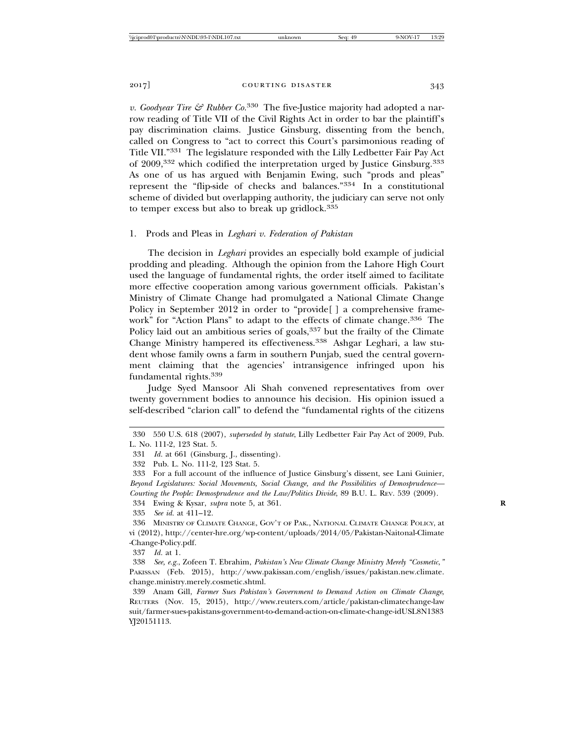*v. Goodyear Tire & Rubber Co.*[330] The five-Justice majority had adopted a narrow reading of Title VII of the Civil Rights Act in order to bar the plaintiff's pay discrimination claims. Justice Ginsburg, dissenting from the bench, called on Congress to "act to correct this Court's parsimonious reading of Title VII."[331] The legislature responded with the Lilly Ledbetter Fair Pay Act of 2009,[332] which codified the interpretation urged by Justice Ginsburg.[333] As one of us has argued with Benjamin Ewing, such "prods and pleas" represent the "flip-side of checks and balances."[334] In a constitutional scheme of divided but overlapping authority, the judiciary can serve not only to temper excess but also to break up gridlock.[335]

### 1. Prods and Pleas in *Leghari v. Federation of Pakistan*

The decision in *Leghari* provides an especially bold example of judicial prodding and pleading. Although the opinion from the Lahore High Court used the language of fundamental rights, the order itself aimed to facilitate more effective cooperation among various government officials. Pakistan's Ministry of Climate Change had promulgated a National Climate Change Policy in September 2012 in order to "provide[ ] a comprehensive framework" for "Action Plans" to adapt to the effects of climate change.[336] The Policy laid out an ambitious series of goals,[337] but the frailty of the Climate Change Ministry hampered its effectiveness.[338] Ashgar Leghari, a law student whose family owns a farm in southern Punjab, sued the central government claiming that the agencies' intransigence infringed upon his fundamental rights.[339]

Judge Syed Mansoor Ali Shah convened representatives from over twenty government bodies to announce his decision. His opinion issued a self-described "clarion call" to defend the "fundamental rights of the citizens

---

330 550 U.S. 618 (2007), *superseded by statute*, Lilly Ledbetter Fair Pay Act of 2009, Pub. L. No. 111-2, 123 Stat. 5.

331 *Id.* at 661 (Ginsburg, J., dissenting).

332 Pub. L. No. 111-2, 123 Stat. 5.

333 For a full account of the influence of Justice Ginsburg's dissent, see Lani Guinier, *Beyond Legislatures: Social Movements, Social Change, and the Possibilities of Demosprudence—Courting the People: Demosprudence and the Law/Politics Divide*, 89 B.U. L. REV. 539 (2009).

334 Ewing & Kysar, *supra* note 5, at 361.

335 *See id.* at 411–12.

336 MINISTRY OF CLIMATE CHANGE, GOV'T OF PAK., NATIONAL CLIMATE CHANGE POLICY, at vi (2012), http://center-hre.org/wp-content/uploads/2014/05/Pakistan-Naitonal-Climate-Change-Policy.pdf.

337 *Id.* at 1.

338 *See, e.g.*, Zofeen T. Ebrahim, *Pakistan's New Climate Change Ministry Merely "Cosmetic,"* PAKISSAN (Feb. 2015), http://www.pakissan.com/english/issues/pakistan.new.climate.change.ministry.merely.cosmetic.shtml.

339 Anam Gill, *Farmer Sues Pakistan's Government to Demand Action on Climate Change*, REUTERS (Nov. 15, 2015), http://www.reuters.com/article/pakistan-climatechange-lawsuit/farmer-sues-pakistans-government-to-demand-action-on-climate-change-idUSL8N1383YJ20151113.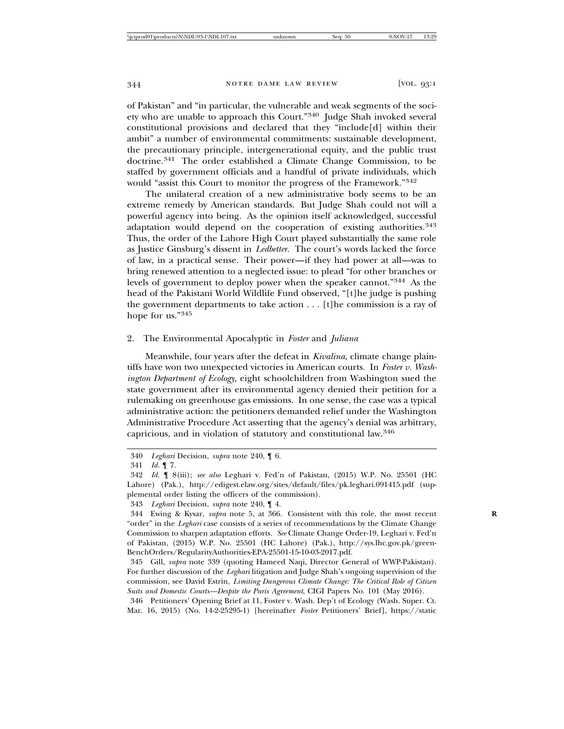of Pakistan" and "in particular, the vulnerable and weak segments of the society who are unable to approach this Court."[340] Judge Shah invoked several constitutional provisions and declared that they "include[d] within their ambit" a number of environmental commitments: sustainable development, the precautionary principle, intergenerational equity, and the public trust doctrine.[341] The order established a Climate Change Commission, to be staffed by government officials and a handful of private individuals, which would "assist this Court to monitor the progress of the Framework."[342]

The unilateral creation of a new administrative body seems to be an extreme remedy by American standards. But Judge Shah could not will a powerful agency into being. As the opinion itself acknowledged, successful adaptation would depend on the cooperation of existing authorities.[343] Thus, the order of the Lahore High Court played substantially the same role as Justice Ginsburg's dissent in *Ledbetter*. The court's words lacked the force of law, in a practical sense. Their power—if they had power at all—was to bring renewed attention to a neglected issue: to plead "for other branches or levels of government to deploy power when the speaker cannot."[344] As the head of the Pakistani World Wildlife Fund observed, "[t]he judge is pushing the government departments to take action . . . [t]he commission is a ray of hope for us."[345]

### 2. The Environmental Apocalyptic in *Foster* and *Juliana*

Meanwhile, four years after the defeat in *Kivalina*, climate change plaintiffs have won two unexpected victories in American courts. In *Foster v. Washington Department of Ecology*, eight schoolchildren from Washington sued the state government after its environmental agency denied their petition for a rulemaking on greenhouse gas emissions. In one sense, the case was a typical administrative action: the petitioners demanded relief under the Washington Administrative Procedure Act asserting that the agency's denial was arbitrary, capricious, and in violation of statutory and constitutional law.[346]

---

340 *Leghari* Decision, *supra* note 240, ¶ 6.

341 *Id.* ¶ 7.

342 *Id.* ¶ 8(iii); *see also* Leghari v. Fed'n of Pakistan, (2015) W.P. No. 25501 (HC Lahore) (Pak.), http://edigest.elaw.org/sites/default/files/pk.leghari.091415.pdf (supplemental order listing the officers of the commission).

343 *Leghari* Decision, *supra* note 240, ¶ 4.

344 Ewing & Kysar, *supra* note 5, at 366. Consistent with this role, the most recent "order" in the *Leghari* case consists of a series of recommendations by the Climate Change Commission to sharpen adaptation efforts. *See* Climate Change Order-19, Leghari v. Fed'n of Pakistan, (2015) W.P. No. 25501 (HC Lahore) (Pak.), http://sys.lhc.gov.pk/greenBenchOrders/RegularityAuthorities-EPA-25501-15-10-03-2017.pdf.

345 Gill, *supra* note 339 (quoting Hameed Naqi, Director General of WWP-Pakistan). For further discussion of the *Leghari* litigation and Judge Shah's ongoing supervision of the commission, see David Estrin, *Limiting Dangerous Climate Change: The Critical Role of Citizen Suits and Domestic Courts—Despite the Paris Agreement*, CIGI Papers No. 101 (May 2016).

346 Petitioners' Opening Brief at 11, Foster v. Wash. Dep't of Ecology (Wash. Super. Ct. Mar. 16, 2015) (No. 14-2-25295-1) [hereinafter *Foster* Petitioners' Brief], https://static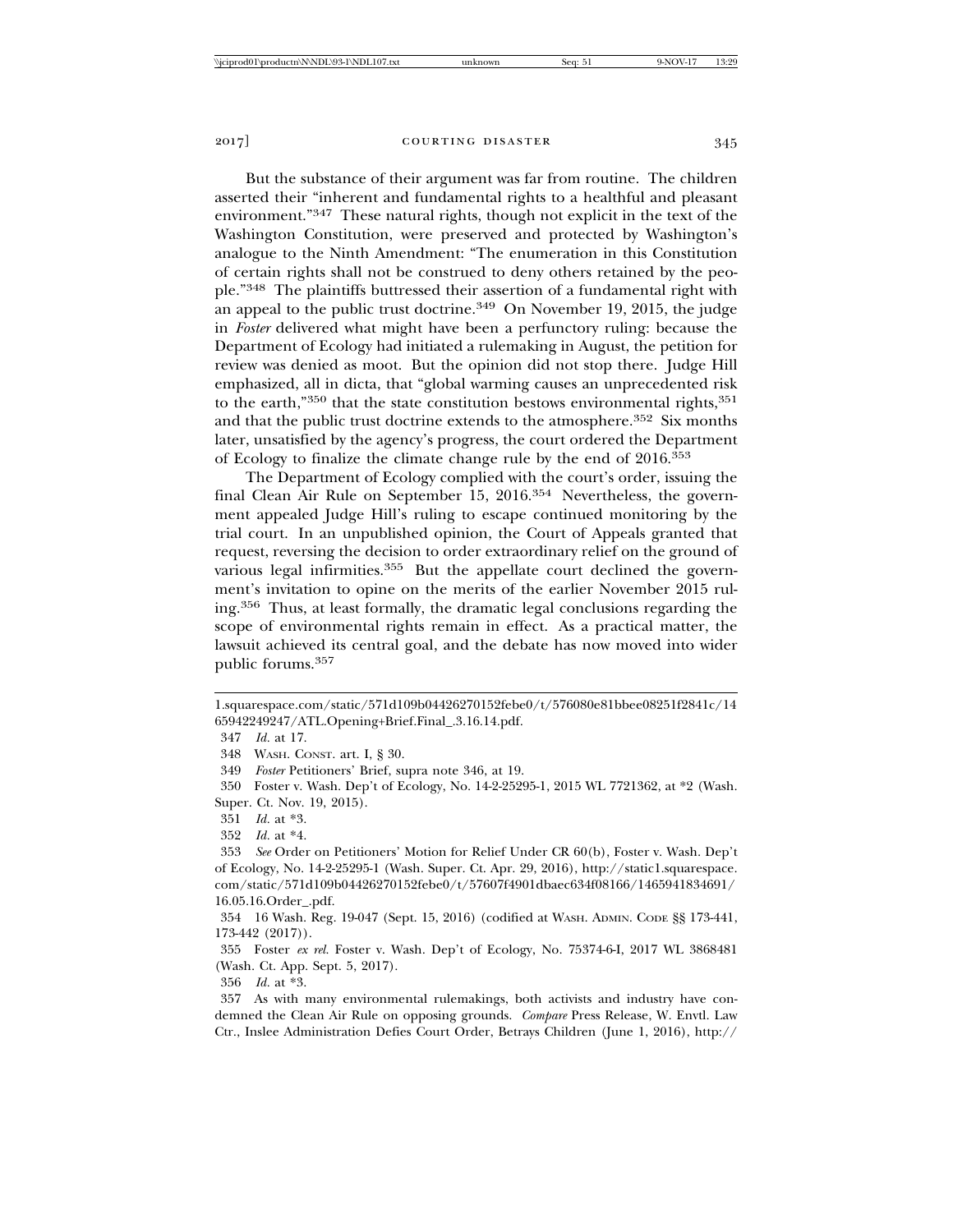But the substance of their argument was far from routine. The children asserted their "inherent and fundamental rights to a healthful and pleasant environment."[347] These natural rights, though not explicit in the text of the Washington Constitution, were preserved and protected by Washington's analogue to the Ninth Amendment: "The enumeration in this Constitution of certain rights shall not be construed to deny others retained by the people."[348] The plaintiffs buttressed their assertion of a fundamental right with an appeal to the public trust doctrine.[349] On November 19, 2015, the judge in *Foster* delivered what might have been a perfunctory ruling: because the Department of Ecology had initiated a rulemaking in August, the petition for review was denied as moot. But the opinion did not stop there. Judge Hill emphasized, all in dicta, that "global warming causes an unprecedented risk to the earth,"[350] that the state constitution bestows environmental rights,[351] and that the public trust doctrine extends to the atmosphere.[352] Six months later, unsatisfied by the agency's progress, the court ordered the Department of Ecology to finalize the climate change rule by the end of 2016.[353]

The Department of Ecology complied with the court's order, issuing the final Clean Air Rule on September 15, 2016.[354] Nevertheless, the government appealed Judge Hill's ruling to escape continued monitoring by the trial court. In an unpublished opinion, the Court of Appeals granted that request, reversing the decision to order extraordinary relief on the ground of various legal infirmities.[355] But the appellate court declined the government's invitation to opine on the merits of the earlier November 2015 ruling.[356] Thus, at least formally, the dramatic legal conclusions regarding the scope of environmental rights remain in effect. As a practical matter, the lawsuit achieved its central goal, and the debate has now moved into wider public forums.[357]

---

1.squarespace.com/static/571d109b04426270152febe0/t/576080e81bbee08251f2841c/1465942249247/ATL.Opening+Brief.Final_.3.16.14.pdf.

347 *Id.* at 17.

348 WASH. CONST. art. I, § 30.

349 *Foster* Petitioners' Brief, supra note 346, at 19.

350 Foster v. Wash. Dep't of Ecology, No. 14-2-25295-1, 2015 WL 7721362, at *2 (Wash. Super. Ct. Nov. 19, 2015).

351 *Id.* at *3.

352 *Id.* at *4.

353 *See* Order on Petitioners' Motion for Relief Under CR 60(b), Foster v. Wash. Dep't of Ecology, No. 14-2-25295-1 (Wash. Super. Ct. Apr. 29, 2016), http://static1.squarespace.com/static/571d109b04426270152febe0/t/57607f4901dbaec634f08166/1465941834691/16.05.16.Order_.pdf.

354 16 Wash. Reg. 19-047 (Sept. 15, 2016) (codified at WASH. ADMIN. CODE §§ 173-441, 173-442 (2017)).

355 Foster *ex rel.* Foster v. Wash. Dep't of Ecology, No. 75374-6-I, 2017 WL 3868481 (Wash. Ct. App. Sept. 5, 2017).

356 *Id.* at *3.

357 As with many environmental rulemakings, both activists and industry have condemned the Clean Air Rule on opposing grounds. *Compare* Press Release, W. Envtl. Law Ctr., Inslee Administration Defies Court Order, Betrays Children (June 1, 2016), http://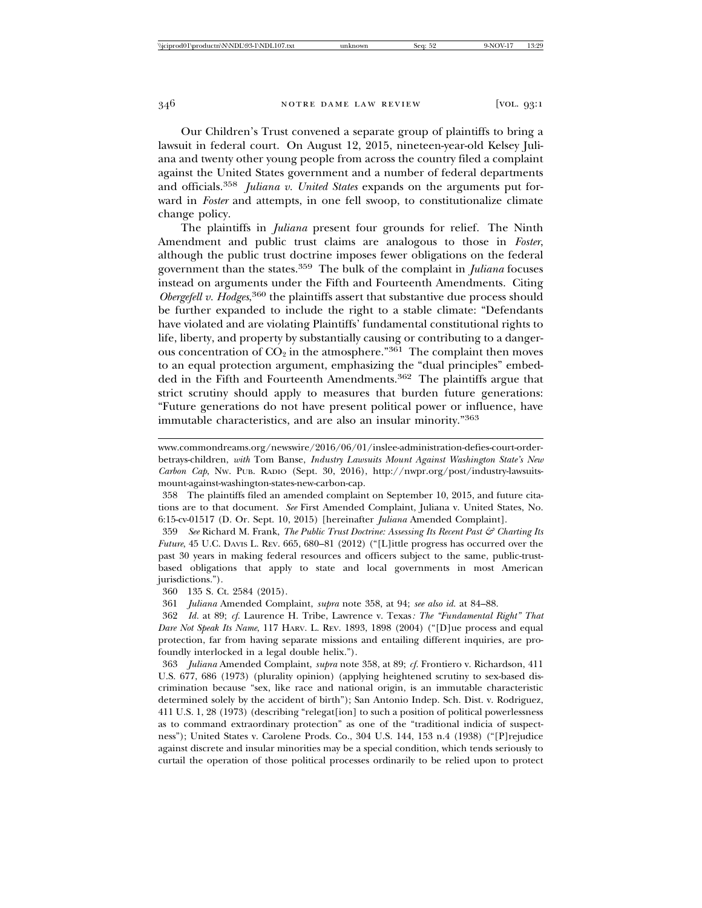Our Children's Trust convened a separate group of plaintiffs to bring a lawsuit in federal court. On August 12, 2015, nineteen-year-old Kelsey Juliana and twenty other young people from across the country filed a complaint against the United States government and a number of federal departments and officials.[358] *Juliana v. United States* expands on the arguments put forward in *Foster* and attempts, in one fell swoop, to constitutionalize climate change policy.

The plaintiffs in *Juliana* present four grounds for relief. The Ninth Amendment and public trust claims are analogous to those in *Foster*, although the public trust doctrine imposes fewer obligations on the federal government than the states.[359] The bulk of the complaint in *Juliana* focuses instead on arguments under the Fifth and Fourteenth Amendments. Citing *Obergefell v. Hodges*,[360] the plaintiffs assert that substantive due process should be further expanded to include the right to a stable climate: "Defendants have violated and are violating Plaintiffs' fundamental constitutional rights to life, liberty, and property by substantially causing or contributing to a dangerous concentration of $CO_2$ in the atmosphere."[361] The complaint then moves to an equal protection argument, emphasizing the "dual principles" embedded in the Fifth and Fourteenth Amendments.[362] The plaintiffs argue that strict scrutiny should apply to measures that burden future generations: "Future generations do not have present political power or influence, have immutable characteristics, and are also an insular minority."[363]

---

www.commondreams.org/newswire/2016/06/01/inslee-administration-defies-court-order-betrays-children, *with* Tom Banse, *Industry Lawsuits Mount Against Washington State's New Carbon Cap*, NW. PUB. RADIO (Sept. 30, 2016), http://nwpr.org/post/industry-lawsuits-mount-against-washington-states-new-carbon-cap.

358 The plaintiffs filed an amended complaint on September 10, 2015, and future citations are to that document. *See* First Amended Complaint, Juliana v. United States, No. 6:15-cv-01517 (D. Or. Sept. 10, 2015) [hereinafter *Juliana* Amended Complaint].

359 *See* Richard M. Frank, *The Public Trust Doctrine: Assessing Its Recent Past & Charting Its Future*, 45 U.C. DAVIS L. REV. 665, 680–81 (2012) ("[L]ittle progress has occurred over the past 30 years in making federal resources and officers subject to the same, public-trust-based obligations that apply to state and local governments in most American jurisdictions.").

360 135 S. Ct. 2584 (2015).

361 *Juliana* Amended Complaint, *supra* note 358, at 94; *see also id.* at 84–88.

362 *Id.* at 89; *cf.* Laurence H. Tribe, Lawrence v. Texas*: The "Fundamental Right" That Dare Not Speak Its Name*, 117 HARV. L. REV. 1893, 1898 (2004) ("[D]ue process and equal protection, far from having separate missions and entailing different inquiries, are profoundly interlocked in a legal double helix.").

363 *Juliana* Amended Complaint, *supra* note 358, at 89; *cf.* Frontiero v. Richardson, 411 U.S. 677, 686 (1973) (plurality opinion) (applying heightened scrutiny to sex-based discrimination because "sex, like race and national origin, is an immutable characteristic determined solely by the accident of birth"); San Antonio Indep. Sch. Dist. v. Rodriguez, 411 U.S. 1, 28 (1973) (describing "relegat[ion] to such a position of political powerlessness as to command extraordinary protection" as one of the "traditional indicia of suspectness"); United States v. Carolene Prods. Co., 304 U.S. 144, 153 n.4 (1938) ("[P]rejudice against discrete and insular minorities may be a special condition, which tends seriously to curtail the operation of those political processes ordinarily to be relied upon to protect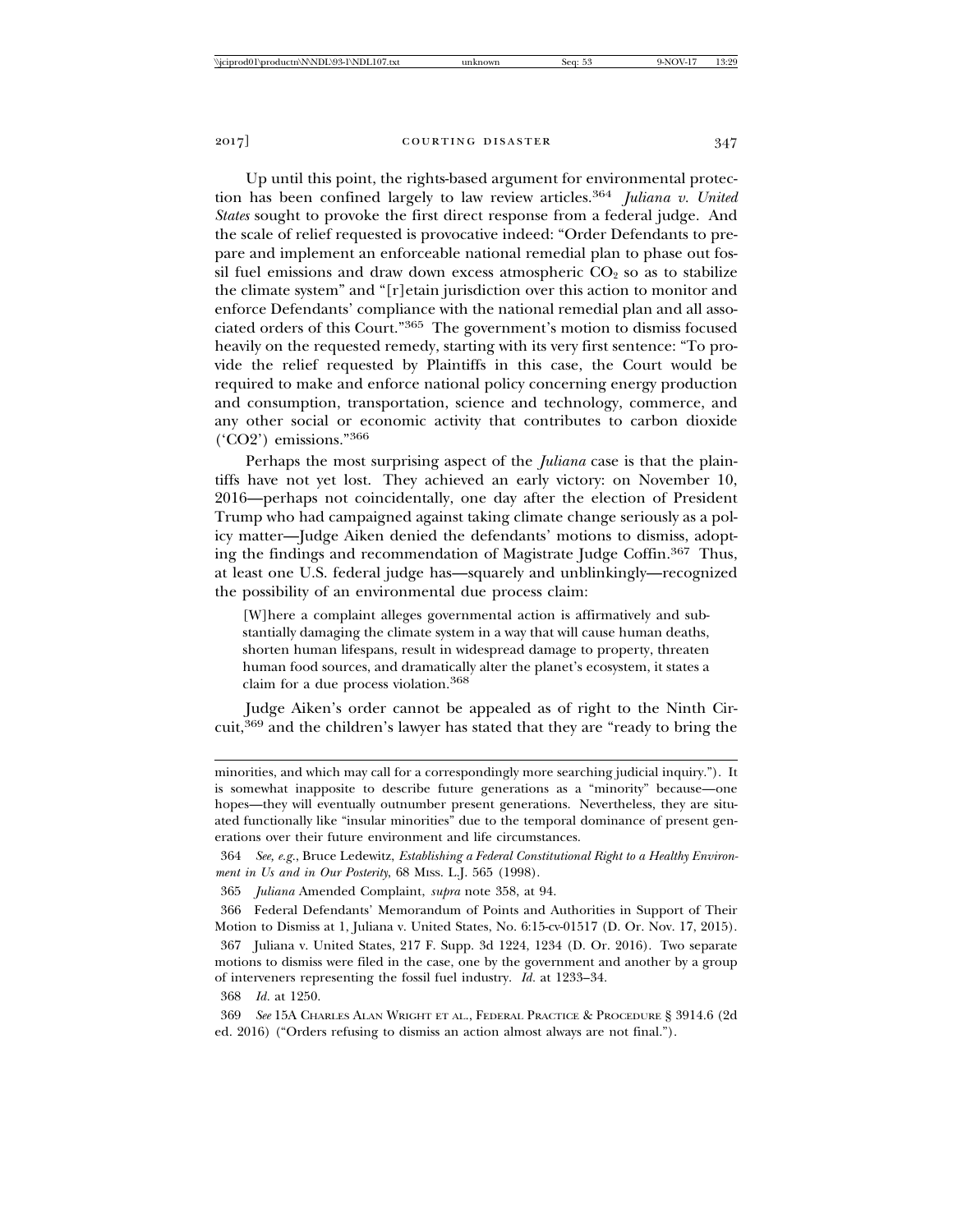Up until this point, the rights-based argument for environmental protection has been confined largely to law review articles.[364] *Juliana v. United States* sought to provoke the first direct response from a federal judge. And the scale of relief requested is provocative indeed: "Order Defendants to prepare and implement an enforceable national remedial plan to phase out fossil fuel emissions and draw down excess atmospheric $CO_2$ so as to stabilize the climate system" and "[r]etain jurisdiction over this action to monitor and enforce Defendants' compliance with the national remedial plan and all associated orders of this Court."[365] The government's motion to dismiss focused heavily on the requested remedy, starting with its very first sentence: "To provide the relief requested by Plaintiffs in this case, the Court would be required to make and enforce national policy concerning energy production and consumption, transportation, science and technology, commerce, and any other social or economic activity that contributes to carbon dioxide ('CO2') emissions."[366]

Perhaps the most surprising aspect of the *Juliana* case is that the plaintiffs have not yet lost. They achieved an early victory: on November 10, 2016—perhaps not coincidentally, one day after the election of President Trump who had campaigned against taking climate change seriously as a policy matter—Judge Aiken denied the defendants' motions to dismiss, adopting the findings and recommendation of Magistrate Judge Coffin.[367] Thus, at least one U.S. federal judge has—squarely and unblinkingly—recognized the possibility of an environmental due process claim:

> [W]here a complaint alleges governmental action is affirmatively and substantially damaging the climate system in a way that will cause human deaths, shorten human lifespans, result in widespread damage to property, threaten human food sources, and dramatically alter the planet's ecosystem, it states a claim for a due process violation.[368]

Judge Aiken's order cannot be appealed as of right to the Ninth Circuit,[369] and the children's lawyer has stated that they are "ready to bring the

---

minorities, and which may call for a correspondingly more searching judicial inquiry."). It is somewhat inapposite to describe future generations as a "minority" because—one hopes—they will eventually outnumber present generations. Nevertheless, they are situated functionally like "insular minorities" due to the temporal dominance of present generations over their future environment and life circumstances.

364 *See, e.g.*, Bruce Ledewitz, *Establishing a Federal Constitutional Right to a Healthy Environment in Us and in Our Posterity*, 68 MISS. L.J. 565 (1998).

365 *Juliana* Amended Complaint, *supra* note 358, at 94.

366 Federal Defendants' Memorandum of Points and Authorities in Support of Their Motion to Dismiss at 1, Juliana v. United States, No. 6:15-cv-01517 (D. Or. Nov. 17, 2015).

367 Juliana v. United States, 217 F. Supp. 3d 1224, 1234 (D. Or. 2016). Two separate motions to dismiss were filed in the case, one by the government and another by a group of interveners representing the fossil fuel industry. *Id.* at 1233–34.

368 *Id.* at 1250.

369 *See* 15A CHARLES ALAN WRIGHT ET AL., FEDERAL PRACTICE & PROCEDURE § 3914.6 (2d ed. 2016) ("Orders refusing to dismiss an action almost always are not final.").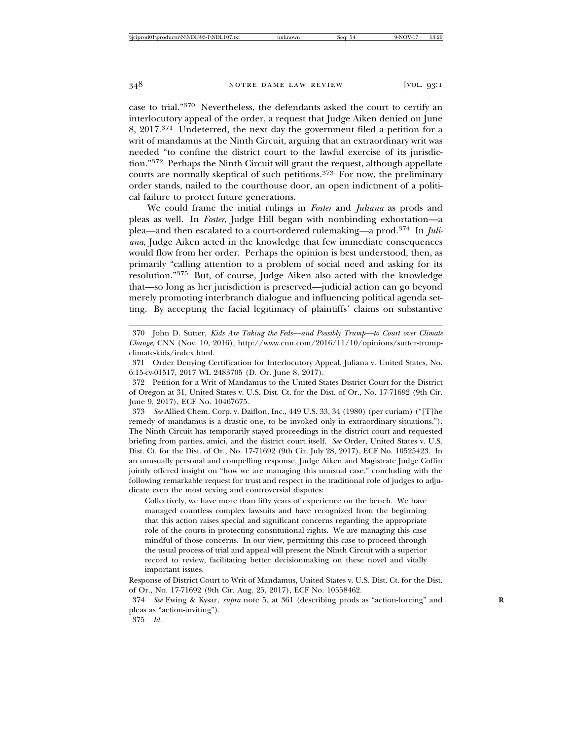case to trial."[370] Nevertheless, the defendants asked the court to certify an interlocutory appeal of the order, a request that Judge Aiken denied on June 8, 2017.[371] Undeterred, the next day the government filed a petition for a writ of mandamus at the Ninth Circuit, arguing that an extraordinary writ was needed "to confine the district court to the lawful exercise of its jurisdiction."[372] Perhaps the Ninth Circuit will grant the request, although appellate courts are normally skeptical of such petitions.[373] For now, the preliminary order stands, nailed to the courthouse door, an open indictment of a political failure to protect future generations.

We could frame the initial rulings in *Foster* and *Juliana* as prods and pleas as well. In *Foster*, Judge Hill began with nonbinding exhortation—a plea—and then escalated to a court-ordered rulemaking—a prod.[374] In *Juliana*, Judge Aiken acted in the knowledge that few immediate consequences would flow from her order. Perhaps the opinion is best understood, then, as primarily "calling attention to a problem of social need and asking for its resolution."[375] But, of course, Judge Aiken also acted with the knowledge that—so long as her jurisdiction is preserved—judicial action can go beyond merely promoting interbranch dialogue and influencing political agenda setting. By accepting the facial legitimacy of plaintiffs' claims on substantive

---

370 John D. Sutter, *Kids Are Taking the Feds—and Possibly Trump—to Court over Climate Change*, CNN (Nov. 10, 2016), http://www.cnn.com/2016/11/10/opinions/sutter-trump-climate-kids/index.html.

371 Order Denying Certification for Interlocutory Appeal, Juliana v. United States, No. 6:15-cv-01517, 2017 WL 2483705 (D. Or. June 8, 2017).

372 Petition for a Writ of Mandamus to the United States District Court for the District of Oregon at 31, United States v. U.S. Dist. Ct. for the Dist. of Or., No. 17-71692 (9th Cir. June 9, 2017), ECF No. 10467675.

373 *See* Allied Chem. Corp. v. Daiflon, Inc., 449 U.S. 33, 34 (1980) (per curiam) ("[T]he remedy of mandamus is a drastic one, to be invoked only in extraordinary situations."). The Ninth Circuit has temporarily stayed proceedings in the district court and requested briefing from parties, amici, and the district court itself. *See* Order, United States v. U.S. Dist. Ct. for the Dist. of Or., No. 17-71692 (9th Cir. July 28, 2017), ECF No. 10525423. In an unusually personal and compelling response, Judge Aiken and Magistrate Judge Coffin jointly offered insight on "how we are managing this unusual case," concluding with the following remarkable request for trust and respect in the traditional role of judges to adjudicate even the most vexing and controversial disputes:

> Collectively, we have more than fifty years of experience on the bench. We have managed countless complex lawsuits and have recognized from the beginning that this action raises special and significant concerns regarding the appropriate role of the courts in protecting constitutional rights. We are managing this case mindful of those concerns. In our view, permitting this case to proceed through the usual process of trial and appeal will present the Ninth Circuit with a superior record to review, facilitating better decisionmaking on these novel and vitally important issues.

Response of District Court to Writ of Mandamus, United States v. U.S. Dist. Ct. for the Dist. of Or., No. 17-71692 (9th Cir. Aug. 25, 2017), ECF No. 10558462.

374 *See* Ewing & Kysar, *supra* note 5, at 361 (describing prods as "action-forcing" and pleas as "action-inviting").

375 *Id.*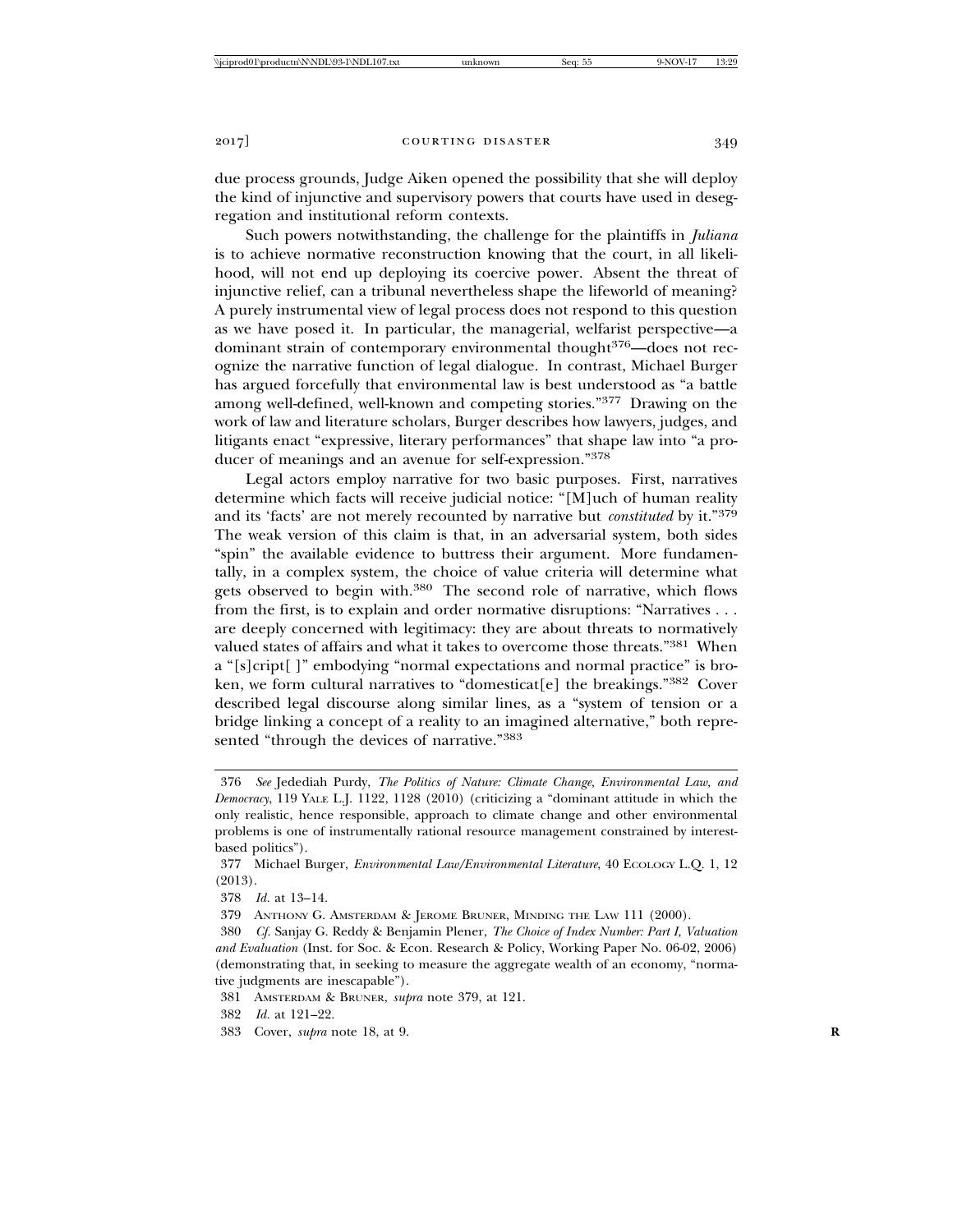due process grounds, Judge Aiken opened the possibility that she will deploy the kind of injunctive and supervisory powers that courts have used in desegregation and institutional reform contexts.

Such powers notwithstanding, the challenge for the plaintiffs in *Juliana* is to achieve normative reconstruction knowing that the court, in all likelihood, will not end up deploying its coercive power. Absent the threat of injunctive relief, can a tribunal nevertheless shape the lifeworld of meaning? A purely instrumental view of legal process does not respond to this question as we have posed it. In particular, the managerial, welfarist perspective—a dominant strain of contemporary environmental thought[376]—does not recognize the narrative function of legal dialogue. In contrast, Michael Burger has argued forcefully that environmental law is best understood as "a battle among well-defined, well-known and competing stories."[377] Drawing on the work of law and literature scholars, Burger describes how lawyers, judges, and litigants enact "expressive, literary performances" that shape law into "a producer of meanings and an avenue for self-expression."[378]

Legal actors employ narrative for two basic purposes. First, narratives determine which facts will receive judicial notice: "[M]uch of human reality and its 'facts' are not merely recounted by narrative but *constituted* by it."[379] The weak version of this claim is that, in an adversarial system, both sides "spin" the available evidence to buttress their argument. More fundamentally, in a complex system, the choice of value criteria will determine what gets observed to begin with.[380] The second role of narrative, which flows from the first, is to explain and order normative disruptions: "Narratives . . . are deeply concerned with legitimacy: they are about threats to normatively valued states of affairs and what it takes to overcome those threats."[381] When a "[s]cript[ ]" embodying "normal expectations and normal practice" is broken, we form cultural narratives to "domesticat[e] the breakings."[382] Cover described legal discourse along similar lines, as a "system of tension or a bridge linking a concept of a reality to an imagined alternative," both represented "through the devices of narrative."[383]

---

376 *See* Jedediah Purdy, *The Politics of Nature: Climate Change, Environmental Law, and Democracy*, 119 YALE L.J. 1122, 1128 (2010) (criticizing a "dominant attitude in which the only realistic, hence responsible, approach to climate change and other environmental problems is one of instrumentally rational resource management constrained by interest-based politics").

377 Michael Burger, *Environmental Law/Environmental Literature*, 40 ECOLOGY L.Q. 1, 12 (2013).

378 *Id.* at 13–14.

379 ANTHONY G. AMSTERDAM & JEROME BRUNER, MINDING THE LAW 111 (2000).

380 *Cf.* Sanjay G. Reddy & Benjamin Plener, *The Choice of Index Number: Part I, Valuation and Evaluation* (Inst. for Soc. & Econ. Research & Policy, Working Paper No. 06-02, 2006) (demonstrating that, in seeking to measure the aggregate wealth of an economy, "normative judgments are inescapable").

381 AMSTERDAM & BRUNER, *supra* note 379, at 121.

382 *Id.* at 121–22.

383 Cover, *supra* note 18, at 9.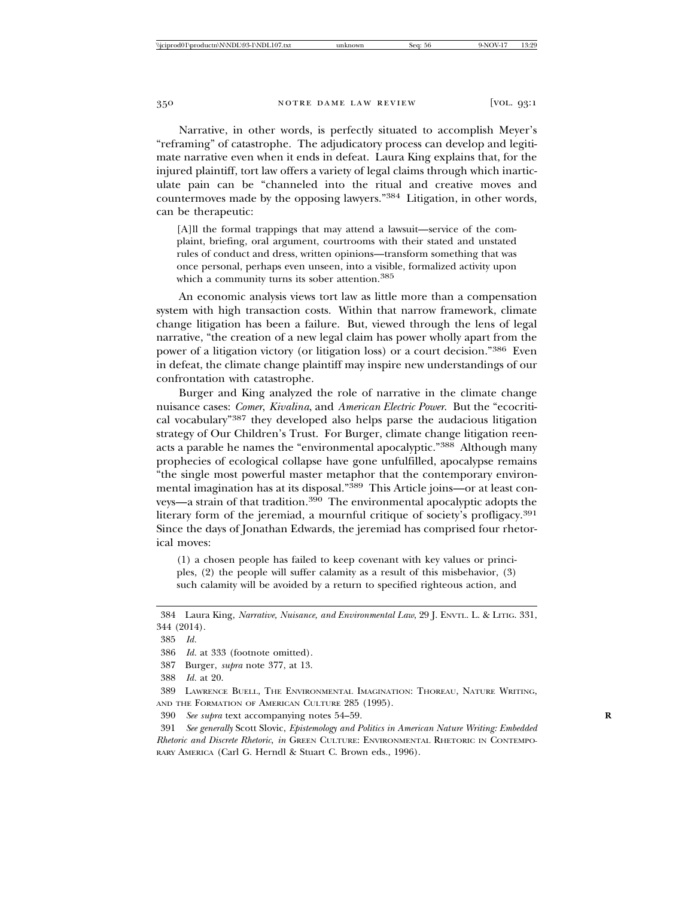Narrative, in other words, is perfectly situated to accomplish Meyer's "reframing" of catastrophe. The adjudicatory process can develop and legitimate narrative even when it ends in defeat. Laura King explains that, for the injured plaintiff, tort law offers a variety of legal claims through which inarticulate pain can be "channeled into the ritual and creative moves and countermoves made by the opposing lawyers."[384] Litigation, in other words, can be therapeutic:

> [A]ll the formal trappings that may attend a lawsuit—service of the complaint, briefing, oral argument, courtrooms with their stated and unstated rules of conduct and dress, written opinions—transform something that was once personal, perhaps even unseen, into a visible, formalized activity upon which a community turns its sober attention.[385]

An economic analysis views tort law as little more than a compensation system with high transaction costs. Within that narrow framework, climate change litigation has been a failure. But, viewed through the lens of legal narrative, "the creation of a new legal claim has power wholly apart from the power of a litigation victory (or litigation loss) or a court decision."[386] Even in defeat, the climate change plaintiff may inspire new understandings of our confrontation with catastrophe.

Burger and King analyzed the role of narrative in the climate change nuisance cases: *Comer*, *Kivalina*, and *American Electric Power*. But the "ecocritical vocabulary"[387] they developed also helps parse the audacious litigation strategy of Our Children's Trust. For Burger, climate change litigation reenacts a parable he names the "environmental apocalyptic."[388] Although many prophecies of ecological collapse have gone unfulfilled, apocalypse remains "the single most powerful master metaphor that the contemporary environmental imagination has at its disposal."[389] This Article joins—or at least conveys—a strain of that tradition.[390] The environmental apocalyptic adopts the literary form of the jeremiad, a mournful critique of society's profligacy.[391] Since the days of Jonathan Edwards, the jeremiad has comprised four rhetorical moves:

> (1) a chosen people has failed to keep covenant with key values or principles, (2) the people will suffer calamity as a result of this misbehavior, (3) such calamity will be avoided by a return to specified righteous action, and

---

384 Laura King, *Narrative, Nuisance, and Environmental Law*, 29 J. ENVTL. L. & LITIG. 331, 344 (2014).

385 *Id.*

386 *Id.* at 333 (footnote omitted).

387 Burger, *supra* note 377, at 13.

388 *Id.* at 20.

389 LAWRENCE BUELL, THE ENVIRONMENTAL IMAGINATION: THOREAU, NATURE WRITING, AND THE FORMATION OF AMERICAN CULTURE 285 (1995).

390 *See supra* text accompanying notes 54–59.

391 *See generally* Scott Slovic, *Epistemology and Politics in American Nature Writing: Embedded Rhetoric and Discrete Rhetoric*, *in* GREEN CULTURE: ENVIRONMENTAL RHETORIC IN CONTEMPORARY AMERICA (Carl G. Herndl & Stuart C. Brown eds., 1996).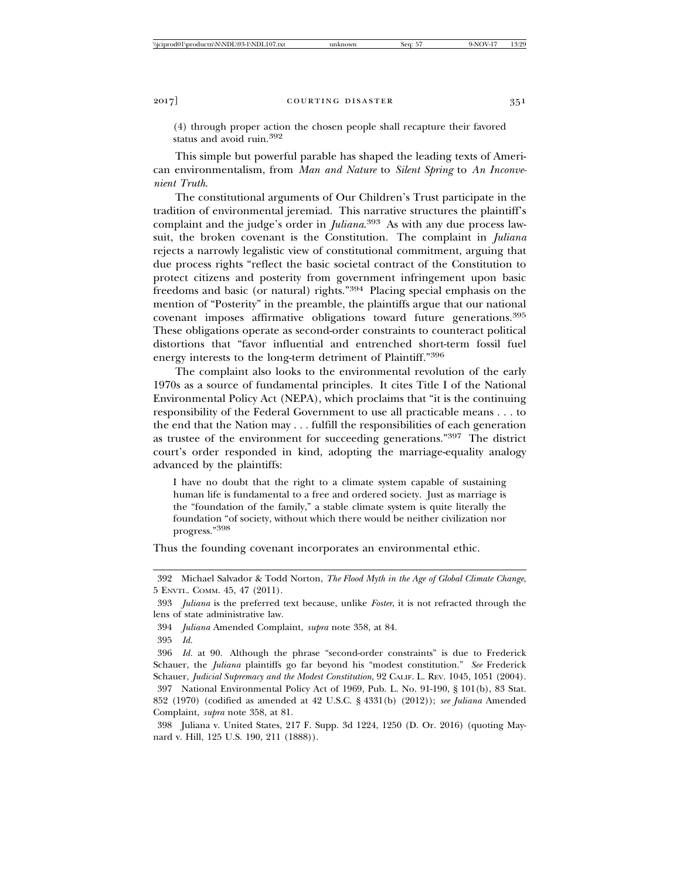(4) through proper action the chosen people shall recapture their favored status and avoid ruin.[392]

This simple but powerful parable has shaped the leading texts of American environmentalism, from *Man and Nature* to *Silent Spring* to *An Inconvenient Truth*.

The constitutional arguments of Our Children's Trust participate in the tradition of environmental jeremiad. This narrative structures the plaintiff's complaint and the judge's order in *Juliana*.[393] As with any due process lawsuit, the broken covenant is the Constitution. The complaint in *Juliana* rejects a narrowly legalistic view of constitutional commitment, arguing that due process rights "reflect the basic societal contract of the Constitution to protect citizens and posterity from government infringement upon basic freedoms and basic (or natural) rights."[394] Placing special emphasis on the mention of "Posterity" in the preamble, the plaintiffs argue that our national covenant imposes affirmative obligations toward future generations.[395] These obligations operate as second-order constraints to counteract political distortions that "favor influential and entrenched short-term fossil fuel energy interests to the long-term detriment of Plaintiff."[396]

The complaint also looks to the environmental revolution of the early 1970s as a source of fundamental principles. It cites Title I of the National Environmental Policy Act (NEPA), which proclaims that "it is the continuing responsibility of the Federal Government to use all practicable means . . . to the end that the Nation may . . . fulfill the responsibilities of each generation as trustee of the environment for succeeding generations."[397] The district court's order responded in kind, adopting the marriage-equality analogy advanced by the plaintiffs:

> I have no doubt that the right to a climate system capable of sustaining human life is fundamental to a free and ordered society. Just as marriage is the "foundation of the family," a stable climate system is quite literally the foundation "of society, without which there would be neither civilization nor progress."[398]

Thus the founding covenant incorporates an environmental ethic.

---

392 Michael Salvador & Todd Norton, *The Flood Myth in the Age of Global Climate Change*, 5 ENVTL. COMM. 45, 47 (2011).

393 *Juliana* is the preferred text because, unlike *Foster*, it is not refracted through the lens of state administrative law.

394 *Juliana* Amended Complaint, *supra* note 358, at 84.

395 *Id.*

396 *Id.* at 90. Although the phrase "second-order constraints" is due to Frederick Schauer, the *Juliana* plaintiffs go far beyond his "modest constitution." *See* Frederick Schauer, *Judicial Supremacy and the Modest Constitution*, 92 CALIF. L. REV. 1045, 1051 (2004).

397 National Environmental Policy Act of 1969, Pub. L. No. 91-190, § 101(b), 83 Stat. 852 (1970) (codified as amended at 42 U.S.C. § 4331(b) (2012)); *see Juliana* Amended Complaint, *supra* note 358, at 81.

398 Juliana v. United States, 217 F. Supp. 3d 1224, 1250 (D. Or. 2016) (quoting Maynard v. Hill, 125 U.S. 190, 211 (1888)).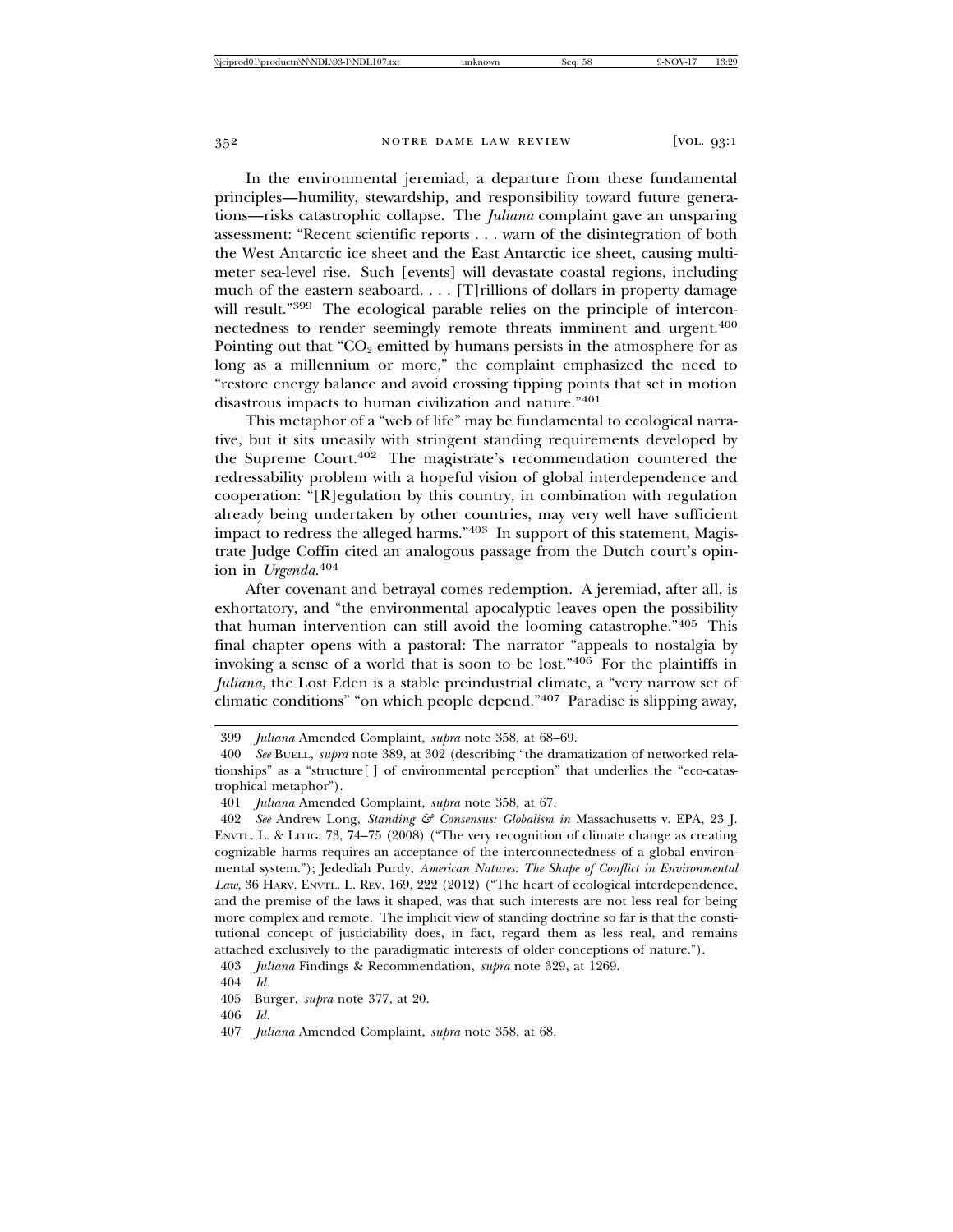In the environmental jeremiad, a departure from these fundamental principles—humility, stewardship, and responsibility toward future generations—risks catastrophic collapse. The *Juliana* complaint gave an unsparing assessment: "Recent scientific reports . . . warn of the disintegration of both the West Antarctic ice sheet and the East Antarctic ice sheet, causing multimeter sea-level rise. Such [events] will devastate coastal regions, including much of the eastern seaboard. . . . [T]rillions of dollars in property damage will result."[399] The ecological parable relies on the principle of interconnectedness to render seemingly remote threats imminent and urgent.[400] Pointing out that "$CO_2$ emitted by humans persists in the atmosphere for as long as a millennium or more," the complaint emphasized the need to "restore energy balance and avoid crossing tipping points that set in motion disastrous impacts to human civilization and nature."[401]

This metaphor of a "web of life" may be fundamental to ecological narrative, but it sits uneasily with stringent standing requirements developed by the Supreme Court.[402] The magistrate's recommendation countered the redressability problem with a hopeful vision of global interdependence and cooperation: "[R]egulation by this country, in combination with regulation already being undertaken by other countries, may very well have sufficient impact to redress the alleged harms."[403] In support of this statement, Magistrate Judge Coffin cited an analogous passage from the Dutch court's opinion in *Urgenda*.[404]

After covenant and betrayal comes redemption. A jeremiad, after all, is exhortatory, and "the environmental apocalyptic leaves open the possibility that human intervention can still avoid the looming catastrophe."[405] This final chapter opens with a pastoral: The narrator "appeals to nostalgia by invoking a sense of a world that is soon to be lost."[406] For the plaintiffs in *Juliana*, the Lost Eden is a stable preindustrial climate, a "very narrow set of climatic conditions" "on which people depend."[407] Paradise is slipping away,

---

399 *Juliana* Amended Complaint, *supra* note 358, at 68–69.

400 *See* BUELL, *supra* note 389, at 302 (describing "the dramatization of networked relationships" as a "structure[ ] of environmental perception" that underlies the "eco-catastrophical metaphor").

401 *Juliana* Amended Complaint, *supra* note 358, at 67.

402 *See* Andrew Long, *Standing & Consensus: Globalism in* Massachusetts v. EPA, 23 J. ENVTL. L. & LITIG. 73, 74–75 (2008) ("The very recognition of climate change as creating cognizable harms requires an acceptance of the interconnectedness of a global environmental system."); Jedediah Purdy, *American Natures: The Shape of Conflict in Environmental Law*, 36 HARV. ENVTL. L. REV. 169, 222 (2012) ("The heart of ecological interdependence, and the premise of the laws it shaped, was that such interests are not less real for being more complex and remote. The implicit view of standing doctrine so far is that the constitutional concept of justiciability does, in fact, regard them as less real, and remains attached exclusively to the paradigmatic interests of older conceptions of nature.").

403 *Juliana* Findings & Recommendation, *supra* note 329, at 1269.

404 *Id.*

405 Burger, *supra* note 377, at 20.

406 *Id.*

407 *Juliana* Amended Complaint, *supra* note 358, at 68.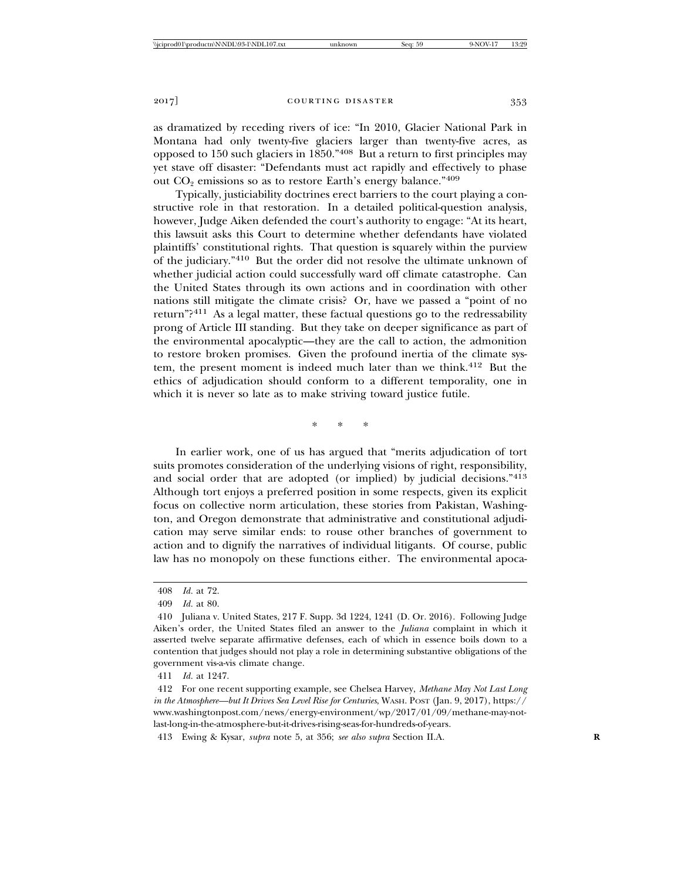as dramatized by receding rivers of ice: "In 2010, Glacier National Park in Montana had only twenty-five glaciers larger than twenty-five acres, as opposed to 150 such glaciers in 1850."[408] But a return to first principles may yet stave off disaster: "Defendants must act rapidly and effectively to phase out $CO_2$ emissions so as to restore Earth's energy balance."[409]

Typically, justiciability doctrines erect barriers to the court playing a constructive role in that restoration. In a detailed political-question analysis, however, Judge Aiken defended the court's authority to engage: "At its heart, this lawsuit asks this Court to determine whether defendants have violated plaintiffs' constitutional rights. That question is squarely within the purview of the judiciary."[410] But the order did not resolve the ultimate unknown of whether judicial action could successfully ward off climate catastrophe. Can the United States through its own actions and in coordination with other nations still mitigate the climate crisis? Or, have we passed a "point of no return"?[411] As a legal matter, these factual questions go to the redressability prong of Article III standing. But they take on deeper significance as part of the environmental apocalyptic—they are the call to action, the admonition to restore broken promises. Given the profound inertia of the climate system, the present moment is indeed much later than we think.[412] But the ethics of adjudication should conform to a different temporality, one in which it is never so late as to make striving toward justice futile.

\* \* \*

In earlier work, one of us has argued that "merits adjudication of tort suits promotes consideration of the underlying visions of right, responsibility, and social order that are adopted (or implied) by judicial decisions."[413] Although tort enjoys a preferred position in some respects, given its explicit focus on collective norm articulation, these stories from Pakistan, Washington, and Oregon demonstrate that administrative and constitutional adjudication may serve similar ends: to rouse other branches of government to action and to dignify the narratives of individual litigants. Of course, public law has no monopoly on these functions either. The environmental apoca-

---

408 *Id.* at 72.

409 *Id.* at 80.

410 Juliana v. United States, 217 F. Supp. 3d 1224, 1241 (D. Or. 2016). Following Judge Aiken's order, the United States filed an answer to the *Juliana* complaint in which it asserted twelve separate affirmative defenses, each of which in essence boils down to a contention that judges should not play a role in determining substantive obligations of the government vis-a-vis climate change.

411 *Id.* at 1247.

412 For one recent supporting example, see Chelsea Harvey, *Methane May Not Last Long in the Atmosphere—but It Drives Sea Level Rise for Centuries*, WASH. POST (Jan. 9, 2017), https://www.washingtonpost.com/news/energy-environment/wp/2017/01/09/methane-may-not-last-long-in-the-atmosphere-but-it-drives-rising-seas-for-hundreds-of-years.

413 Ewing & Kysar, *supra* note 5, at 356; *see also supra* Section II.A.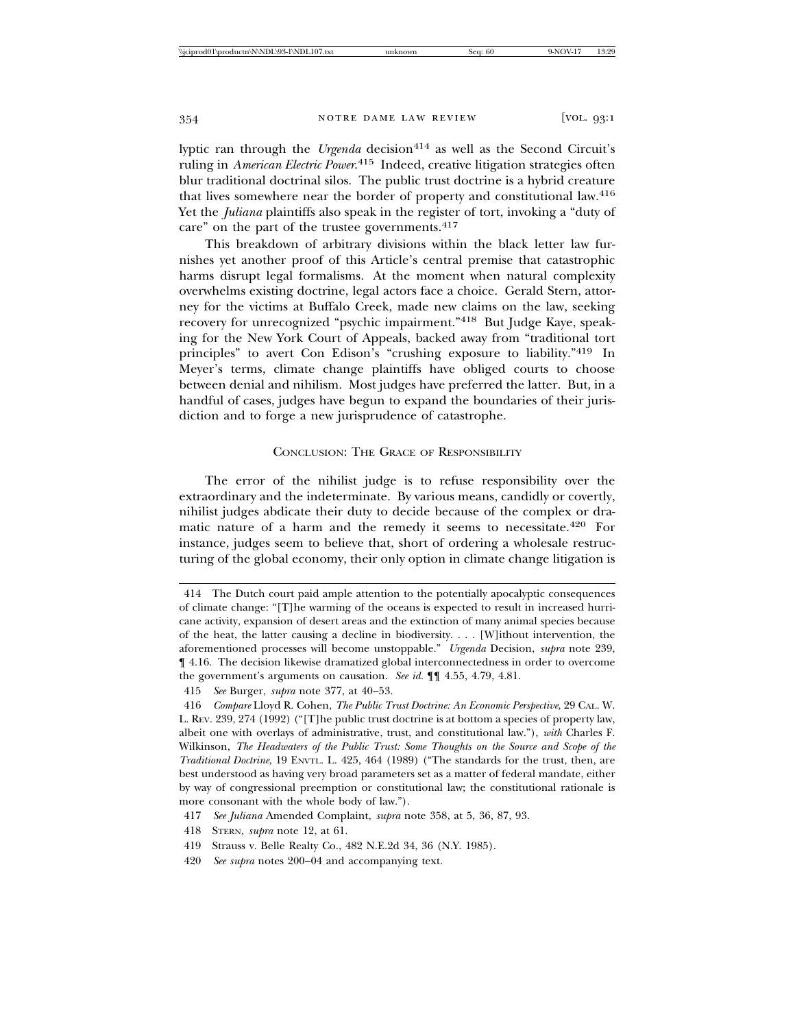lyptic ran through the *Urgenda* decision[414] as well as the Second Circuit's ruling in *American Electric Power*.[415] Indeed, creative litigation strategies often blur traditional doctrinal silos. The public trust doctrine is a hybrid creature that lives somewhere near the border of property and constitutional law.[416] Yet the *Juliana* plaintiffs also speak in the register of tort, invoking a "duty of care" on the part of the trustee governments.[417]

This breakdown of arbitrary divisions within the black letter law furnishes yet another proof of this Article's central premise that catastrophic harms disrupt legal formalisms. At the moment when natural complexity overwhelms existing doctrine, legal actors face a choice. Gerald Stern, attorney for the victims at Buffalo Creek, made new claims on the law, seeking recovery for unrecognized "psychic impairment."[418] But Judge Kaye, speaking for the New York Court of Appeals, backed away from "traditional tort principles" to avert Con Edison's "crushing exposure to liability."[419] In Meyer's terms, climate change plaintiffs have obliged courts to choose between denial and nihilism. Most judges have preferred the latter. But, in a handful of cases, judges have begun to expand the boundaries of their jurisdiction and to forge a new jurisprudence of catastrophe.

## Conclusion: The Grace of Responsibility

The error of the nihilist judge is to refuse responsibility over the extraordinary and the indeterminate. By various means, candidly or covertly, nihilist judges abdicate their duty to decide because of the complex or dramatic nature of a harm and the remedy it seems to necessitate.[420] For instance, judges seem to believe that, short of ordering a wholesale restructuring of the global economy, their only option in climate change litigation is

---

414 The Dutch court paid ample attention to the potentially apocalyptic consequences of climate change: "[T]he warming of the oceans is expected to result in increased hurricane activity, expansion of desert areas and the extinction of many animal species because of the heat, the latter causing a decline in biodiversity. . . . [W]ithout intervention, the aforementioned processes will become unstoppable." *Urgenda* Decision, *supra* note 239, ¶ 4.16. The decision likewise dramatized global interconnectedness in order to overcome the government's arguments on causation. *See id.* ¶¶ 4.55, 4.79, 4.81.

415 *See* Burger, *supra* note 377, at 40–53.

416 *Compare* Lloyd R. Cohen, *The Public Trust Doctrine: An Economic Perspective*, 29 CAL. W. L. REV. 239, 274 (1992) ("[T]he public trust doctrine is at bottom a species of property law, albeit one with overlays of administrative, trust, and constitutional law."), *with* Charles F. Wilkinson, *The Headwaters of the Public Trust: Some Thoughts on the Source and Scope of the Traditional Doctrine*, 19 ENVTL. L. 425, 464 (1989) ("The standards for the trust, then, are best understood as having very broad parameters set as a matter of federal mandate, either by way of congressional preemption or constitutional law; the constitutional rationale is more consonant with the whole body of law.").

417 *See Juliana* Amended Complaint, *supra* note 358, at 5, 36, 87, 93.

418 STERN, *supra* note 12, at 61.

419 Strauss v. Belle Realty Co., 482 N.E.2d 34, 36 (N.Y. 1985).

420 *See supra* notes 200–04 and accompanying text.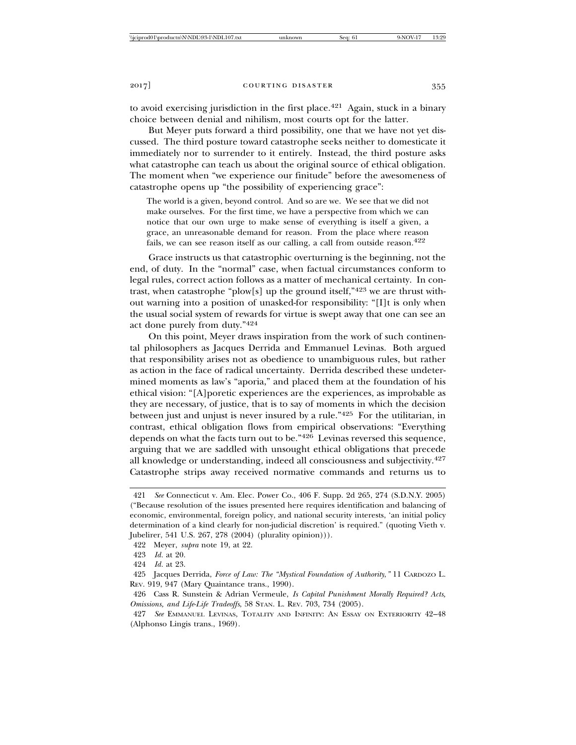to avoid exercising jurisdiction in the first place.[421] Again, stuck in a binary choice between denial and nihilism, most courts opt for the latter.

But Meyer puts forward a third possibility, one that we have not yet discussed. The third posture toward catastrophe seeks neither to domesticate it immediately nor to surrender to it entirely. Instead, the third posture asks what catastrophe can teach us about the original source of ethical obligation. The moment when "we experience our finitude" before the awesomeness of catastrophe opens up "the possibility of experiencing grace":

> The world is a given, beyond control. And so are we. We see that we did not make ourselves. For the first time, we have a perspective from which we can notice that our own urge to make sense of everything is itself a given, a grace, an unreasonable demand for reason. From the place where reason fails, we can see reason itself as our calling, a call from outside reason.[422]

Grace instructs us that catastrophic overturning is the beginning, not the end, of duty. In the "normal" case, when factual circumstances conform to legal rules, correct action follows as a matter of mechanical certainty. In contrast, when catastrophe "plow[s] up the ground itself,"[423] we are thrust without warning into a position of unasked-for responsibility: "[I]t is only when the usual social system of rewards for virtue is swept away that one can see an act done purely from duty."[424]

On this point, Meyer draws inspiration from the work of such continental philosophers as Jacques Derrida and Emmanuel Levinas. Both argued that responsibility arises not as obedience to unambiguous rules, but rather as action in the face of radical uncertainty. Derrida described these undetermined moments as law's "aporia," and placed them at the foundation of his ethical vision: "[A]poretic experiences are the experiences, as improbable as they are necessary, of justice, that is to say of moments in which the decision between just and unjust is never insured by a rule."[425] For the utilitarian, in contrast, ethical obligation flows from empirical observations: "Everything depends on what the facts turn out to be."[426] Levinas reversed this sequence, arguing that we are saddled with unsought ethical obligations that precede all knowledge or understanding, indeed all consciousness and subjectivity.[427] Catastrophe strips away received normative commands and returns us to

---

421 *See* Connecticut v. Am. Elec. Power Co., 406 F. Supp. 2d 265, 274 (S.D.N.Y. 2005) ("Because resolution of the issues presented here requires identification and balancing of economic, environmental, foreign policy, and national security interests, 'an initial policy determination of a kind clearly for non-judicial discretion' is required." (quoting Vieth v. Jubelirer, 541 U.S. 267, 278 (2004) (plurality opinion))).

422 Meyer, *supra* note 19, at 22.

423 *Id.* at 20.

424 *Id.* at 23.

425 Jacques Derrida, *Force of Law: The "Mystical Foundation of Authority*,*"* 11 CARDOZO L. REV. 919, 947 (Mary Quaintance trans., 1990).

426 Cass R. Sunstein & Adrian Vermeule, *Is Capital Punishment Morally Required? Acts, Omissions, and Life-Life Tradeoffs*, 58 STAN. L. REV. 703, 734 (2005).

427 *See* EMMANUEL LEVINAS, TOTALITY AND INFINITY: AN ESSAY ON EXTERIORITY 42–48 (Alphonso Lingis trans., 1969).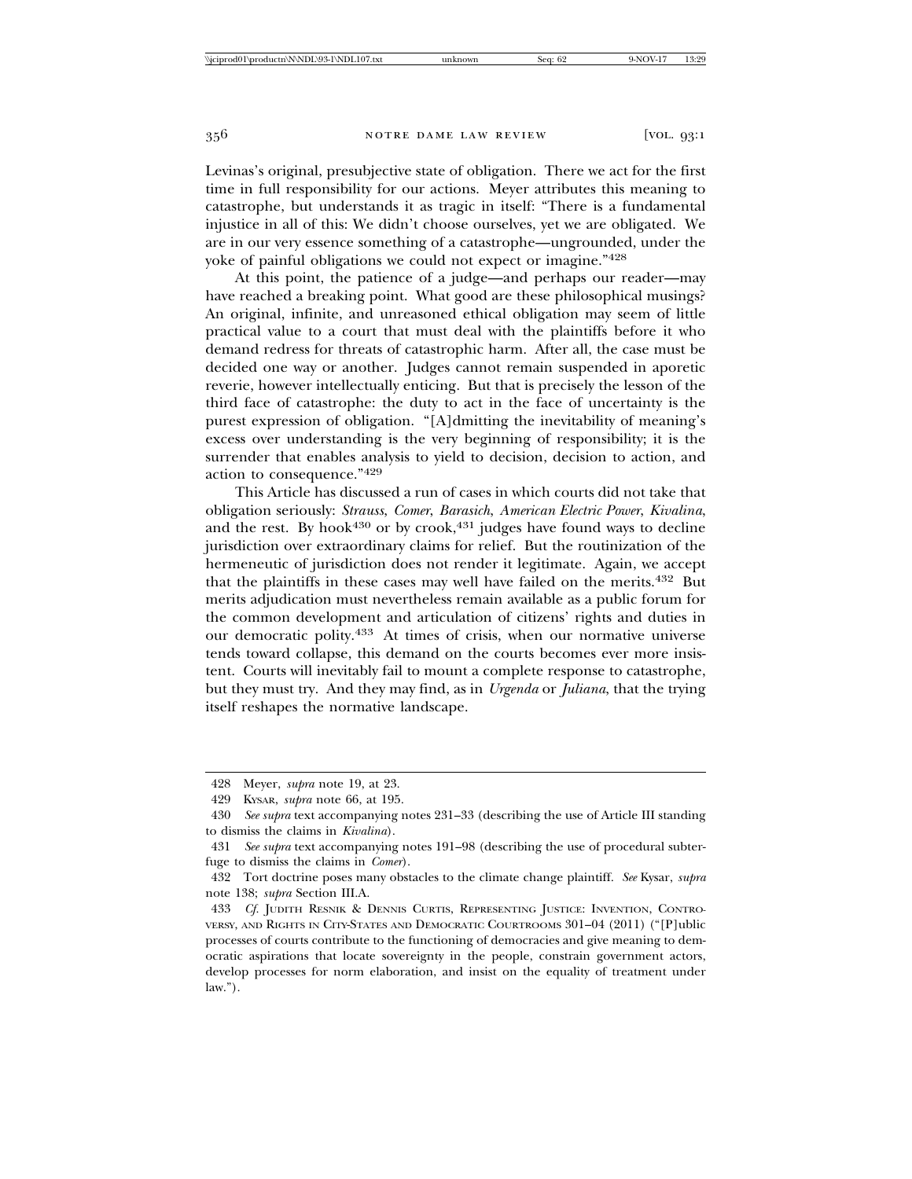Levinas's original, presubjective state of obligation. There we act for the first time in full responsibility for our actions. Meyer attributes this meaning to catastrophe, but understands it as tragic in itself: "There is a fundamental injustice in all of this: We didn't choose ourselves, yet we are obligated. We are in our very essence something of a catastrophe—ungrounded, under the yoke of painful obligations we could not expect or imagine."[428]

At this point, the patience of a judge—and perhaps our reader—may have reached a breaking point. What good are these philosophical musings? An original, infinite, and unreasoned ethical obligation may seem of little practical value to a court that must deal with the plaintiffs before it who demand redress for threats of catastrophic harm. After all, the case must be decided one way or another. Judges cannot remain suspended in aporetic reverie, however intellectually enticing. But that is precisely the lesson of the third face of catastrophe: the duty to act in the face of uncertainty is the purest expression of obligation. "[A]dmitting the inevitability of meaning's excess over understanding is the very beginning of responsibility; it is the surrender that enables analysis to yield to decision, decision to action, and action to consequence."[429]

This Article has discussed a run of cases in which courts did not take that obligation seriously: *Strauss*, *Comer*, *Barasich*, *American Electric Power*, *Kivalina*, and the rest. By hook[430] or by crook,[431] judges have found ways to decline jurisdiction over extraordinary claims for relief. But the routinization of the hermeneutic of jurisdiction does not render it legitimate. Again, we accept that the plaintiffs in these cases may well have failed on the merits.[432] But merits adjudication must nevertheless remain available as a public forum for the common development and articulation of citizens' rights and duties in our democratic polity.[433] At times of crisis, when our normative universe tends toward collapse, this demand on the courts becomes ever more insistent. Courts will inevitably fail to mount a complete response to catastrophe, but they must try. And they may find, as in *Urgenda* or *Juliana*, that the trying itself reshapes the normative landscape.

---

428 Meyer, *supra* note 19, at 23.

429 KYSAR, *supra* note 66, at 195.

430 *See supra* text accompanying notes 231–33 (describing the use of Article III standing to dismiss the claims in *Kivalina*).

431 *See supra* text accompanying notes 191–98 (describing the use of procedural subterfuge to dismiss the claims in *Comer*).

432 Tort doctrine poses many obstacles to the climate change plaintiff. *See* Kysar, *supra* note 138; *supra* Section III.A.

433 *Cf.* JUDITH RESNIK & DENNIS CURTIS, REPRESENTING JUSTICE: INVENTION, CONTROVERSY, AND RIGHTS IN CITY-STATES AND DEMOCRATIC COURTROOMS 301–04 (2011) ("[P]ublic processes of courts contribute to the functioning of democracies and give meaning to democratic aspirations that locate sovereignty in the people, constrain government actors, develop processes for norm elaboration, and insist on the equality of treatment under law.").